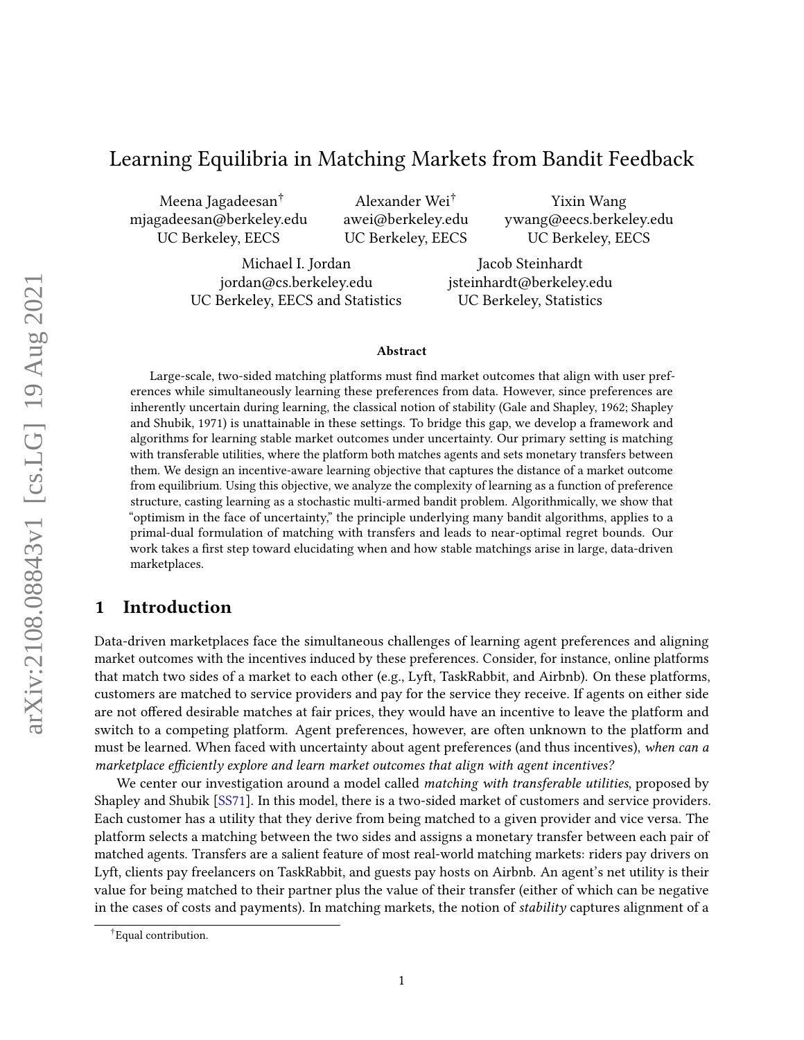# Learning Equilibria in Matching Markets from Bandit Feedback

Meena Jagadeesan[†]
mjagadeesan@berkeley.edu
UC Berkeley, EECS

Alexander Wei[†]
awei@berkeley.edu
UC Berkeley, EECS

Yixin Wang
ywang@eecs.berkeley.edu
UC Berkeley, EECS

Michael I. Jordan
jordan@cs.berkeley.edu
UC Berkeley, EECS and Statistics

Jacob Steinhardt
jsteinhardt@berkeley.edu
UC Berkeley, Statistics

**Abstract**

Large-scale, two-sided matching platforms must find market outcomes that align with user preferences while simultaneously learning these preferences from data. However, since preferences are inherently uncertain during learning, the classical notion of stability (Gale and Shapley, 1962; Shapley and Shubik, 1971) is unattainable in these settings. To bridge this gap, we develop a framework and algorithms for learning stable market outcomes under uncertainty. Our primary setting is matching with transferable utilities, where the platform both matches agents and sets monetary transfers between them. We design an incentive-aware learning objective that captures the distance of a market outcome from equilibrium. Using this objective, we analyze the complexity of learning as a function of preference structure, casting learning as a stochastic multi-armed bandit problem. Algorithmically, we show that "optimism in the face of uncertainty," the principle underlying many bandit algorithms, applies to a primal-dual formulation of matching with transfers and leads to near-optimal regret bounds. Our work takes a first step toward elucidating when and how stable matchings arise in large, data-driven marketplaces.

## 1 Introduction

Data-driven marketplaces face the simultaneous challenges of learning agent preferences and aligning market outcomes with the incentives induced by these preferences. Consider, for instance, online platforms that match two sides of a market to each other (e.g., Lyft, TaskRabbit, and Airbnb). On these platforms, customers are matched to service providers and pay for the service they receive. If agents on either side are not offered desirable matches at fair prices, they would have an incentive to leave the platform and switch to a competing platform. Agent preferences, however, are often unknown to the platform and must be learned. When faced with uncertainty about agent preferences (and thus incentives), *when can a marketplace efficiently explore and learn market outcomes that align with agent incentives?*

We center our investigation around a model called *matching with transferable utilities*, proposed by Shapley and Shubik [SS71]. In this model, there is a two-sided market of customers and service providers. Each customer has a utility that they derive from being matched to a given provider and vice versa. The platform selects a matching between the two sides and assigns a monetary transfer between each pair of matched agents. Transfers are a salient feature of most real-world matching markets: riders pay drivers on Lyft, clients pay freelancers on TaskRabbit, and guests pay hosts on Airbnb. An agent's net utility is their value for being matched to their partner plus the value of their transfer (either of which can be negative in the cases of costs and payments). In matching markets, the notion of *stability* captures alignment of a

[†]Equal contribution.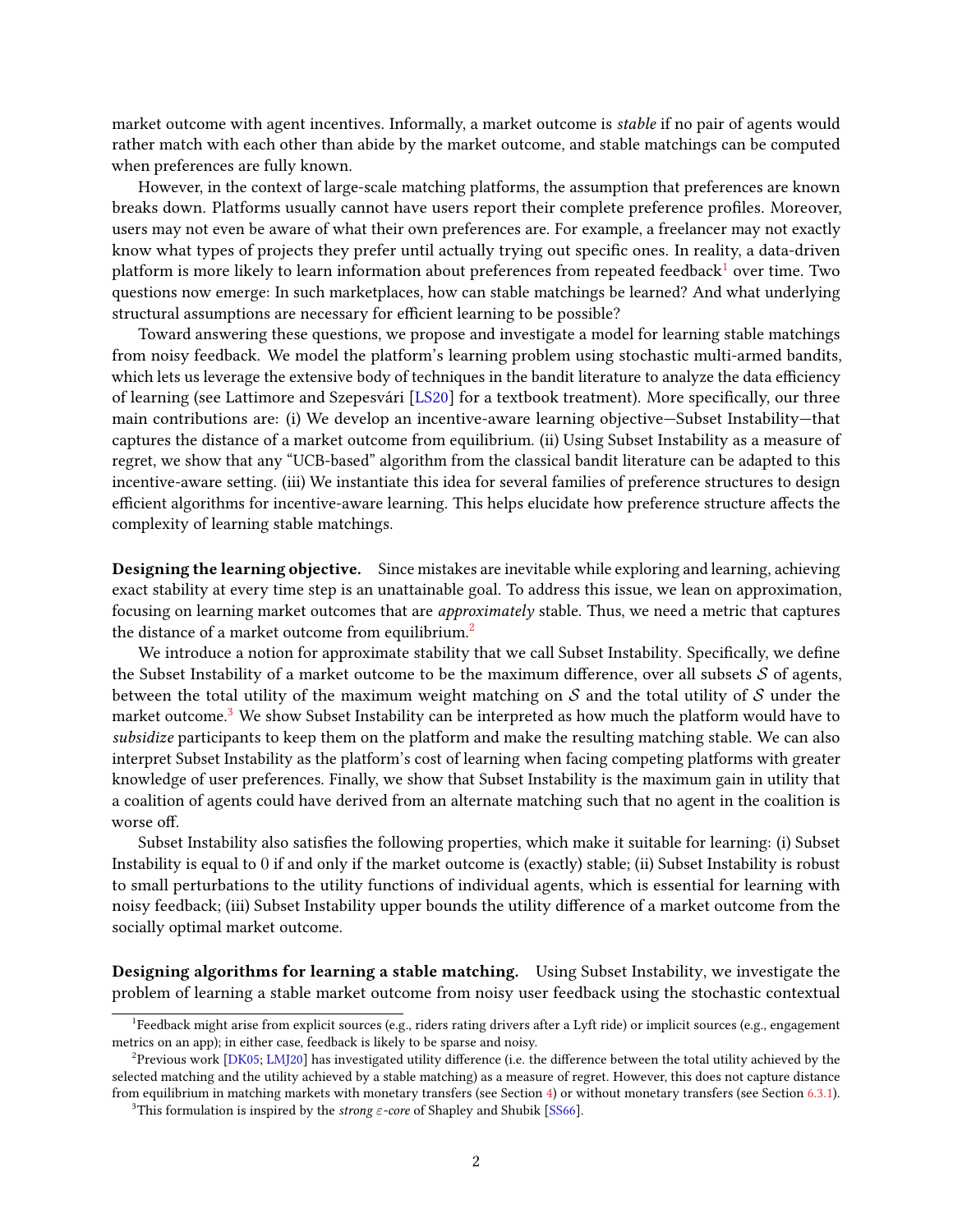market outcome with agent incentives. Informally, a market outcome is *stable* if no pair of agents would rather match with each other than abide by the market outcome, and stable matchings can be computed when preferences are fully known.

However, in the context of large-scale matching platforms, the assumption that preferences are known breaks down. Platforms usually cannot have users report their complete preference profiles. Moreover, users may not even be aware of what their own preferences are. For example, a freelancer may not exactly know what types of projects they prefer until actually trying out specific ones. In reality, a data-driven platform is more likely to learn information about preferences from repeated feedback[1] over time. Two questions now emerge: In such marketplaces, how can stable matchings be learned? And what underlying structural assumptions are necessary for efficient learning to be possible?

Toward answering these questions, we propose and investigate a model for learning stable matchings from noisy feedback. We model the platform's learning problem using stochastic multi-armed bandits, which lets us leverage the extensive body of techniques in the bandit literature to analyze the data efficiency of learning (see Lattimore and Szepesvári [LS20] for a textbook treatment). More specifically, our three main contributions are: (i) We develop an incentive-aware learning objective—Subset Instability—that captures the distance of a market outcome from equilibrium. (ii) Using Subset Instability as a measure of regret, we show that any "UCB-based" algorithm from the classical bandit literature can be adapted to this incentive-aware setting. (iii) We instantiate this idea for several families of preference structures to design efficient algorithms for incentive-aware learning. This helps elucidate how preference structure affects the complexity of learning stable matchings.

**Designing the learning objective.** Since mistakes are inevitable while exploring and learning, achieving exact stability at every time step is an unattainable goal. To address this issue, we lean on approximation, focusing on learning market outcomes that are *approximately* stable. Thus, we need a metric that captures the distance of a market outcome from equilibrium.[2]

We introduce a notion for approximate stability that we call Subset Instability. Specifically, we define the Subset Instability of a market outcome to be the maximum difference, over all subsets $\mathcal{S}$ of agents, between the total utility of the maximum weight matching on $\mathcal{S}$ and the total utility of $\mathcal{S}$ under the market outcome.[3] We show Subset Instability can be interpreted as how much the platform would have to *subsidize* participants to keep them on the platform and make the resulting matching stable. We can also interpret Subset Instability as the platform's cost of learning when facing competing platforms with greater knowledge of user preferences. Finally, we show that Subset Instability is the maximum gain in utility that a coalition of agents could have derived from an alternate matching such that no agent in the coalition is worse off.

Subset Instability also satisfies the following properties, which make it suitable for learning: (i) Subset Instability is equal to 0 if and only if the market outcome is (exactly) stable; (ii) Subset Instability is robust to small perturbations to the utility functions of individual agents, which is essential for learning with noisy feedback; (iii) Subset Instability upper bounds the utility difference of a market outcome from the socially optimal market outcome.

**Designing algorithms for learning a stable matching.** Using Subset Instability, we investigate the problem of learning a stable market outcome from noisy user feedback using the stochastic contextual

[1] Feedback might arise from explicit sources (e.g., riders rating drivers after a Lyft ride) or implicit sources (e.g., engagement metrics on an app); in either case, feedback is likely to be sparse and noisy.

[2] Previous work [DK05; LMJ20] has investigated utility difference (i.e. the difference between the total utility achieved by the selected matching and the utility achieved by a stable matching) as a measure of regret. However, this does not capture distance from equilibrium in matching markets with monetary transfers (see Section 4) or without monetary transfers (see Section 6.3.1).

[3] This formulation is inspired by the *strong $\varepsilon$-core* of Shapley and Shubik [SS66].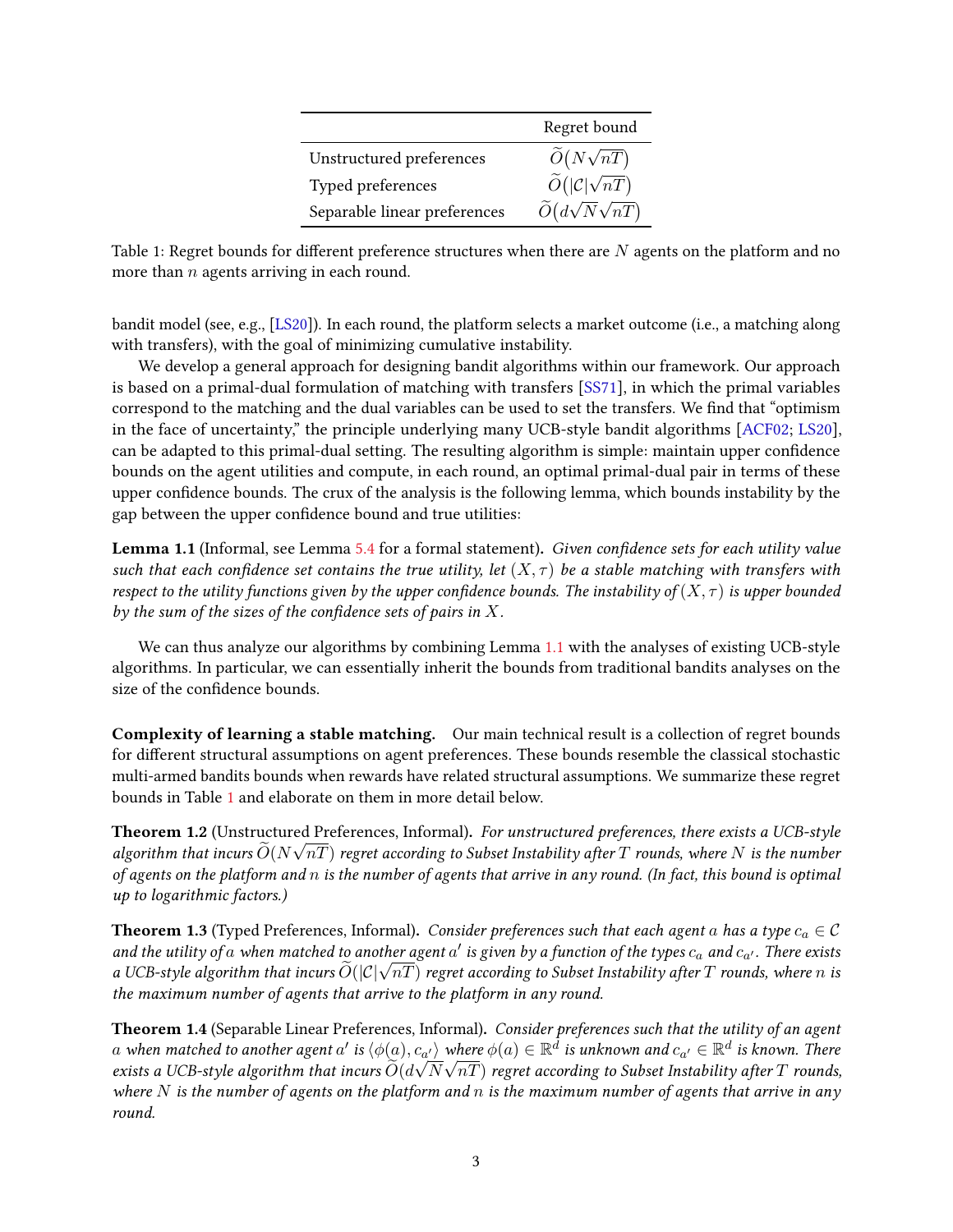|  | Regret bound |
|---|---|
| Unstructured preferences | $\widetilde{O}(N\sqrt{nT})$ |
| Typed preferences | $\widetilde{O}(\lvert\mathcal{C}\rvert\sqrt{nT})$ |
| Separable linear preferences | $\widetilde{O}(d\sqrt{N}\sqrt{nT})$ |

Table 1: Regret bounds for different preference structures when there are $N$ agents on the platform and no more than $n$ agents arriving in each round.

bandit model (see, e.g., [LS20]). In each round, the platform selects a market outcome (i.e., a matching along with transfers), with the goal of minimizing cumulative instability.

We develop a general approach for designing bandit algorithms within our framework. Our approach is based on a primal-dual formulation of matching with transfers [SS71], in which the primal variables correspond to the matching and the dual variables can be used to set the transfers. We find that "optimism in the face of uncertainty," the principle underlying many UCB-style bandit algorithms [ACF02; LS20], can be adapted to this primal-dual setting. The resulting algorithm is simple: maintain upper confidence bounds on the agent utilities and compute, in each round, an optimal primal-dual pair in terms of these upper confidence bounds. The crux of the analysis is the following lemma, which bounds instability by the gap between the upper confidence bound and true utilities:

**Lemma 1.1** (Informal, see Lemma 5.4 for a formal statement)**.** *Given confidence sets for each utility value such that each confidence set contains the true utility, let $(X, \tau)$ be a stable matching with transfers with respect to the utility functions given by the upper confidence bounds. The instability of $(X, \tau)$ is upper bounded by the sum of the sizes of the confidence sets of pairs in $X$.*

We can thus analyze our algorithms by combining Lemma 1.1 with the analyses of existing UCB-style algorithms. In particular, we can essentially inherit the bounds from traditional bandits analyses on the size of the confidence bounds.

**Complexity of learning a stable matching.** Our main technical result is a collection of regret bounds for different structural assumptions on agent preferences. These bounds resemble the classical stochastic multi-armed bandits bounds when rewards have related structural assumptions. We summarize these regret bounds in Table 1 and elaborate on them in more detail below.

**Theorem 1.2** (Unstructured Preferences, Informal)**.** *For unstructured preferences, there exists a UCB-style algorithm that incurs $\widetilde{O}(N\sqrt{nT})$ regret according to Subset Instability after $T$ rounds, where $N$ is the number of agents on the platform and $n$ is the number of agents that arrive in any round. (In fact, this bound is optimal up to logarithmic factors.)*

**Theorem 1.3** (Typed Preferences, Informal)**.** *Consider preferences such that each agent $a$ has a type $c_a \in \mathcal{C}$ and the utility of $a$ when matched to another agent $a'$ is given by a function of the types $c_a$ and $c_{a'}$. There exists a UCB-style algorithm that incurs $\widetilde{O}(\lvert\mathcal{C}\rvert\sqrt{nT})$ regret according to Subset Instability after $T$ rounds, where $n$ is the maximum number of agents that arrive to the platform in any round.*

**Theorem 1.4** (Separable Linear Preferences, Informal)**.** *Consider preferences such that the utility of an agent $a$ when matched to another agent $a'$ is $\langle \phi(a), c_{a'} \rangle$ where $\phi(a) \in \mathbb{R}^d$ is unknown and $c_{a'} \in \mathbb{R}^d$ is known. There exists a UCB-style algorithm that incurs $\widetilde{O}(d\sqrt{N}\sqrt{nT})$ regret according to Subset Instability after $T$ rounds, where $N$ is the number of agents on the platform and $n$ is the maximum number of agents that arrive in any round.*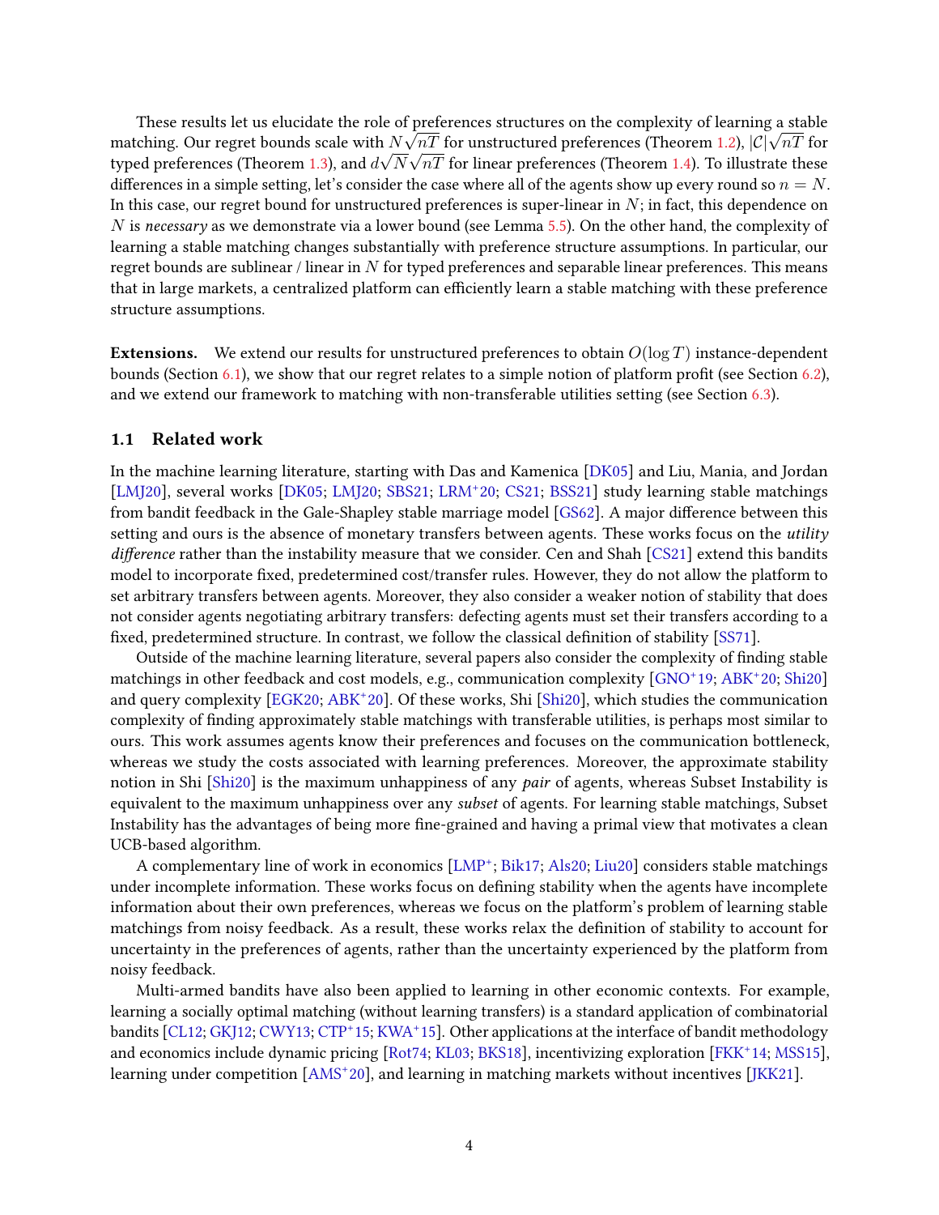These results let us elucidate the role of preferences structures on the complexity of learning a stable matching. Our regret bounds scale with $N\sqrt{nT}$ for unstructured preferences (Theorem 1.2), $|\mathcal{C}|\sqrt{nT}$ for typed preferences (Theorem 1.3), and $d\sqrt{N}\sqrt{nT}$ for linear preferences (Theorem 1.4). To illustrate these differences in a simple setting, let's consider the case where all of the agents show up every round so $n = N$. In this case, our regret bound for unstructured preferences is super-linear in $N$; in fact, this dependence on $N$ is *necessary* as we demonstrate via a lower bound (see Lemma 5.5). On the other hand, the complexity of learning a stable matching changes substantially with preference structure assumptions. In particular, our regret bounds are sublinear / linear in $N$ for typed preferences and separable linear preferences. This means that in large markets, a centralized platform can efficiently learn a stable matching with these preference structure assumptions.

**Extensions.** We extend our results for unstructured preferences to obtain $O(\log T)$ instance-dependent bounds (Section 6.1), we show that our regret relates to a simple notion of platform profit (see Section 6.2), and we extend our framework to matching with non-transferable utilities setting (see Section 6.3).

## 1.1 Related work

In the machine learning literature, starting with Das and Kamenica [DK05] and Liu, Mania, and Jordan [LMJ20], several works [DK05; LMJ20; SBS21; LRM+20; CS21; BSS21] study learning stable matchings from bandit feedback in the Gale-Shapley stable marriage model [GS62]. A major difference between this setting and ours is the absence of monetary transfers between agents. These works focus on the *utility difference* rather than the instability measure that we consider. Cen and Shah [CS21] extend this bandits model to incorporate fixed, predetermined cost/transfer rules. However, they do not allow the platform to set arbitrary transfers between agents. Moreover, they also consider a weaker notion of stability that does not consider agents negotiating arbitrary transfers: defecting agents must set their transfers according to a fixed, predetermined structure. In contrast, we follow the classical definition of stability [SS71].

Outside of the machine learning literature, several papers also consider the complexity of finding stable matchings in other feedback and cost models, e.g., communication complexity [GNO+19; ABK+20; Shi20] and query complexity [EGK20; ABK+20]. Of these works, Shi [Shi20], which studies the communication complexity of finding approximately stable matchings with transferable utilities, is perhaps most similar to ours. This work assumes agents know their preferences and focuses on the communication bottleneck, whereas we study the costs associated with learning preferences. Moreover, the approximate stability notion in Shi [Shi20] is the maximum unhappiness of any *pair* of agents, whereas Subset Instability is equivalent to the maximum unhappiness over any *subset* of agents. For learning stable matchings, Subset Instability has the advantages of being more fine-grained and having a primal view that motivates a clean UCB-based algorithm.

A complementary line of work in economics [LMP+; Bik17; Als20; Liu20] considers stable matchings under incomplete information. These works focus on defining stability when the agents have incomplete information about their own preferences, whereas we focus on the platform's problem of learning stable matchings from noisy feedback. As a result, these works relax the definition of stability to account for uncertainty in the preferences of agents, rather than the uncertainty experienced by the platform from noisy feedback.

Multi-armed bandits have also been applied to learning in other economic contexts. For example, learning a socially optimal matching (without learning transfers) is a standard application of combinatorial bandits [CL12; GKJ12; CWY13; CTP+15; KWA+15]. Other applications at the interface of bandit methodology and economics include dynamic pricing [Rot74; KL03; BKS18], incentivizing exploration [FKK+14; MSS15], learning under competition [AMS+20], and learning in matching markets without incentives [JKK21].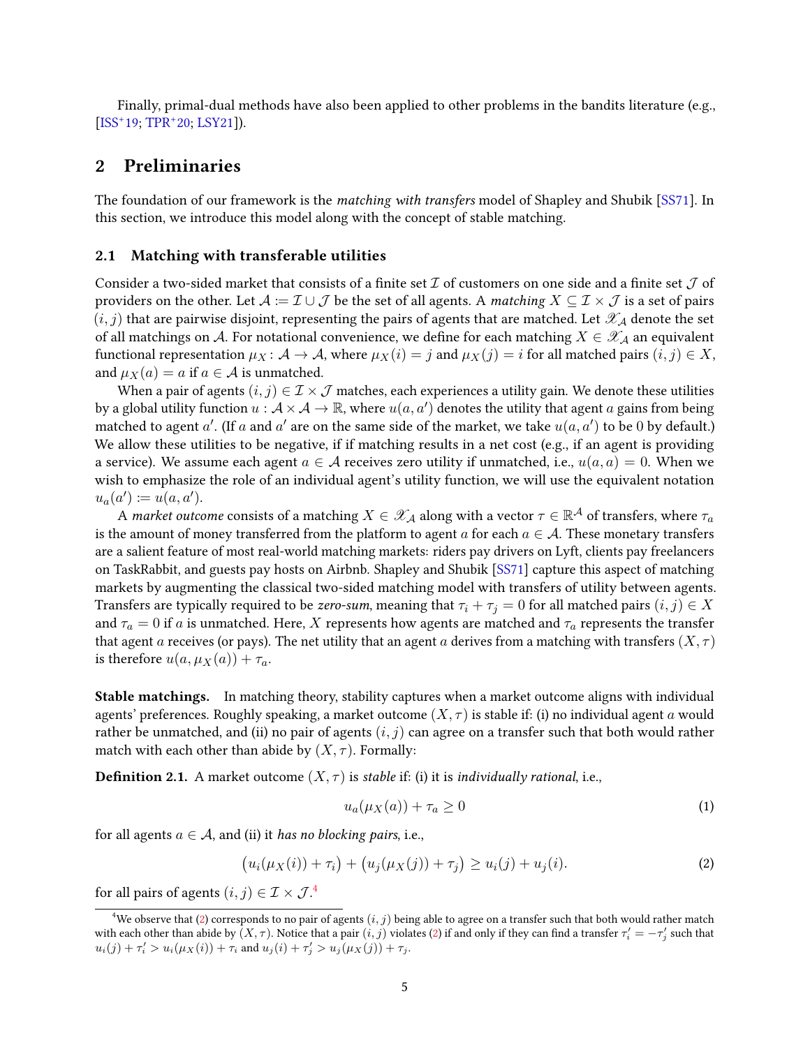Finally, primal-dual methods have also been applied to other problems in the bandits literature (e.g., [ISS+19; TPR+20; LSY21]).

## 2 Preliminaries

The foundation of our framework is the *matching with transfers* model of Shapley and Shubik [SS71]. In this section, we introduce this model along with the concept of stable matching.

### 2.1 Matching with transferable utilities

Consider a two-sided market that consists of a finite set $\mathcal{I}$ of customers on one side and a finite set $\mathcal{J}$ of providers on the other. Let $\mathcal{A} := \mathcal{I} \cup \mathcal{J}$ be the set of all agents. A *matching* $X \subseteq \mathcal{I} \times \mathcal{J}$ is a set of pairs $(i, j)$ that are pairwise disjoint, representing the pairs of agents that are matched. Let $\mathscr{X}_{\mathcal{A}}$ denote the set of all matchings on $\mathcal{A}$. For notational convenience, we define for each matching $X \in \mathscr{X}_{\mathcal{A}}$ an equivalent functional representation $\mu_X : \mathcal{A} \to \mathcal{A}$, where $\mu_X(i) = j$ and $\mu_X(j) = i$ for all matched pairs $(i, j) \in X$, and $\mu_X(a) = a$ if $a \in \mathcal{A}$ is unmatched.

When a pair of agents $(i, j) \in \mathcal{I} \times \mathcal{J}$ matches, each experiences a utility gain. We denote these utilities by a global utility function $u : \mathcal{A} \times \mathcal{A} \to \mathbb{R}$, where $u(a, a')$ denotes the utility that agent $a$ gains from being matched to agent $a'$. (If $a$ and $a'$ are on the same side of the market, we take $u(a, a')$ to be 0 by default.) We allow these utilities to be negative, if if matching results in a net cost (e.g., if an agent is providing a service). We assume each agent $a \in \mathcal{A}$ receives zero utility if unmatched, i.e., $u(a, a) = 0$. When we wish to emphasize the role of an individual agent's utility function, we will use the equivalent notation $u_a(a') := u(a, a')$.

A *market outcome* consists of a matching $X \in \mathscr{X}_{\mathcal{A}}$ along with a vector $\tau \in \mathbb{R}^{\mathcal{A}}$ of transfers, where $\tau_a$ is the amount of money transferred from the platform to agent $a$ for each $a \in \mathcal{A}$. These monetary transfers are a salient feature of most real-world matching markets: riders pay drivers on Lyft, clients pay freelancers on TaskRabbit, and guests pay hosts on Airbnb. Shapley and Shubik [SS71] capture this aspect of matching markets by augmenting the classical two-sided matching model with transfers of utility between agents. Transfers are typically required to be *zero-sum*, meaning that $\tau_i + \tau_j = 0$ for all matched pairs $(i, j) \in X$ and $\tau_a = 0$ if $a$ is unmatched. Here, $X$ represents how agents are matched and $\tau_a$ represents the transfer that agent $a$ receives (or pays). The net utility that an agent $a$ derives from a matching with transfers $(X, \tau)$ is therefore $u(a, \mu_X(a)) + \tau_a$.

**Stable matchings.** In matching theory, stability captures when a market outcome aligns with individual agents' preferences. Roughly speaking, a market outcome $(X, \tau)$ is stable if: (i) no individual agent $a$ would rather be unmatched, and (ii) no pair of agents $(i, j)$ can agree on a transfer such that both would rather match with each other than abide by $(X, \tau)$. Formally:

**Definition 2.1.** A market outcome $(X, \tau)$ is *stable* if: (i) it is *individually rational*, i.e.,

$$u_a(\mu_X(a)) + \tau_a \geq 0 \tag{1}$$

for all agents $a \in \mathcal{A}$, and (ii) it *has no blocking pairs*, i.e.,

$$\big(u_i(\mu_X(i)) + \tau_i\big) + \big(u_j(\mu_X(j)) + \tau_j\big) \geq u_i(j) + u_j(i). \tag{2}$$

for all pairs of agents $(i, j) \in \mathcal{I} \times \mathcal{J}$.[4]

[4] We observe that (2) corresponds to no pair of agents $(i, j)$ being able to agree on a transfer such that both would rather match with each other than abide by $(X, \tau)$. Notice that a pair $(i, j)$ violates (2) if and only if they can find a transfer $\tau'_i = -\tau'_j$ such that $u_i(j) + \tau'_i > u_i(\mu_X(i)) + \tau_i$ and $u_j(i) + \tau'_j > u_j(\mu_X(j)) + \tau_j$.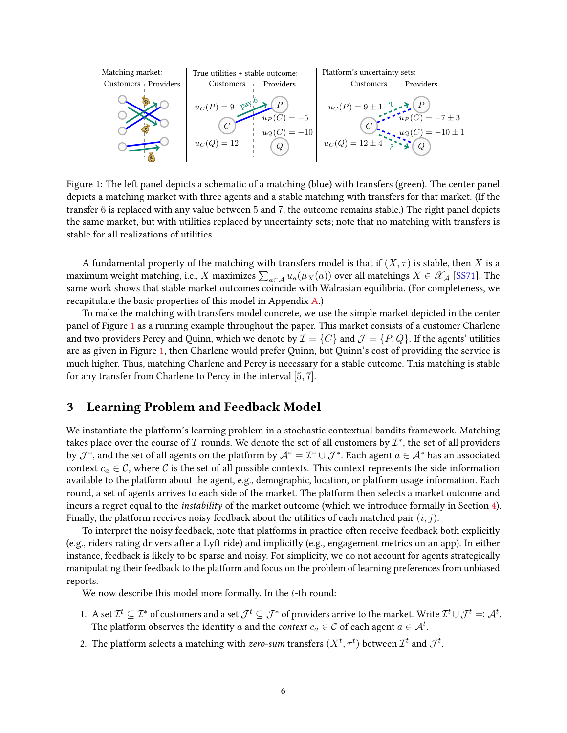Figure 1: The left panel depicts a schematic of a matching (blue) with transfers (green). The center panel depicts a matching market with three agents and a stable matching with transfers for that market. (If the transfer 6 is replaced with any value between 5 and 7, the outcome remains stable.) The right panel depicts the same market, but with utilities replaced by uncertainty sets; note that no matching with transfers is stable for all realizations of utilities.

A fundamental property of the matching with transfers model is that if $(X, \tau)$ is stable, then $X$ is a maximum weight matching, i.e., $X$ maximizes $\sum_{a \in \mathcal{A}} u_a(\mu_X(a))$ over all matchings $X \in \mathscr{X}_{\mathcal{A}}$ [SS71]. The same work shows that stable market outcomes coincide with Walrasian equilibria. (For completeness, we recapitulate the basic properties of this model in Appendix A.)

To make the matching with transfers model concrete, we use the simple market depicted in the center panel of Figure 1 as a running example throughout the paper. This market consists of a customer Charlene and two providers Percy and Quinn, which we denote by $\mathcal{I} = \{C\}$ and $\mathcal{J} = \{P, Q\}$. If the agents' utilities are as given in Figure 1, then Charlene would prefer Quinn, but Quinn's cost of providing the service is much higher. Thus, matching Charlene and Percy is necessary for a stable outcome. This matching is stable for any transfer from Charlene to Percy in the interval $[5, 7]$.

## 3 Learning Problem and Feedback Model

We instantiate the platform's learning problem in a stochastic contextual bandits framework. Matching takes place over the course of $T$ rounds. We denote the set of all customers by $\mathcal{I}^*$, the set of all providers by $\mathcal{J}^*$, and the set of all agents on the platform by $\mathcal{A}^* = \mathcal{I}^* \cup \mathcal{J}^*$. Each agent $a \in \mathcal{A}^*$ has an associated context $c_a \in \mathcal{C}$, where $\mathcal{C}$ is the set of all possible contexts. This context represents the side information available to the platform about the agent, e.g., demographic, location, or platform usage information. Each round, a set of agents arrives to each side of the market. The platform then selects a market outcome and incurs a regret equal to the *instability* of the market outcome (which we introduce formally in Section 4). Finally, the platform receives noisy feedback about the utilities of each matched pair $(i, j)$.

To interpret the noisy feedback, note that platforms in practice often receive feedback both explicitly (e.g., riders rating drivers after a Lyft ride) and implicitly (e.g., engagement metrics on an app). In either instance, feedback is likely to be sparse and noisy. For simplicity, we do not account for agents strategically manipulating their feedback to the platform and focus on the problem of learning preferences from unbiased reports.

We now describe this model more formally. In the $t$-th round:

1. A set $\mathcal{I}^t \subseteq \mathcal{I}^*$ of customers and a set $\mathcal{J}^t \subseteq \mathcal{J}^*$ of providers arrive to the market. Write $\mathcal{I}^t \cup \mathcal{J}^t =: \mathcal{A}^t$. The platform observes the identity $a$ and the *context* $c_a \in \mathcal{C}$ of each agent $a \in \mathcal{A}^t$.
2. The platform selects a matching with *zero-sum* transfers $(X^t, \tau^t)$ between $\mathcal{I}^t$ and $\mathcal{J}^t$.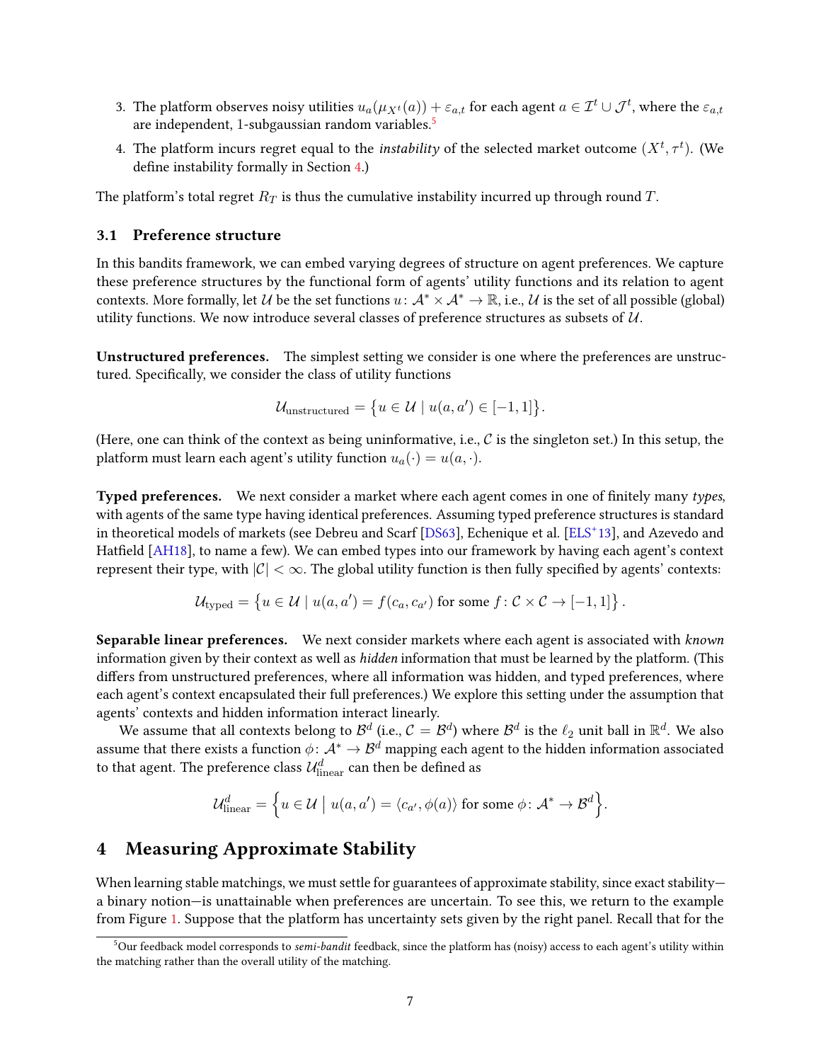3. The platform observes noisy utilities $u_a(\mu_{X^t}(a)) + \varepsilon_{a,t}$ for each agent $a \in \mathcal{I}^t \cup \mathcal{J}^t$, where the $\varepsilon_{a,t}$ are independent, 1-subgaussian random variables.[5]
4. The platform incurs regret equal to the *instability* of the selected market outcome $(X^t, \tau^t)$. (We define instability formally in Section 4.)

The platform's total regret $R_T$ is thus the cumulative instability incurred up through round $T$.

### 3.1 Preference structure

In this bandits framework, we can embed varying degrees of structure on agent preferences. We capture these preference structures by the functional form of agents' utility functions and its relation to agent contexts. More formally, let $\mathcal{U}$ be the set functions $u \colon \mathcal{A}^* \times \mathcal{A}^* \to \mathbb{R}$, i.e., $\mathcal{U}$ is the set of all possible (global) utility functions. We now introduce several classes of preference structures as subsets of $\mathcal{U}$.

**Unstructured preferences.** The simplest setting we consider is one where the preferences are unstructured. Specifically, we consider the class of utility functions

$$\mathcal{U}_{\text{unstructured}} = \{u \in \mathcal{U} \mid u(a, a') \in [-1, 1]\}.$$

(Here, one can think of the context as being uninformative, i.e., $\mathcal{C}$ is the singleton set.) In this setup, the platform must learn each agent's utility function $u_a(\cdot) = u(a, \cdot)$.

**Typed preferences.** We next consider a market where each agent comes in one of finitely many *types*, with agents of the same type having identical preferences. Assuming typed preference structures is standard in theoretical models of markets (see Debreu and Scarf [DS63], Echenique et al. [ELS+13], and Azevedo and Hatfield [AH18], to name a few). We can embed types into our framework by having each agent's context represent their type, with $|\mathcal{C}| < \infty$. The global utility function is then fully specified by agents' contexts:

$$\mathcal{U}_{\text{typed}} = \{u \in \mathcal{U} \mid u(a, a') = f(c_a, c_{a'}) \text{ for some } f : \mathcal{C} \times \mathcal{C} \to [-1, 1]\}.$$

**Separable linear preferences.** We next consider markets where each agent is associated with *known* information given by their context as well as *hidden* information that must be learned by the platform. (This differs from unstructured preferences, where all information was hidden, and typed preferences, where each agent's context encapsulated their full preferences.) We explore this setting under the assumption that agents' contexts and hidden information interact linearly.

We assume that all contexts belong to $\mathcal{B}^d$ (i.e., $\mathcal{C} = \mathcal{B}^d$) where $\mathcal{B}^d$ is the $\ell_2$ unit ball in $\mathbb{R}^d$. We also assume that there exists a function $\phi \colon \mathcal{A}^* \to \mathcal{B}^d$ mapping each agent to the hidden information associated to that agent. The preference class $\mathcal{U}^d_{\text{linear}}$ can then be defined as

$$\mathcal{U}^d_{\text{linear}} = \Big\{u \in \mathcal{U} \;\Big|\; u(a, a') = \langle c_{a'}, \phi(a) \rangle \text{ for some } \phi \colon \mathcal{A}^* \to \mathcal{B}^d\Big\}.$$

## 4 Measuring Approximate Stability

When learning stable matchings, we must settle for guarantees of approximate stability, since exact stability—a binary notion—is unattainable when preferences are uncertain. To see this, we return to the example from Figure 1. Suppose that the platform has uncertainty sets given by the right panel. Recall that for the

[5] Our feedback model corresponds to *semi-bandit* feedback, since the platform has (noisy) access to each agent's utility within the matching rather than the overall utility of the matching.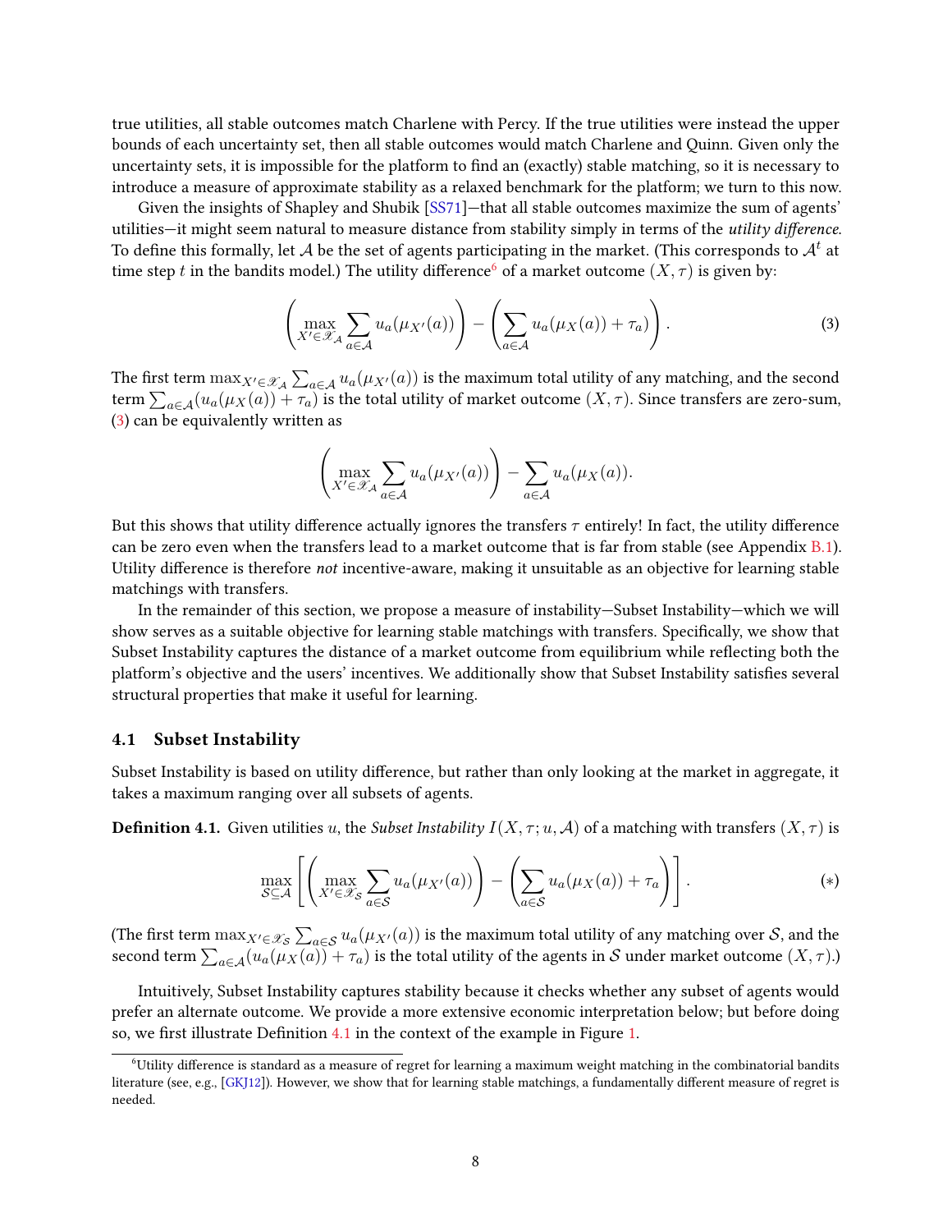true utilities, all stable outcomes match Charlene with Percy. If the true utilities were instead the upper bounds of each uncertainty set, then all stable outcomes would match Charlene and Quinn. Given only the uncertainty sets, it is impossible for the platform to find an (exactly) stable matching, so it is necessary to introduce a measure of approximate stability as a relaxed benchmark for the platform; we turn to this now.

Given the insights of Shapley and Shubik [SS71]—that all stable outcomes maximize the sum of agents' utilities—it might seem natural to measure distance from stability simply in terms of the *utility difference*. To define this formally, let $\mathcal{A}$ be the set of agents participating in the market. (This corresponds to $\mathcal{A}^t$ at time step $t$ in the bandits model.) The utility difference[6] of a market outcome $(X, \tau)$ is given by:

$$\left(\max_{X' \in \mathscr{X}_{\mathcal{A}}} \sum_{a \in \mathcal{A}} u_a(\mu_{X'}(a))\right) - \left(\sum_{a \in \mathcal{A}} u_a(\mu_X(a)) + \tau_a\right). \tag{3}$$

The first term $\max_{X' \in \mathscr{X}_{\mathcal{A}}} \sum_{a \in \mathcal{A}} u_a(\mu_{X'}(a))$ is the maximum total utility of any matching, and the second term $\sum_{a \in \mathcal{A}} (u_a(\mu_X(a)) + \tau_a)$ is the total utility of market outcome $(X, \tau)$. Since transfers are zero-sum, (3) can be equivalently written as

$$\left(\max_{X' \in \mathscr{X}_{\mathcal{A}}} \sum_{a \in \mathcal{A}} u_a(\mu_{X'}(a))\right) - \sum_{a \in \mathcal{A}} u_a(\mu_X(a)).$$

But this shows that utility difference actually ignores the transfers $\tau$ entirely! In fact, the utility difference can be zero even when the transfers lead to a market outcome that is far from stable (see Appendix B.1). Utility difference is therefore *not* incentive-aware, making it unsuitable as an objective for learning stable matchings with transfers.

In the remainder of this section, we propose a measure of instability—Subset Instability—which we will show serves as a suitable objective for learning stable matchings with transfers. Specifically, we show that Subset Instability captures the distance of a market outcome from equilibrium while reflecting both the platform's objective and the users' incentives. We additionally show that Subset Instability satisfies several structural properties that make it useful for learning.

### 4.1 Subset Instability

Subset Instability is based on utility difference, but rather than only looking at the market in aggregate, it takes a maximum ranging over all subsets of agents.

**Definition 4.1.** Given utilities $u$, the *Subset Instability* $I(X, \tau; u, \mathcal{A})$ of a matching with transfers $(X, \tau)$ is

$$\max_{\mathcal{S} \subseteq \mathcal{A}} \left[ \left(\max_{X' \in \mathscr{X}_{\mathcal{S}}} \sum_{a \in \mathcal{S}} u_a(\mu_{X'}(a))\right) - \left(\sum_{a \in \mathcal{S}} u_a(\mu_X(a)) + \tau_a\right) \right]. \tag{$*$}$$

(The first term $\max_{X' \in \mathscr{X}_{\mathcal{S}}} \sum_{a \in \mathcal{S}} u_a(\mu_{X'}(a))$ is the maximum total utility of any matching over $\mathcal{S}$, and the second term $\sum_{a \in \mathcal{A}} (u_a(\mu_X(a)) + \tau_a)$ is the total utility of the agents in $\mathcal{S}$ under market outcome $(X, \tau)$.)

Intuitively, Subset Instability captures stability because it checks whether any subset of agents would prefer an alternate outcome. We provide a more extensive economic interpretation below; but before doing so, we first illustrate Definition 4.1 in the context of the example in Figure 1.

[6] Utility difference is standard as a measure of regret for learning a maximum weight matching in the combinatorial bandits literature (see, e.g., [GKJ12]). However, we show that for learning stable matchings, a fundamentally different measure of regret is needed.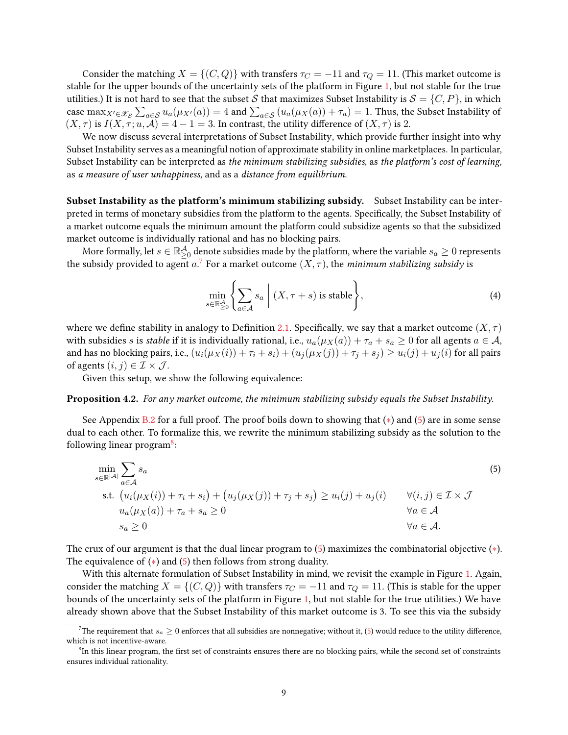Consider the matching $X = \{(C, Q)\}$ with transfers $\tau_C = -11$ and $\tau_Q = 11$. (This market outcome is stable for the upper bounds of the uncertainty sets of the platform in Figure 1, but not stable for the true utilities.) It is not hard to see that the subset $\mathcal{S}$ that maximizes Subset Instability is $\mathcal{S} = \{C, P\}$, in which case $\max_{X' \in \mathscr{X}_\mathcal{S}} \sum_{a \in \mathcal{S}} u_a(\mu_{X'}(a)) = 4$ and $\sum_{a \in \mathcal{S}} (u_a(\mu_X(a)) + \tau_a) = 1$. Thus, the Subset Instability of $(X, \tau)$ is $I(X, \tau; u, \mathcal{A}) = 4 - 1 = 3$. In contrast, the utility difference of $(X, \tau)$ is 2.

We now discuss several interpretations of Subset Instability, which provide further insight into why Subset Instability serves as a meaningful notion of approximate stability in online marketplaces. In particular, Subset Instability can be interpreted as *the minimum stabilizing subsidies*, as *the platform's cost of learning*, as *a measure of user unhappiness*, and as a *distance from equilibrium*.

**Subset Instability as the platform's minimum stabilizing subsidy.** Subset Instability can be interpreted in terms of monetary subsidies from the platform to the agents. Specifically, the Subset Instability of a market outcome equals the minimum amount the platform could subsidize agents so that the subsidized market outcome is individually rational and has no blocking pairs.

More formally, let $s \in \mathbb{R}^{\mathcal{A}}_{\geq 0}$ denote subsidies made by the platform, where the variable $s_a \geq 0$ represents the subsidy provided to agent $a$.[7] For a market outcome $(X, \tau)$, the *minimum stabilizing subsidy* is

$$\min_{s \in \mathbb{R}^{\mathcal{A}}_{\geq 0}} \left\{ \sum_{a \in \mathcal{A}} s_a \;\middle|\; (X, \tau + s) \text{ is stable} \right\}, \tag{4}$$

where we define stability in analogy to Definition 2.1. Specifically, we say that a market outcome $(X, \tau)$ with subsidies $s$ is *stable* if it is individually rational, i.e., $u_a(\mu_X(a)) + \tau_a + s_a \geq 0$ for all agents $a \in \mathcal{A}$, and has no blocking pairs, i.e., $(u_i(\mu_X(i)) + \tau_i + s_i) + (u_j(\mu_X(j)) + \tau_j + s_j) \geq u_i(j) + u_j(i)$ for all pairs of agents $(i, j) \in \mathcal{I} \times \mathcal{J}$.

Given this setup, we show the following equivalence:

**Proposition 4.2.** *For any market outcome, the minimum stabilizing subsidy equals the Subset Instability.*

See Appendix B.2 for a full proof. The proof boils down to showing that ($*$) and (5) are in some sense dual to each other. To formalize this, we rewrite the minimum stabilizing subsidy as the solution to the following linear program[8]:

$$\begin{aligned}
\min_{s \in \mathbb{R}^{|\mathcal{A}|}} \; & \sum_{a \in \mathcal{A}} s_a && (5)\\
\text{s.t.} \; & \big(u_i(\mu_X(i)) + \tau_i + s_i\big) + \big(u_j(\mu_X(j)) + \tau_j + s_j\big) \geq u_i(j) + u_j(i) && \forall (i, j) \in \mathcal{I} \times \mathcal{J}\\
& u_a(\mu_X(a)) + \tau_a + s_a \geq 0 && \forall a \in \mathcal{A}\\
& s_a \geq 0 && \forall a \in \mathcal{A}.
\end{aligned}$$

The crux of our argument is that the dual linear program to (5) maximizes the combinatorial objective ($*$). The equivalence of ($*$) and (5) then follows from strong duality.

With this alternate formulation of Subset Instability in mind, we revisit the example in Figure 1. Again, consider the matching $X = \{(C, Q)\}$ with transfers $\tau_C = -11$ and $\tau_Q = 11$. (This is stable for the upper bounds of the uncertainty sets of the platform in Figure 1, but not stable for the true utilities.) We have already shown above that the Subset Instability of this market outcome is 3. To see this via the subsidy

[7] The requirement that $s_a \geq 0$ enforces that all subsidies are nonnegative; without it, (5) would reduce to the utility difference, which is not incentive-aware.

[8] In this linear program, the first set of constraints ensures there are no blocking pairs, while the second set of constraints ensures individual rationality.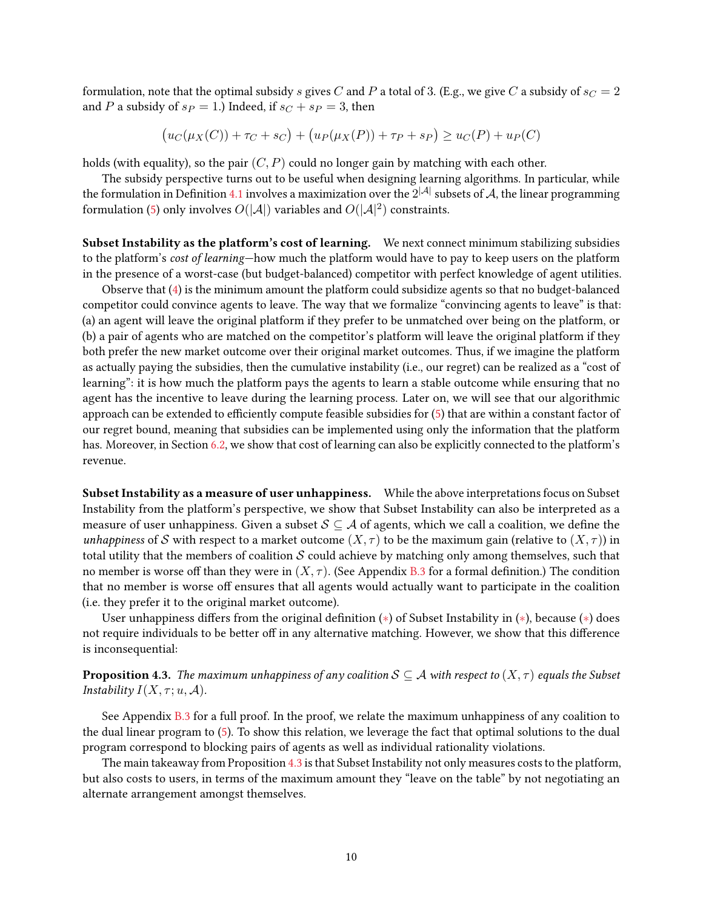formulation, note that the optimal subsidy $s$ gives $C$ and $P$ a total of 3. (E.g., we give $C$ a subsidy of $s_C = 2$ and $P$ a subsidy of $s_P = 1$.) Indeed, if $s_C + s_P = 3$, then

$$\big(u_C(\mu_X(C)) + \tau_C + s_C\big) + \big(u_P(\mu_X(P)) + \tau_P + s_P\big) \geq u_C(P) + u_P(C)$$

holds (with equality), so the pair $(C, P)$ could no longer gain by matching with each other.

The subsidy perspective turns out to be useful when designing learning algorithms. In particular, while the formulation in Definition 4.1 involves a maximization over the $2^{|\mathcal{A}|}$ subsets of $\mathcal{A}$, the linear programming formulation (5) only involves $O(|\mathcal{A}|)$ variables and $O(|\mathcal{A}|^2)$ constraints.

**Subset Instability as the platform's cost of learning.** We next connect minimum stabilizing subsidies to the platform's *cost of learning*—how much the platform would have to pay to keep users on the platform in the presence of a worst-case (but budget-balanced) competitor with perfect knowledge of agent utilities.

Observe that (4) is the minimum amount the platform could subsidize agents so that no budget-balanced competitor could convince agents to leave. The way that we formalize "convincing agents to leave" is that: (a) an agent will leave the original platform if they prefer to be unmatched over being on the platform, or (b) a pair of agents who are matched on the competitor's platform will leave the original platform if they both prefer the new market outcome over their original market outcomes. Thus, if we imagine the platform as actually paying the subsidies, then the cumulative instability (i.e., our regret) can be realized as a "cost of learning": it is how much the platform pays the agents to learn a stable outcome while ensuring that no agent has the incentive to leave during the learning process. Later on, we will see that our algorithmic approach can be extended to efficiently compute feasible subsidies for (5) that are within a constant factor of our regret bound, meaning that subsidies can be implemented using only the information that the platform has. Moreover, in Section 6.2, we show that cost of learning can also be explicitly connected to the platform's revenue.

**Subset Instability as a measure of user unhappiness.** While the above interpretations focus on Subset Instability from the platform's perspective, we show that Subset Instability can also be interpreted as a measure of user unhappiness. Given a subset $\mathcal{S} \subseteq \mathcal{A}$ of agents, which we call a coalition, we define the *unhappiness* of $\mathcal{S}$ with respect to a market outcome $(X, \tau)$ to be the maximum gain (relative to $(X, \tau)$) in total utility that the members of coalition $\mathcal{S}$ could achieve by matching only among themselves, such that no member is worse off than they were in $(X, \tau)$. (See Appendix B.3 for a formal definition.) The condition that no member is worse off ensures that all agents would actually want to participate in the coalition (i.e. they prefer it to the original market outcome).

User unhappiness differs from the original definition (∗) of Subset Instability in (∗), because (∗) does not require individuals to be better off in any alternative matching. However, we show that this difference is inconsequential:

**Proposition 4.3.** *The maximum unhappiness of any coalition $\mathcal{S} \subseteq \mathcal{A}$ with respect to $(X, \tau)$ equals the Subset Instability $I(X, \tau; u, \mathcal{A})$.*

See Appendix B.3 for a full proof. In the proof, we relate the maximum unhappiness of any coalition to the dual linear program to (5). To show this relation, we leverage the fact that optimal solutions to the dual program correspond to blocking pairs of agents as well as individual rationality violations.

The main takeaway from Proposition 4.3 is that Subset Instability not only measures costs to the platform, but also costs to users, in terms of the maximum amount they "leave on the table" by not negotiating an alternate arrangement amongst themselves.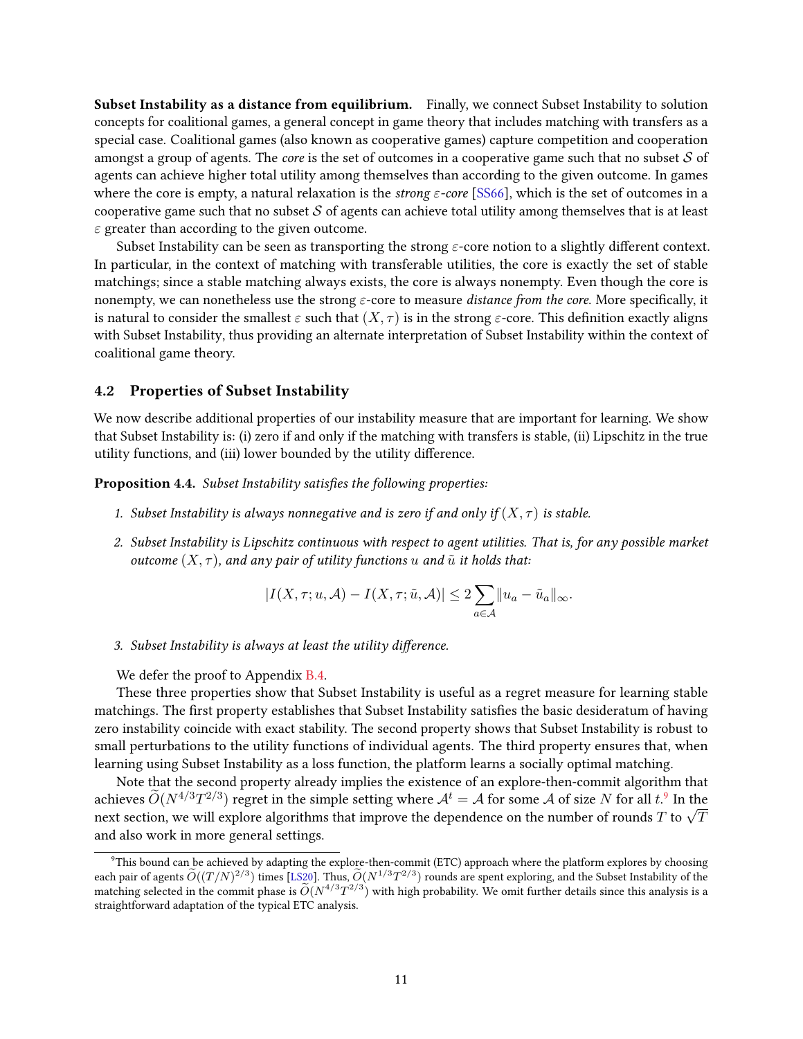**Subset Instability as a distance from equilibrium.** Finally, we connect Subset Instability to solution concepts for coalitional games, a general concept in game theory that includes matching with transfers as a special case. Coalitional games (also known as cooperative games) capture competition and cooperation amongst a group of agents. The *core* is the set of outcomes in a cooperative game such that no subset $\mathcal{S}$ of agents can achieve higher total utility among themselves than according to the given outcome. In games where the core is empty, a natural relaxation is the *strong $\varepsilon$-core* [SS66], which is the set of outcomes in a cooperative game such that no subset $\mathcal{S}$ of agents can achieve total utility among themselves that is at least $\varepsilon$ greater than according to the given outcome.

Subset Instability can be seen as transporting the strong $\varepsilon$-core notion to a slightly different context. In particular, in the context of matching with transferable utilities, the core is exactly the set of stable matchings; since a stable matching always exists, the core is always nonempty. Even though the core is nonempty, we can nonetheless use the strong $\varepsilon$-core to measure *distance from the core.* More specifically, it is natural to consider the smallest $\varepsilon$ such that $(X, \tau)$ is in the strong $\varepsilon$-core. This definition exactly aligns with Subset Instability, thus providing an alternate interpretation of Subset Instability within the context of coalitional game theory.

## 4.2 Properties of Subset Instability

We now describe additional properties of our instability measure that are important for learning. We show that Subset Instability is: (i) zero if and only if the matching with transfers is stable, (ii) Lipschitz in the true utility functions, and (iii) lower bounded by the utility difference.

**Proposition 4.4.** *Subset Instability satisfies the following properties:*

1. *Subset Instability is always nonnegative and is zero if and only if $(X, \tau)$ is stable.*
2. *Subset Instability is Lipschitz continuous with respect to agent utilities. That is, for any possible market outcome $(X, \tau)$, and any pair of utility functions $u$ and $\tilde{u}$ it holds that:*

$$|I(X, \tau; u, \mathcal{A}) - I(X, \tau; \tilde{u}, \mathcal{A})| \leq 2 \sum_{a \in \mathcal{A}} \|u_a - \tilde{u}_a\|_\infty.$$

3. *Subset Instability is always at least the utility difference.*

We defer the proof to Appendix B.4.

These three properties show that Subset Instability is useful as a regret measure for learning stable matchings. The first property establishes that Subset Instability satisfies the basic desideratum of having zero instability coincide with exact stability. The second property shows that Subset Instability is robust to small perturbations to the utility functions of individual agents. The third property ensures that, when learning using Subset Instability as a loss function, the platform learns a socially optimal matching.

Note that the second property already implies the existence of an explore-then-commit algorithm that achieves $\widetilde{O}(N^{4/3}T^{2/3})$ regret in the simple setting where $\mathcal{A}^t = \mathcal{A}$ for some $\mathcal{A}$ of size $N$ for all $t$.[9] In the next section, we will explore algorithms that improve the dependence on the number of rounds $T$ to $\sqrt{T}$ and also work in more general settings.

[9] This bound can be achieved by adapting the explore-then-commit (ETC) approach where the platform explores by choosing each pair of agents $\widetilde{O}((T/N)^{2/3})$ times [LS20]. Thus, $\widetilde{O}(N^{1/3}T^{2/3})$ rounds are spent exploring, and the Subset Instability of the matching selected in the commit phase is $\widetilde{O}(N^{4/3}T^{2/3})$ with high probability. We omit further details since this analysis is a straightforward adaptation of the typical ETC analysis.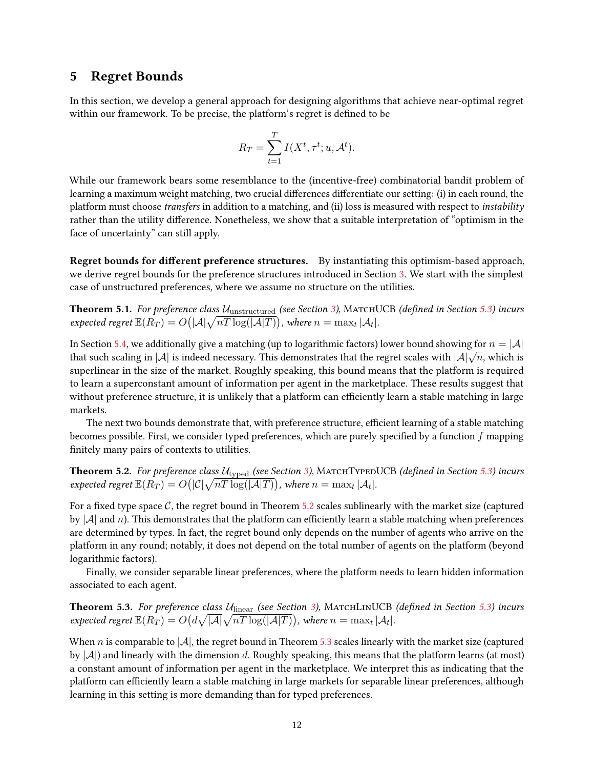## 5 Regret Bounds

In this section, we develop a general approach for designing algorithms that achieve near-optimal regret within our framework. To be precise, the platform's regret is defined to be

$$R_T = \sum_{t=1}^{T} I(X^t, \tau^t; u, \mathcal{A}^t).$$

While our framework bears some resemblance to the (incentive-free) combinatorial bandit problem of learning a maximum weight matching, two crucial differences differentiate our setting: (i) in each round, the platform must choose *transfers* in addition to a matching, and (ii) loss is measured with respect to *instability* rather than the utility difference. Nonetheless, we show that a suitable interpretation of "optimism in the face of uncertainty" can still apply.

**Regret bounds for different preference structures.** By instantiating this optimism-based approach, we derive regret bounds for the preference structures introduced in Section 3. We start with the simplest case of unstructured preferences, where we assume no structure on the utilities.

**Theorem 5.1.** *For preference class $\mathcal{U}_{\text{unstructured}}$ (see Section 3),* MatchUCB *(defined in Section 5.3) incurs expected regret $\mathbb{E}(R_T) = O\big(|\mathcal{A}|\sqrt{nT\log(|\mathcal{A}|T)}\big)$, where $n = \max_t |\mathcal{A}_t|$.*

In Section 5.4, we additionally give a matching (up to logarithmic factors) lower bound showing for $n = |\mathcal{A}|$ that such scaling in $|\mathcal{A}|$ is indeed necessary. This demonstrates that the regret scales with $|\mathcal{A}|\sqrt{n}$, which is superlinear in the size of the market. Roughly speaking, this bound means that the platform is required to learn a superconstant amount of information per agent in the marketplace. These results suggest that without preference structure, it is unlikely that a platform can efficiently learn a stable matching in large markets.

The next two bounds demonstrate that, with preference structure, efficient learning of a stable matching becomes possible. First, we consider typed preferences, which are purely specified by a function $f$ mapping finitely many pairs of contexts to utilities.

**Theorem 5.2.** *For preference class $\mathcal{U}_{\text{typed}}$ (see Section 3),* MatchTypedUCB *(defined in Section 5.3) incurs expected regret $\mathbb{E}(R_T) = O\big(|\mathcal{C}|\sqrt{nT\log(|\mathcal{A}|T)}\big)$, where $n = \max_t |\mathcal{A}_t|$.*

For a fixed type space $\mathcal{C}$, the regret bound in Theorem 5.2 scales sublinearly with the market size (captured by $|\mathcal{A}|$ and $n$). This demonstrates that the platform can efficiently learn a stable matching when preferences are determined by types. In fact, the regret bound only depends on the number of agents who arrive on the platform in any round; notably, it does not depend on the total number of agents on the platform (beyond logarithmic factors).

Finally, we consider separable linear preferences, where the platform needs to learn hidden information associated to each agent.

**Theorem 5.3.** *For preference class $\mathcal{U}_{\text{linear}}$ (see Section 3),* MatchLinUCB *(defined in Section 5.3) incurs expected regret $\mathbb{E}(R_T) = O\big(d\sqrt{|\mathcal{A}|}\sqrt{nT\log(|\mathcal{A}|T)}\big)$, where $n = \max_t |\mathcal{A}_t|$.*

When $n$ is comparable to $|\mathcal{A}|$, the regret bound in Theorem 5.3 scales linearly with the market size (captured by $|\mathcal{A}|$) and linearly with the dimension $d$. Roughly speaking, this means that the platform learns (at most) a constant amount of information per agent in the marketplace. We interpret this as indicating that the platform can efficiently learn a stable matching in large markets for separable linear preferences, although learning in this setting is more demanding than for typed preferences.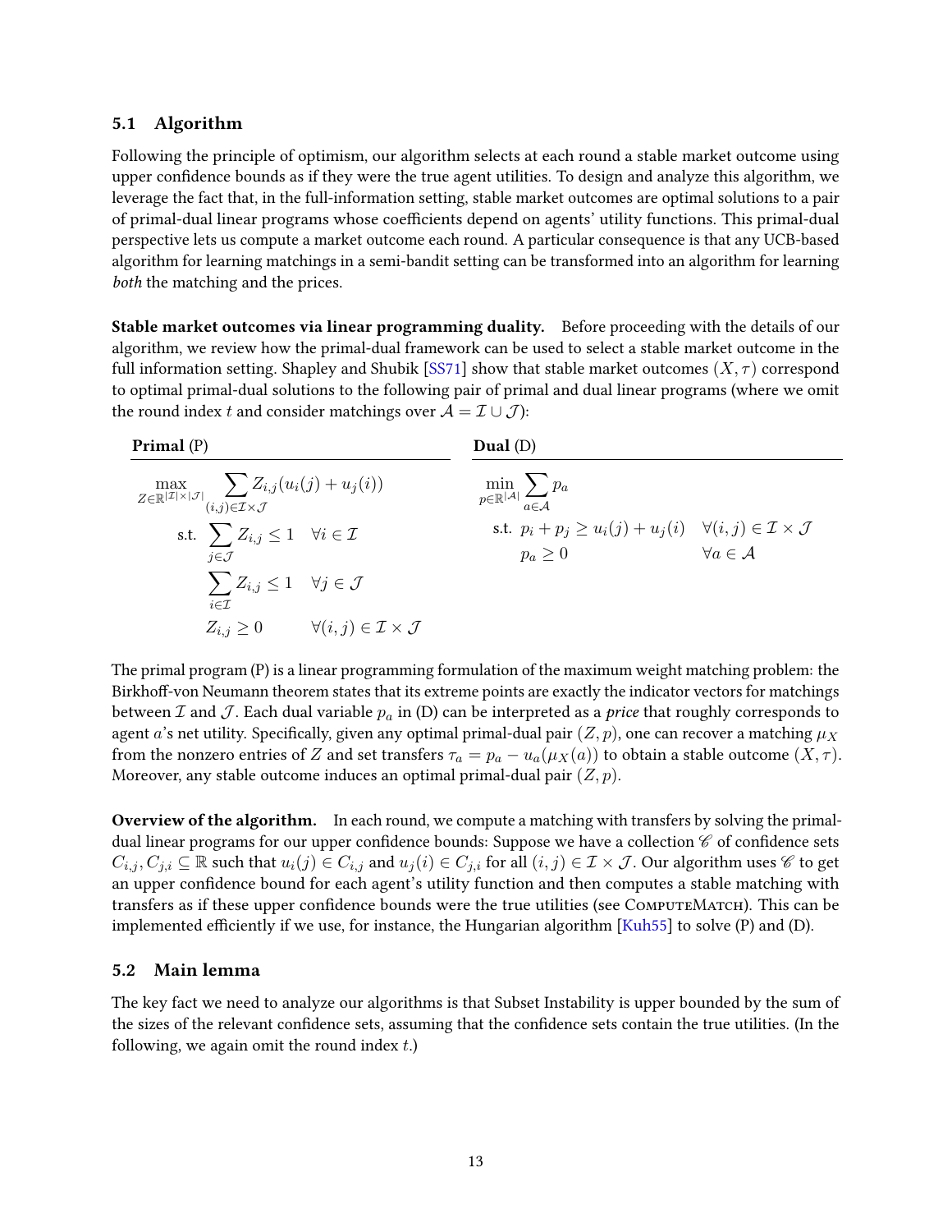### 5.1 Algorithm

Following the principle of optimism, our algorithm selects at each round a stable market outcome using upper confidence bounds as if they were the true agent utilities. To design and analyze this algorithm, we leverage the fact that, in the full-information setting, stable market outcomes are optimal solutions to a pair of primal-dual linear programs whose coefficients depend on agents' utility functions. This primal-dual perspective lets us compute a market outcome each round. A particular consequence is that any UCB-based algorithm for learning matchings in a semi-bandit setting can be transformed into an algorithm for learning *both* the matching and the prices.

**Stable market outcomes via linear programming duality.** Before proceeding with the details of our algorithm, we review how the primal-dual framework can be used to select a stable market outcome in the full information setting. Shapley and Shubik [SS71] show that stable market outcomes $(X, \tau)$ correspond to optimal primal-dual solutions to the following pair of primal and dual linear programs (where we omit the round index $t$ and consider matchings over $\mathcal{A} = \mathcal{I} \cup \mathcal{J}$):

**Primal** (P)

$$
\begin{aligned}
\max_{Z \in \mathbb{R}^{|\mathcal{I}| \times |\mathcal{J}|}} \quad & \sum_{(i,j) \in \mathcal{I} \times \mathcal{J}} Z_{i,j}(u_i(j) + u_j(i)) \\
\text{s.t.} \quad & \sum_{j \in \mathcal{J}} Z_{i,j} \leq 1 \quad \forall i \in \mathcal{I} \\
& \sum_{i \in \mathcal{I}} Z_{i,j} \leq 1 \quad \forall j \in \mathcal{J} \\
& Z_{i,j} \geq 0 \qquad \forall (i,j) \in \mathcal{I} \times \mathcal{J}
\end{aligned}
$$

**Dual** (D)

$$
\begin{aligned}
\min_{p \in \mathbb{R}^{|\mathcal{A}|}} \quad & \sum_{a \in \mathcal{A}} p_a \\
\text{s.t.} \quad & p_i + p_j \geq u_i(j) + u_j(i) \quad \forall (i,j) \in \mathcal{I} \times \mathcal{J} \\
& p_a \geq 0 \qquad \forall a \in \mathcal{A}
\end{aligned}
$$

The primal program (P) is a linear programming formulation of the maximum weight matching problem: the Birkhoff-von Neumann theorem states that its extreme points are exactly the indicator vectors for matchings between $\mathcal{I}$ and $\mathcal{J}$. Each dual variable $p_a$ in (D) can be interpreted as a *price* that roughly corresponds to agent $a$'s net utility. Specifically, given any optimal primal-dual pair $(Z, p)$, one can recover a matching $\mu_X$ from the nonzero entries of $Z$ and set transfers $\tau_a = p_a - u_a(\mu_X(a))$ to obtain a stable outcome $(X, \tau)$. Moreover, any stable outcome induces an optimal primal-dual pair $(Z, p)$.

**Overview of the algorithm.** In each round, we compute a matching with transfers by solving the primal-dual linear programs for our upper confidence bounds: Suppose we have a collection $\mathscr{C}$ of confidence sets $C_{i,j}, C_{j,i} \subseteq \mathbb{R}$ such that $u_i(j) \in C_{i,j}$ and $u_j(i) \in C_{j,i}$ for all $(i,j) \in \mathcal{I} \times \mathcal{J}$. Our algorithm uses $\mathscr{C}$ to get an upper confidence bound for each agent's utility function and then computes a stable matching with transfers as if these upper confidence bounds were the true utilities (see ComputeMatch). This can be implemented efficiently if we use, for instance, the Hungarian algorithm [Kuh55] to solve (P) and (D).

### 5.2 Main lemma

The key fact we need to analyze our algorithms is that Subset Instability is upper bounded by the sum of the sizes of the relevant confidence sets, assuming that the confidence sets contain the true utilities. (In the following, we again omit the round index $t$.)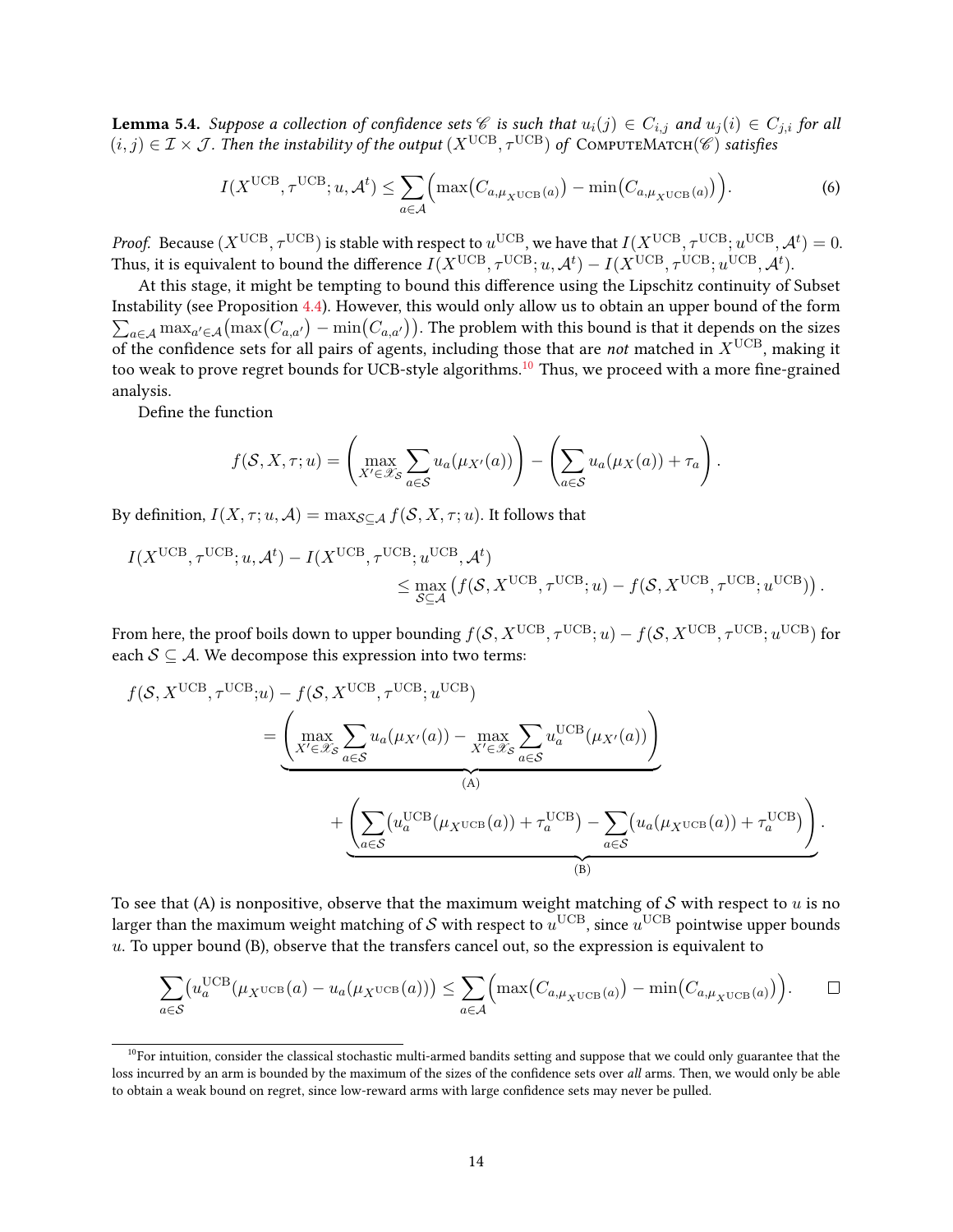**Lemma 5.4.** *Suppose a collection of confidence sets $\mathscr{C}$ is such that $u_i(j) \in C_{i,j}$ and $u_j(i) \in C_{j,i}$ for all $(i, j) \in \mathcal{I} \times \mathcal{J}$. Then the instability of the output $(X^{\mathrm{UCB}}, \tau^{\mathrm{UCB}})$ of* ComputeMatch($\mathscr{C}$) *satisfies*

$$I(X^{\mathrm{UCB}}, \tau^{\mathrm{UCB}}; u, \mathcal{A}^t) \leq \sum_{a \in \mathcal{A}} \Big( \max\big(C_{a,\mu_{X^{\mathrm{UCB}}}(a)}\big) - \min\big(C_{a,\mu_{X^{\mathrm{UCB}}}(a)}\big) \Big). \tag{6}$$

*Proof.* Because $(X^{\mathrm{UCB}}, \tau^{\mathrm{UCB}})$ is stable with respect to $u^{\mathrm{UCB}}$, we have that $I(X^{\mathrm{UCB}}, \tau^{\mathrm{UCB}}; u^{\mathrm{UCB}}, \mathcal{A}^t) = 0$. Thus, it is equivalent to bound the difference $I(X^{\mathrm{UCB}}, \tau^{\mathrm{UCB}}; u, \mathcal{A}^t) - I(X^{\mathrm{UCB}}, \tau^{\mathrm{UCB}}; u^{\mathrm{UCB}}, \mathcal{A}^t)$.

At this stage, it might be tempting to bound this difference using the Lipschitz continuity of Subset Instability (see Proposition 4.4). However, this would only allow us to obtain an upper bound of the form $\sum_{a \in \mathcal{A}} \max_{a' \in \mathcal{A}} \big(\max(C_{a,a'}) - \min(C_{a,a'})\big)$. The problem with this bound is that it depends on the sizes of the confidence sets for all pairs of agents, including those that are *not* matched in $X^{\mathrm{UCB}}$, making it too weak to prove regret bounds for UCB-style algorithms.[10] Thus, we proceed with a more fine-grained analysis.

Define the function

$$f(\mathcal{S}, X, \tau; u) = \left( \max_{X' \in \mathscr{X}_{\mathcal{S}}} \sum_{a \in \mathcal{S}} u_a(\mu_{X'}(a)) \right) - \left( \sum_{a \in \mathcal{S}} u_a(\mu_X(a)) + \tau_a \right).$$

By definition, $I(X, \tau; u, \mathcal{A}) = \max_{\mathcal{S} \subseteq \mathcal{A}} f(\mathcal{S}, X, \tau; u)$. It follows that

$$\begin{aligned} I(X^{\mathrm{UCB}}, \tau^{\mathrm{UCB}}; u, \mathcal{A}^t) &- I(X^{\mathrm{UCB}}, \tau^{\mathrm{UCB}}; u^{\mathrm{UCB}}, \mathcal{A}^t) \\ &\leq \max_{\mathcal{S} \subseteq \mathcal{A}} \left( f(\mathcal{S}, X^{\mathrm{UCB}}, \tau^{\mathrm{UCB}}; u) - f(\mathcal{S}, X^{\mathrm{UCB}}, \tau^{\mathrm{UCB}}; u^{\mathrm{UCB}}) \right). \end{aligned}$$

From here, the proof boils down to upper bounding $f(\mathcal{S}, X^{\mathrm{UCB}}, \tau^{\mathrm{UCB}}; u) - f(\mathcal{S}, X^{\mathrm{UCB}}, \tau^{\mathrm{UCB}}; u^{\mathrm{UCB}})$ for each $\mathcal{S} \subseteq \mathcal{A}$. We decompose this expression into two terms:

$$\begin{aligned} f(\mathcal{S}, X^{\mathrm{UCB}}, \tau^{\mathrm{UCB}}; u) &- f(\mathcal{S}, X^{\mathrm{UCB}}, \tau^{\mathrm{UCB}}; u^{\mathrm{UCB}}) \\ &= \underbrace{\left( \max_{X' \in \mathscr{X}_{\mathcal{S}}} \sum_{a \in \mathcal{S}} u_a(\mu_{X'}(a)) - \max_{X' \in \mathscr{X}_{\mathcal{S}}} \sum_{a \in \mathcal{S}} u_a^{\mathrm{UCB}}(\mu_{X'}(a)) \right)}_{\text{(A)}} \\ &\quad + \underbrace{\left( \sum_{a \in \mathcal{S}} \big(u_a^{\mathrm{UCB}}(\mu_{X^{\mathrm{UCB}}}(a)) + \tau_a^{\mathrm{UCB}}\big) - \sum_{a \in \mathcal{S}} \big(u_a(\mu_{X^{\mathrm{UCB}}}(a)) + \tau_a^{\mathrm{UCB}}\big) \right)}_{\text{(B)}}. \end{aligned}$$

To see that (A) is nonpositive, observe that the maximum weight matching of $\mathcal{S}$ with respect to $u$ is no larger than the maximum weight matching of $\mathcal{S}$ with respect to $u^{\mathrm{UCB}}$, since $u^{\mathrm{UCB}}$ pointwise upper bounds $u$. To upper bound (B), observe that the transfers cancel out, so the expression is equivalent to

$$\sum_{a \in \mathcal{S}} \big(u_a^{\mathrm{UCB}}(\mu_{X^{\mathrm{UCB}}}(a) - u_a(\mu_{X^{\mathrm{UCB}}}(a))\big) \leq \sum_{a \in \mathcal{A}} \Big( \max\big(C_{a,\mu_{X^{\mathrm{UCB}}}(a)}\big) - \min\big(C_{a,\mu_{X^{\mathrm{UCB}}}(a)}\big) \Big). \qquad \square$$

[10] For intuition, consider the classical stochastic multi-armed bandits setting and suppose that we could only guarantee that the loss incurred by an arm is bounded by the maximum of the sizes of the confidence sets over *all* arms. Then, we would only be able to obtain a weak bound on regret, since low-reward arms with large confidence sets may never be pulled.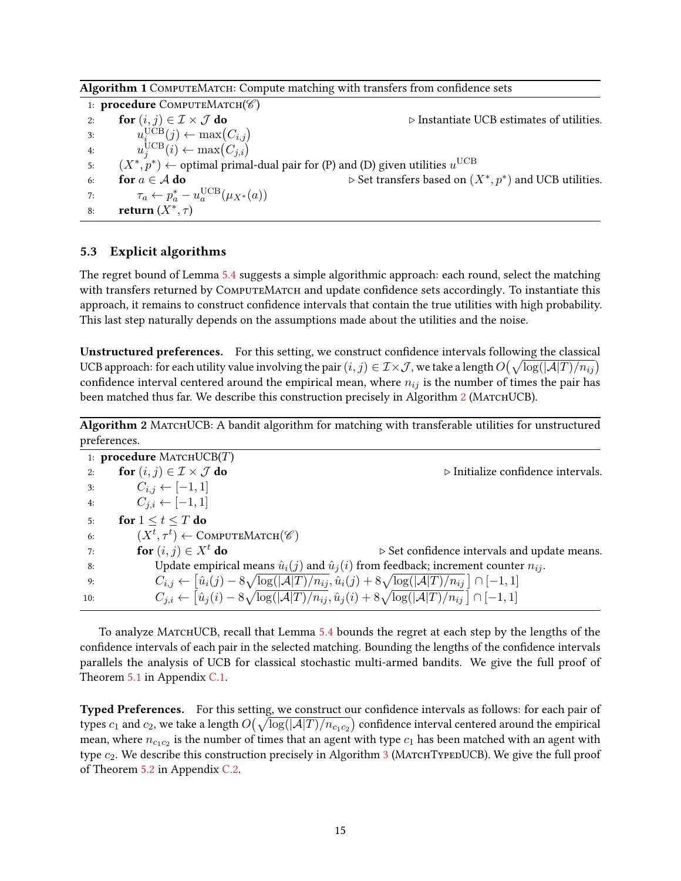**Algorithm 1** ComputeMatch: Compute matching with transfers from confidence sets

```
1: procedure ComputeMatch(𝒞)
2:     for (i, j) ∈ ℐ × 𝒥 do                                   ▷ Instantiate UCB estimates of utilities.
3:         u_i^UCB(j) ← max(C_{i,j})
4:         u_j^UCB(i) ← max(C_{j,i})
5:     (X*, p*) ← optimal primal-dual pair for (P) and (D) given utilities u^UCB
6:     for a ∈ 𝒜 do                              ▷ Set transfers based on (X*, p*) and UCB utilities.
7:         τ_a ← p*_a − u_a^UCB(μ_{X*}(a))
8:     return (X*, τ)
```

### 5.3 Explicit algorithms

The regret bound of Lemma 5.4 suggests a simple algorithmic approach: each round, select the matching with transfers returned by ComputeMatch and update confidence sets accordingly. To instantiate this approach, it remains to construct confidence intervals that contain the true utilities with high probability. This last step naturally depends on the assumptions made about the utilities and the noise.

**Unstructured preferences.** For this setting, we construct confidence intervals following the classical UCB approach: for each utility value involving the pair $(i, j) \in \mathcal{I} \times \mathcal{J}$, we take a length $O\big(\sqrt{\log(|\mathcal{A}|T)/n_{ij}}\big)$ confidence interval centered around the empirical mean, where $n_{ij}$ is the number of times the pair has been matched thus far. We describe this construction precisely in Algorithm 2 (MatchUCB).

**Algorithm 2** MatchUCB: A bandit algorithm for matching with transferable utilities for unstructured preferences.

```
1: procedure MatchUCB(T)
2:     for (i, j) ∈ ℐ × 𝒥 do                                   ▷ Initialize confidence intervals.
3:         C_{i,j} ← [−1, 1]
4:         C_{j,i} ← [−1, 1]
5:     for 1 ≤ t ≤ T do
6:         (X^t, τ^t) ← ComputeMatch(𝒞)
7:         for (i, j) ∈ X^t do                       ▷ Set confidence intervals and update means.
8:             Update empirical means û_i(j) and û_j(i) from feedback; increment counter n_ij.
9:             C_{i,j} ← [û_i(j) − 8√(log(|𝒜|T)/n_ij), û_i(j) + 8√(log(|𝒜|T)/n_ij)] ∩ [−1, 1]
10:            C_{j,i} ← [û_j(i) − 8√(log(|𝒜|T)/n_ij), û_j(i) + 8√(log(|𝒜|T)/n_ij)] ∩ [−1, 1]
```

To analyze MatchUCB, recall that Lemma 5.4 bounds the regret at each step by the lengths of the confidence intervals of each pair in the selected matching. Bounding the lengths of the confidence intervals parallels the analysis of UCB for classical stochastic multi-armed bandits. We give the full proof of Theorem 5.1 in Appendix C.1.

**Typed Preferences.** For this setting, we construct our confidence intervals as follows: for each pair of types $c_1$ and $c_2$, we take a length $O\big(\sqrt{\log(|\mathcal{A}|T)/n_{c_1c_2}}\big)$ confidence interval centered around the empirical mean, where $n_{c_1c_2}$ is the number of times that an agent with type $c_1$ has been matched with an agent with type $c_2$. We describe this construction precisely in Algorithm 3 (MatchTypedUCB). We give the full proof of Theorem 5.2 in Appendix C.2.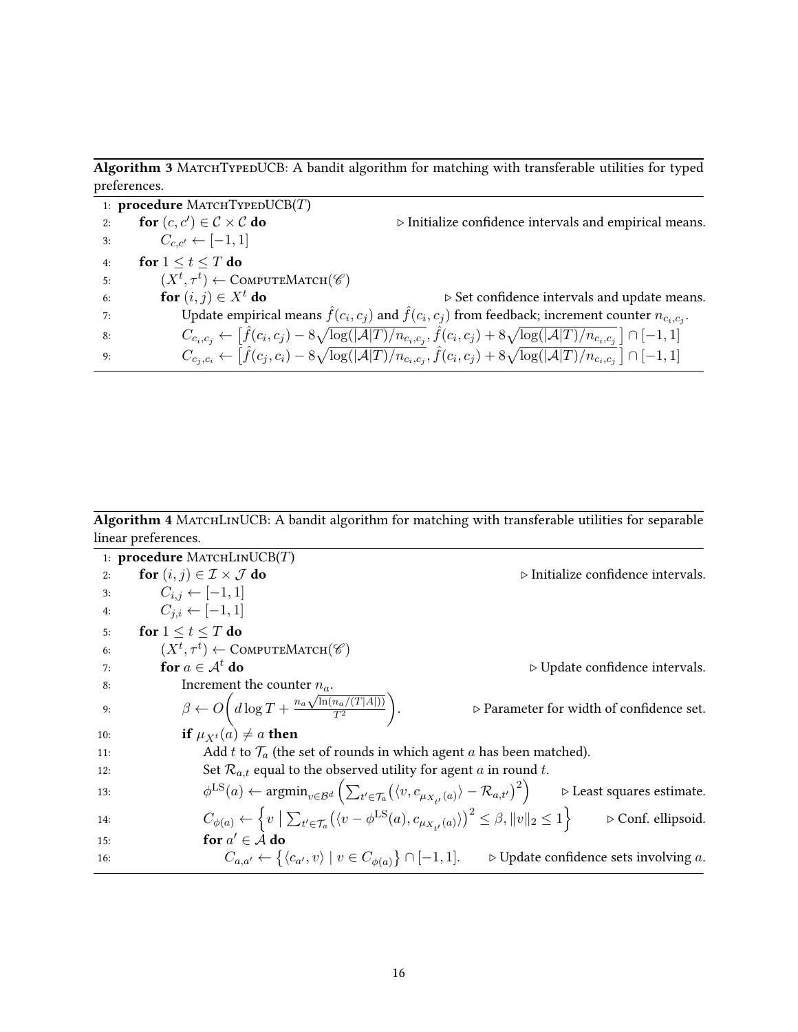**Algorithm 3** MatchTypedUCB: A bandit algorithm for matching with transferable utilities for typed preferences.

```
1: procedure MatchTypedUCB(T)
2:     for (c, c′) ∈ C × C do                          ▷ Initialize confidence intervals and empirical means.
3:         C_{c,c′} ← [−1, 1]
4:     for 1 ≤ t ≤ T do
5:         (X^t, τ^t) ← ComputeMatch(𝒞)
6:         for (i, j) ∈ X^t do                         ▷ Set confidence intervals and update means.
7:             Update empirical means f̂(c_i, c_j) and f̂(c_i, c_j) from feedback; increment counter n_{c_i,c_j}.
8:             C_{c_i,c_j} ← [f̂(c_i, c_j) − 8√(log(|A|T)/n_{c_i,c_j}), f̂(c_i, c_j) + 8√(log(|A|T)/n_{c_i,c_j})] ∩ [−1, 1]
9:             C_{c_j,c_i} ← [f̂(c_j, c_i) − 8√(log(|A|T)/n_{c_i,c_j}), f̂(c_j, c_i) + 8√(log(|A|T)/n_{c_i,c_j})] ∩ [−1, 1]
```

Line 8: $C_{c_i,c_j} \leftarrow \left[\hat{f}(c_i,c_j) - 8\sqrt{\log(|\mathcal{A}|T)/n_{c_i,c_j}}, \hat{f}(c_i,c_j) + 8\sqrt{\log(|\mathcal{A}|T)/n_{c_i,c_j}}\,\right] \cap [-1,1]$

Line 9: $C_{c_j,c_i} \leftarrow \left[\hat{f}(c_j,c_i) - 8\sqrt{\log(|\mathcal{A}|T)/n_{c_i,c_j}}, \hat{f}(c_j,c_i) + 8\sqrt{\log(|\mathcal{A}|T)/n_{c_i,c_j}}\,\right] \cap [-1,1]$

**Algorithm 4** MatchLinUCB: A bandit algorithm for matching with transferable utilities for separable linear preferences.

```
1: procedure MatchLinUCB(T)
2:     for (i, j) ∈ I × J do                                   ▷ Initialize confidence intervals.
3:         C_{i,j} ← [−1, 1]
4:         C_{j,i} ← [−1, 1]
5:     for 1 ≤ t ≤ T do
6:         (X^t, τ^t) ← ComputeMatch(𝒞)
7:         for a ∈ A^t do                                      ▷ Update confidence intervals.
8:             Increment the counter n_a.
9:             β ← O(d log T + n_a √(ln(n_a/(T|A|))) / T²).      ▷ Parameter for width of confidence set.
10:            if μ_{X^t}(a) ≠ a then
11:                Add t to T_a (the set of rounds in which agent a has been matched).
12:                Set R_{a,t} equal to the observed utility for agent a in round t.
13:                φ^LS(a) ← argmin_{v∈B^d} ( Σ_{t′∈T_a} (⟨v, c_{μ_{X_{t′}}(a)}⟩ − R_{a,t′})² )        ▷ Least squares estimate.
14:                C_{φ(a)} ← { v | Σ_{t′∈T_a} (⟨v − φ^LS(a), c_{μ_{X_{t′}}(a)}⟩)² ≤ β, ‖v‖₂ ≤ 1 }  ▷ Conf. ellipsoid.
15:                for a′ ∈ A do
16:                    C_{a,a′} ← { ⟨c_{a′}, v⟩ | v ∈ C_{φ(a)} } ∩ [−1, 1].        ▷ Update confidence sets involving a.
```

Line 9: $\beta \leftarrow O\left(d\log T + \frac{n_a\sqrt{\ln(n_a/(T|A|))}}{T^2}\right)$

Line 13: $\phi^{\text{LS}}(a) \leftarrow \operatorname{argmin}_{v\in\mathcal{B}^d}\left(\sum_{t'\in\mathcal{T}_a}\left(\langle v, c_{\mu_{X_{t'}}(a)}\rangle - \mathcal{R}_{a,t'}\right)^2\right)$

Line 14: $C_{\phi(a)} \leftarrow \left\{v \mid \sum_{t'\in\mathcal{T}_a}\left(\langle v - \phi^{\text{LS}}(a), c_{\mu_{X_{t'}}(a)}\rangle\right)^2 \leq \beta, \|v\|_2 \leq 1\right\}$

Line 16: $C_{a,a'} \leftarrow \left\{\langle c_{a'}, v\rangle \mid v \in C_{\phi(a)}\right\} \cap [-1,1]$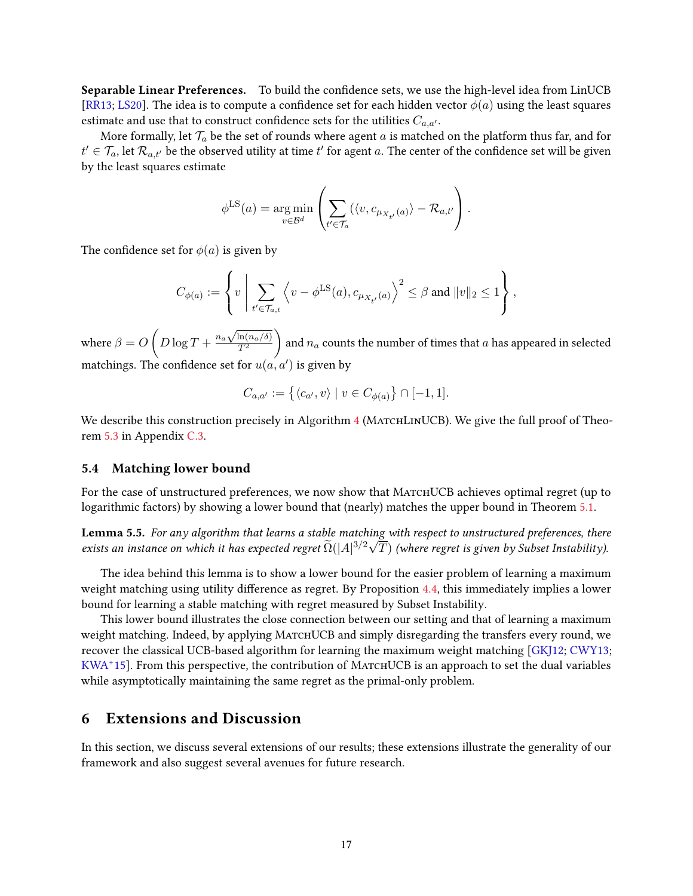**Separable Linear Preferences.** To build the confidence sets, we use the high-level idea from LinUCB [RR13; LS20]. The idea is to compute a confidence set for each hidden vector $\phi(a)$ using the least squares estimate and use that to construct confidence sets for the utilities $C_{a,a'}$.

More formally, let $\mathcal{T}_a$ be the set of rounds where agent $a$ is matched on the platform thus far, and for $t' \in \mathcal{T}_a$, let $\mathcal{R}_{a,t'}$ be the observed utility at time $t'$ for agent $a$. The center of the confidence set will be given by the least squares estimate

$$\phi^{\mathrm{LS}}(a) = \operatorname*{arg\,min}_{v \in \mathcal{B}^d} \left( \sum_{t' \in \mathcal{T}_a} \left( \langle v, c_{\mu_{X_{t'}}(a)} \rangle - \mathcal{R}_{a,t'} \right) \right).$$

The confidence set for $\phi(a)$ is given by

$$C_{\phi(a)} := \left\{ v \;\middle|\; \sum_{t' \in \mathcal{T}_{a,t}} \left\langle v - \phi^{\mathrm{LS}}(a), c_{\mu_{X_{t'}}(a)} \right\rangle^2 \leq \beta \text{ and } \|v\|_2 \leq 1 \right\},$$

where $\beta = O\left( D \log T + \frac{n_a \sqrt{\ln(n_a/\delta)}}{T^2} \right)$ and $n_a$ counts the number of times that $a$ has appeared in selected matchings. The confidence set for $u(a, a')$ is given by

$$C_{a,a'} := \left\{ \langle c_{a'}, v \rangle \mid v \in C_{\phi(a)} \right\} \cap [-1, 1].$$

We describe this construction precisely in Algorithm 4 (MatchLinUCB). We give the full proof of Theorem 5.3 in Appendix C.3.

### 5.4 Matching lower bound

For the case of unstructured preferences, we now show that MatchUCB achieves optimal regret (up to logarithmic factors) by showing a lower bound that (nearly) matches the upper bound in Theorem 5.1.

**Lemma 5.5.** *For any algorithm that learns a stable matching with respect to unstructured preferences, there exists an instance on which it has expected regret $\widetilde{\Omega}(|A|^{3/2}\sqrt{T})$ (where regret is given by Subset Instability).*

The idea behind this lemma is to show a lower bound for the easier problem of learning a maximum weight matching using utility difference as regret. By Proposition 4.4, this immediately implies a lower bound for learning a stable matching with regret measured by Subset Instability.

This lower bound illustrates the close connection between our setting and that of learning a maximum weight matching. Indeed, by applying MatchUCB and simply disregarding the transfers every round, we recover the classical UCB-based algorithm for learning the maximum weight matching [GKJ12; CWY13; KWA+15]. From this perspective, the contribution of MatchUCB is an approach to set the dual variables while asymptotically maintaining the same regret as the primal-only problem.

## 6 Extensions and Discussion

In this section, we discuss several extensions of our results; these extensions illustrate the generality of our framework and also suggest several avenues for future research.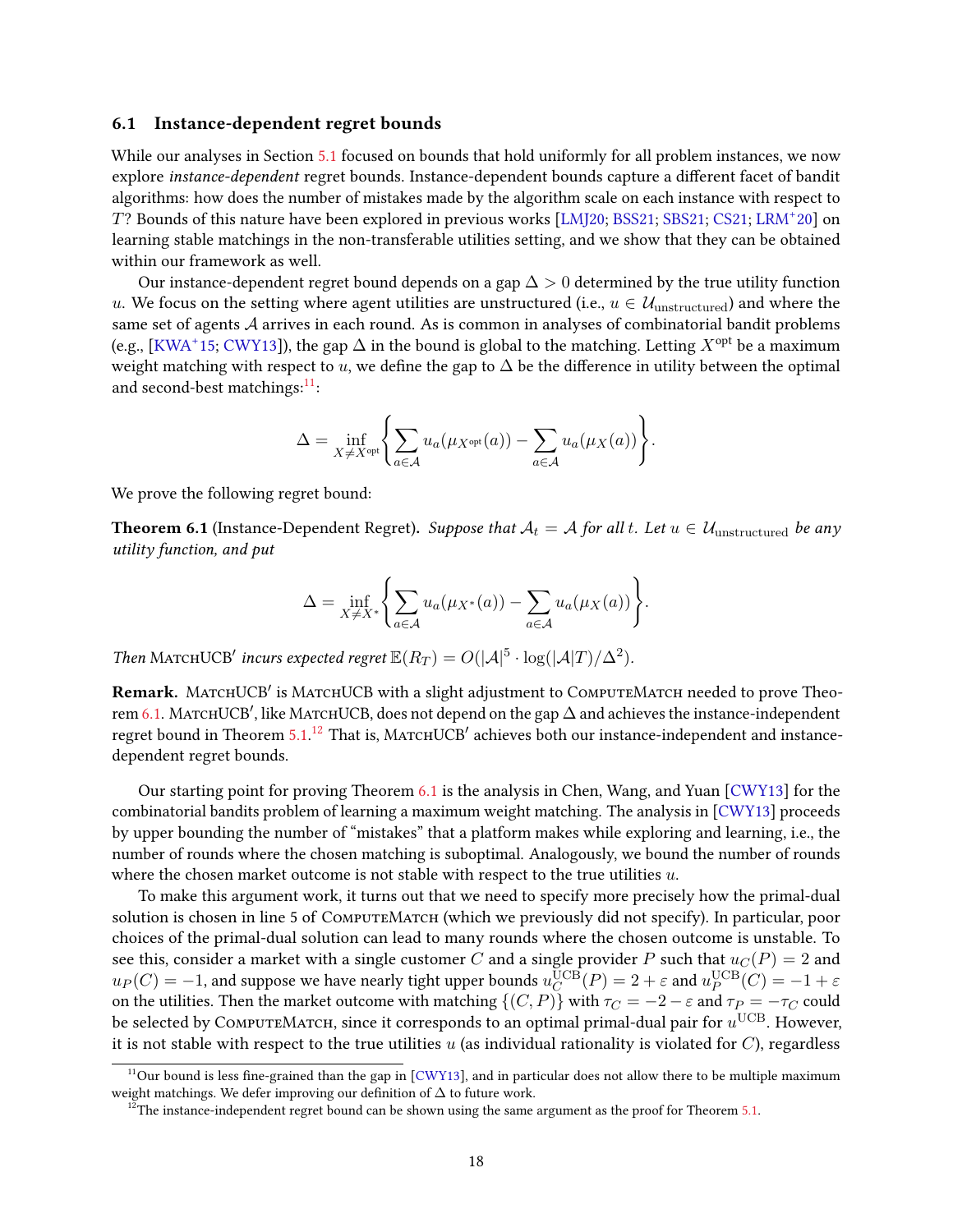### 6.1 Instance-dependent regret bounds

While our analyses in Section 5.1 focused on bounds that hold uniformly for all problem instances, we now explore *instance-dependent* regret bounds. Instance-dependent bounds capture a different facet of bandit algorithms: how does the number of mistakes made by the algorithm scale on each instance with respect to $T$? Bounds of this nature have been explored in previous works [LMJ20; BSS21; SBS21; CS21; LRM+20] on learning stable matchings in the non-transferable utilities setting, and we show that they can be obtained within our framework as well.

Our instance-dependent regret bound depends on a gap $\Delta > 0$ determined by the true utility function $u$. We focus on the setting where agent utilities are unstructured (i.e., $u \in \mathcal{U}_{\text{unstructured}}$) and where the same set of agents $\mathcal{A}$ arrives in each round. As is common in analyses of combinatorial bandit problems (e.g., [KWA+15; CWY13]), the gap $\Delta$ in the bound is global to the matching. Letting $X^{\text{opt}}$ be a maximum weight matching with respect to $u$, we define the gap to $\Delta$ be the difference in utility between the optimal and second-best matchings:[11]:

$$\Delta = \inf_{X \neq X^{\text{opt}}} \left\{ \sum_{a \in \mathcal{A}} u_a(\mu_{X^{\text{opt}}}(a)) - \sum_{a \in \mathcal{A}} u_a(\mu_X(a)) \right\}.$$

We prove the following regret bound:

**Theorem 6.1** (Instance-Dependent Regret). *Suppose that $\mathcal{A}_t = \mathcal{A}$ for all $t$. Let $u \in \mathcal{U}_{\text{unstructured}}$ be any utility function, and put*

$$\Delta = \inf_{X \neq X^*} \left\{ \sum_{a \in \mathcal{A}} u_a(\mu_{X^*}(a)) - \sum_{a \in \mathcal{A}} u_a(\mu_X(a)) \right\}.$$

*Then* MatchUCB′ *incurs expected regret $\mathbb{E}(R_T) = O(|\mathcal{A}|^5 \cdot \log(|\mathcal{A}|T)/\Delta^2)$.*

**Remark.** MatchUCB′ is MatchUCB with a slight adjustment to ComputeMatch needed to prove Theorem 6.1. MatchUCB′, like MatchUCB, does not depend on the gap $\Delta$ and achieves the instance-independent regret bound in Theorem 5.1.[12] That is, MatchUCB′ achieves both our instance-independent and instance-dependent regret bounds.

Our starting point for proving Theorem 6.1 is the analysis in Chen, Wang, and Yuan [CWY13] for the combinatorial bandits problem of learning a maximum weight matching. The analysis in [CWY13] proceeds by upper bounding the number of "mistakes" that a platform makes while exploring and learning, i.e., the number of rounds where the chosen matching is suboptimal. Analogously, we bound the number of rounds where the chosen market outcome is not stable with respect to the true utilities $u$.

To make this argument work, it turns out that we need to specify more precisely how the primal-dual solution is chosen in line 5 of ComputeMatch (which we previously did not specify). In particular, poor choices of the primal-dual solution can lead to many rounds where the chosen outcome is unstable. To see this, consider a market with a single customer $C$ and a single provider $P$ such that $u_C(P) = 2$ and $u_P(C) = -1$, and suppose we have nearly tight upper bounds $u_C^{\text{UCB}}(P) = 2 + \varepsilon$ and $u_P^{\text{UCB}}(C) = -1 + \varepsilon$ on the utilities. Then the market outcome with matching $\{(C, P)\}$ with $\tau_C = -2 - \varepsilon$ and $\tau_P = -\tau_C$ could be selected by ComputeMatch, since it corresponds to an optimal primal-dual pair for $u^{\text{UCB}}$. However, it is not stable with respect to the true utilities $u$ (as individual rationality is violated for $C$), regardless

[11] Our bound is less fine-grained than the gap in [CWY13], and in particular does not allow there to be multiple maximum weight matchings. We defer improving our definition of $\Delta$ to future work.

[12] The instance-independent regret bound can be shown using the same argument as the proof for Theorem 5.1.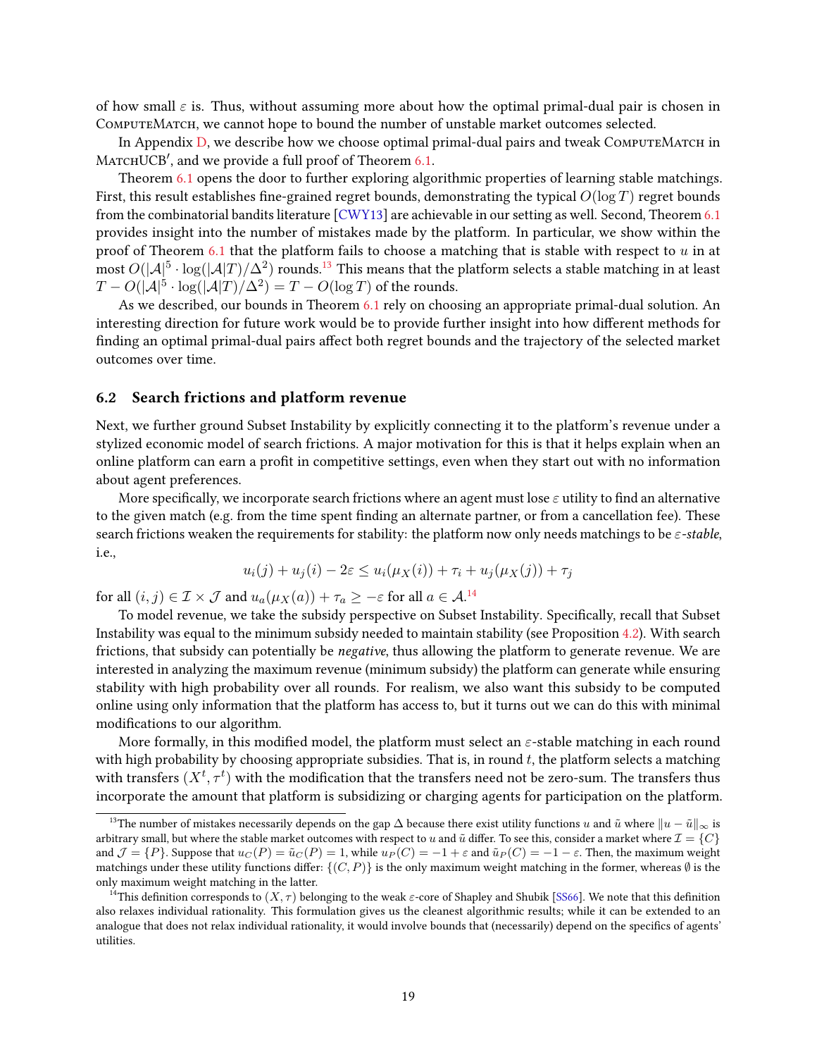of how small $\varepsilon$ is. Thus, without assuming more about how the optimal primal-dual pair is chosen in ComputeMatch, we cannot hope to bound the number of unstable market outcomes selected.

In Appendix D, we describe how we choose optimal primal-dual pairs and tweak ComputeMatch in MatchUCB$'$, and we provide a full proof of Theorem 6.1.

Theorem 6.1 opens the door to further exploring algorithmic properties of learning stable matchings. First, this result establishes fine-grained regret bounds, demonstrating the typical $O(\log T)$ regret bounds from the combinatorial bandits literature [CWY13] are achievable in our setting as well. Second, Theorem 6.1 provides insight into the number of mistakes made by the platform. In particular, we show within the proof of Theorem 6.1 that the platform fails to choose a matching that is stable with respect to $u$ in at most $O(|\mathcal{A}|^5 \cdot \log(|\mathcal{A}|T)/\Delta^2)$ rounds.[13] This means that the platform selects a stable matching in at least $T - O(|\mathcal{A}|^5 \cdot \log(|\mathcal{A}|T)/\Delta^2) = T - O(\log T)$ of the rounds.

As we described, our bounds in Theorem 6.1 rely on choosing an appropriate primal-dual solution. An interesting direction for future work would be to provide further insight into how different methods for finding an optimal primal-dual pairs affect both regret bounds and the trajectory of the selected market outcomes over time.

### 6.2 Search frictions and platform revenue

Next, we further ground Subset Instability by explicitly connecting it to the platform's revenue under a stylized economic model of search frictions. A major motivation for this is that it helps explain when an online platform can earn a profit in competitive settings, even when they start out with no information about agent preferences.

More specifically, we incorporate search frictions where an agent must lose $\varepsilon$ utility to find an alternative to the given match (e.g. from the time spent finding an alternate partner, or from a cancellation fee). These search frictions weaken the requirements for stability: the platform now only needs matchings to be $\varepsilon$*-stable*, i.e.,

$$u_i(j) + u_j(i) - 2\varepsilon \leq u_i(\mu_X(i)) + \tau_i + u_j(\mu_X(j)) + \tau_j$$

for all $(i, j) \in \mathcal{I} \times \mathcal{J}$ and $u_a(\mu_X(a)) + \tau_a \geq -\varepsilon$ for all $a \in \mathcal{A}$.[14]

To model revenue, we take the subsidy perspective on Subset Instability. Specifically, recall that Subset Instability was equal to the minimum subsidy needed to maintain stability (see Proposition 4.2). With search frictions, that subsidy can potentially be *negative*, thus allowing the platform to generate revenue. We are interested in analyzing the maximum revenue (minimum subsidy) the platform can generate while ensuring stability with high probability over all rounds. For realism, we also want this subsidy to be computed online using only information that the platform has access to, but it turns out we can do this with minimal modifications to our algorithm.

More formally, in this modified model, the platform must select an $\varepsilon$-stable matching in each round with high probability by choosing appropriate subsidies. That is, in round $t$, the platform selects a matching with transfers $(X^t, \tau^t)$ with the modification that the transfers need not be zero-sum. The transfers thus incorporate the amount that platform is subsidizing or charging agents for participation on the platform.

---

[13] The number of mistakes necessarily depends on the gap $\Delta$ because there exist utility functions $u$ and $\tilde{u}$ where $\|u - \tilde{u}\|_\infty$ is arbitrary small, but where the stable market outcomes with respect to $u$ and $\tilde{u}$ differ. To see this, consider a market where $\mathcal{I} = \{C\}$ and $\mathcal{J} = \{P\}$. Suppose that $u_C(P) = \tilde{u}_C(P) = 1$, while $u_P(C) = -1 + \varepsilon$ and $\tilde{u}_P(C) = -1 - \varepsilon$. Then, the maximum weight matchings under these utility functions differ: $\{(C, P)\}$ is the only maximum weight matching in the former, whereas $\emptyset$ is the only maximum weight matching in the latter.

[14] This definition corresponds to $(X, \tau)$ belonging to the weak $\varepsilon$-core of Shapley and Shubik [SS66]. We note that this definition also relaxes individual rationality. This formulation gives us the cleanest algorithmic results; while it can be extended to an analogue that does not relax individual rationality, it would involve bounds that (necessarily) depend on the specifics of agents' utilities.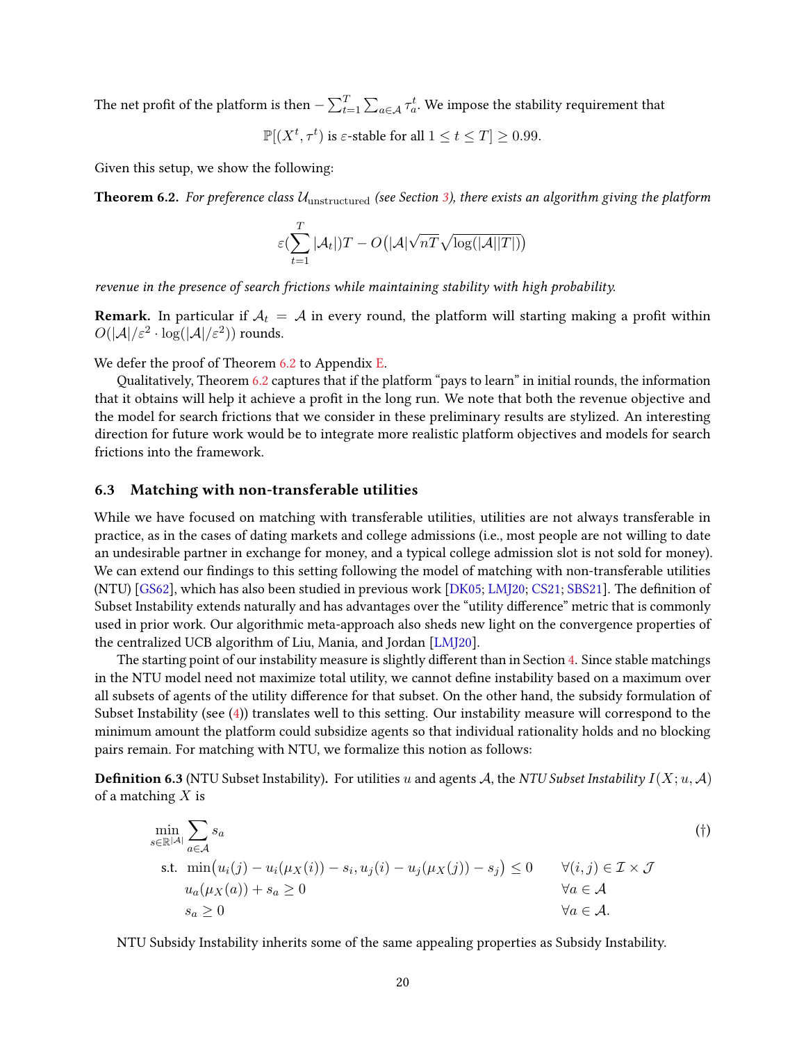The net profit of the platform is then $-\sum_{t=1}^{T}\sum_{a\in\mathcal{A}}\tau_a^t$. We impose the stability requirement that

$$\mathbb{P}[(X^t,\tau^t) \text{ is } \varepsilon\text{-stable for all } 1\le t\le T]\ge 0.99.$$

Given this setup, we show the following:

**Theorem 6.2.** *For preference class $\mathcal{U}_{\text{unstructured}}$ (see Section 3), there exists an algorithm giving the platform*

$$\varepsilon(\sum_{t=1}^{T}|\mathcal{A}_t|)T - O\big(|\mathcal{A}|\sqrt{nT}\sqrt{\log(|\mathcal{A}||T|)}\big)$$

*revenue in the presence of search frictions while maintaining stability with high probability.*

**Remark.** In particular if $\mathcal{A}_t = \mathcal{A}$ in every round, the platform will starting making a profit within $O(|\mathcal{A}|/\varepsilon^2\cdot\log(|\mathcal{A}|/\varepsilon^2))$ rounds.

We defer the proof of Theorem 6.2 to Appendix E.

Qualitatively, Theorem 6.2 captures that if the platform "pays to learn" in initial rounds, the information that it obtains will help it achieve a profit in the long run. We note that both the revenue objective and the model for search frictions that we consider in these preliminary results are stylized. An interesting direction for future work would be to integrate more realistic platform objectives and models for search frictions into the framework.

### 6.3 Matching with non-transferable utilities

While we have focused on matching with transferable utilities, utilities are not always transferable in practice, as in the cases of dating markets and college admissions (i.e., most people are not willing to date an undesirable partner in exchange for money, and a typical college admission slot is not sold for money). We can extend our findings to this setting following the model of matching with non-transferable utilities (NTU) [GS62], which has also been studied in previous work [DK05; LMJ20; CS21; SBS21]. The definition of Subset Instability extends naturally and has advantages over the "utility difference" metric that is commonly used in prior work. Our algorithmic meta-approach also sheds new light on the convergence properties of the centralized UCB algorithm of Liu, Mania, and Jordan [LMJ20].

The starting point of our instability measure is slightly different than in Section 4. Since stable matchings in the NTU model need not maximize total utility, we cannot define instability based on a maximum over all subsets of agents of the utility difference for that subset. On the other hand, the subsidy formulation of Subset Instability (see (4)) translates well to this setting. Our instability measure will correspond to the minimum amount the platform could subsidize agents so that individual rationality holds and no blocking pairs remain. For matching with NTU, we formalize this notion as follows:

**Definition 6.3** (NTU Subset Instability)**.** For utilities $u$ and agents $\mathcal{A}$, the *NTU Subset Instability* $I(X;u,\mathcal{A})$ of a matching $X$ is

$$\begin{aligned}
\min_{s\in\mathbb{R}^{|\mathcal{A}|}} \ & \sum_{a\in\mathcal{A}} s_a & & (\dagger)\\
\text{s.t.}\ & \min\big(u_i(j)-u_i(\mu_X(i))-s_i,\, u_j(i)-u_j(\mu_X(j))-s_j\big)\le 0 & & \forall (i,j)\in\mathcal{I}\times\mathcal{J}\\
& u_a(\mu_X(a))+s_a\ge 0 & & \forall a\in\mathcal{A}\\
& s_a\ge 0 & & \forall a\in\mathcal{A}.
\end{aligned}$$

NTU Subsidy Instability inherits some of the same appealing properties as Subsidy Instability.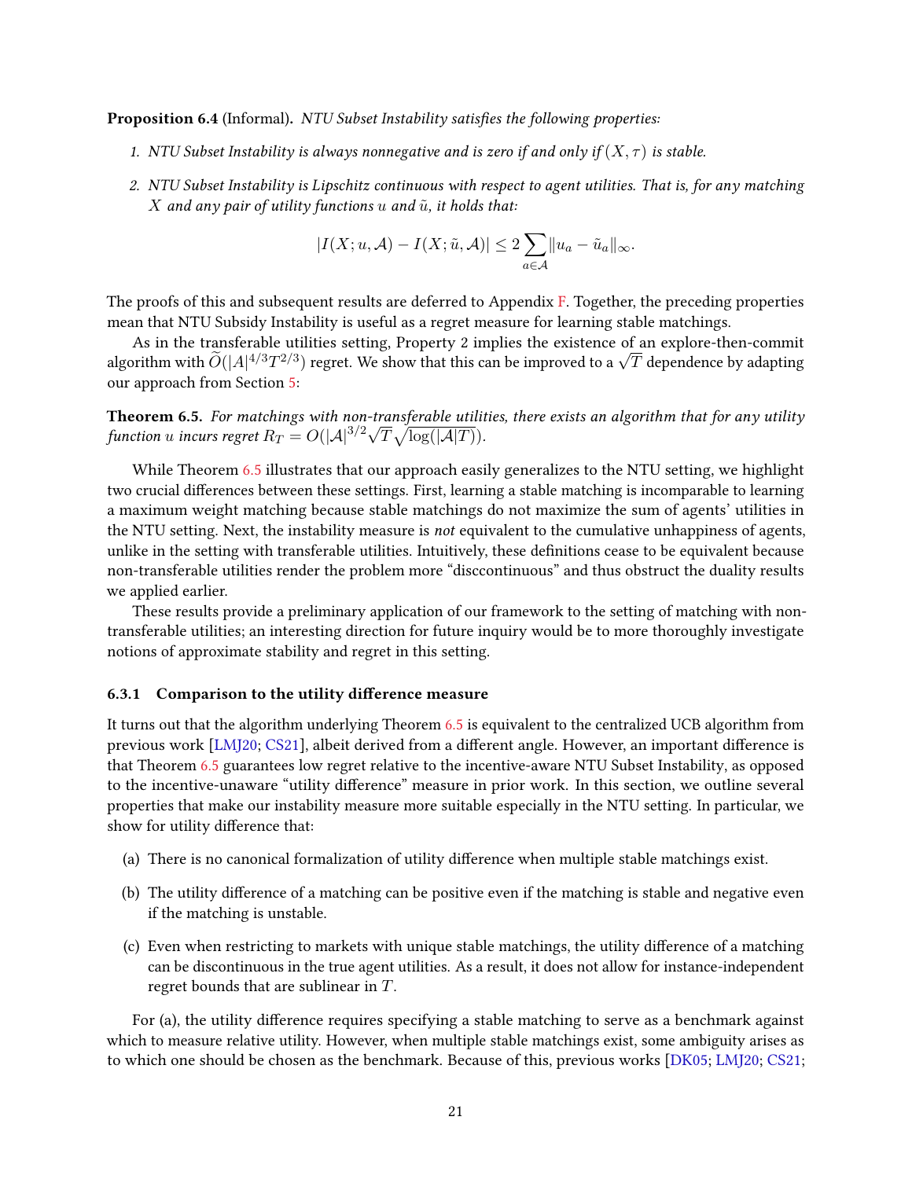**Proposition 6.4** (Informal)**.** *NTU Subset Instability satisfies the following properties:*

1. *NTU Subset Instability is always nonnegative and is zero if and only if $(X, \tau)$ is stable.*
2. *NTU Subset Instability is Lipschitz continuous with respect to agent utilities. That is, for any matching $X$ and any pair of utility functions $u$ and $\tilde{u}$, it holds that:*

$$|I(X; u, \mathcal{A}) - I(X; \tilde{u}, \mathcal{A})| \leq 2 \sum_{a \in \mathcal{A}} \|u_a - \tilde{u}_a\|_\infty.$$

The proofs of this and subsequent results are deferred to Appendix F. Together, the preceding properties mean that NTU Subsidy Instability is useful as a regret measure for learning stable matchings.

As in the transferable utilities setting, Property 2 implies the existence of an explore-then-commit algorithm with $\widetilde{O}(|A|^{4/3}T^{2/3})$ regret. We show that this can be improved to a $\sqrt{T}$ dependence by adapting our approach from Section 5:

**Theorem 6.5.** *For matchings with non-transferable utilities, there exists an algorithm that for any utility function $u$ incurs regret $R_T = O(|\mathcal{A}|^{3/2}\sqrt{T}\sqrt{\log(|\mathcal{A}|T)})$.*

While Theorem 6.5 illustrates that our approach easily generalizes to the NTU setting, we highlight two crucial differences between these settings. First, learning a stable matching is incomparable to learning a maximum weight matching because stable matchings do not maximize the sum of agents' utilities in the NTU setting. Next, the instability measure is *not* equivalent to the cumulative unhappiness of agents, unlike in the setting with transferable utilities. Intuitively, these definitions cease to be equivalent because non-transferable utilities render the problem more "disccontinuous" and thus obstruct the duality results we applied earlier.

These results provide a preliminary application of our framework to the setting of matching with non-transferable utilities; an interesting direction for future inquiry would be to more thoroughly investigate notions of approximate stability and regret in this setting.

### 6.3.1 Comparison to the utility difference measure

It turns out that the algorithm underlying Theorem 6.5 is equivalent to the centralized UCB algorithm from previous work [LMJ20; CS21], albeit derived from a different angle. However, an important difference is that Theorem 6.5 guarantees low regret relative to the incentive-aware NTU Subset Instability, as opposed to the incentive-unaware "utility difference" measure in prior work. In this section, we outline several properties that make our instability measure more suitable especially in the NTU setting. In particular, we show for utility difference that:

(a) There is no canonical formalization of utility difference when multiple stable matchings exist.

(b) The utility difference of a matching can be positive even if the matching is stable and negative even if the matching is unstable.

(c) Even when restricting to markets with unique stable matchings, the utility difference of a matching can be discontinuous in the true agent utilities. As a result, it does not allow for instance-independent regret bounds that are sublinear in $T$.

For (a), the utility difference requires specifying a stable matching to serve as a benchmark against which to measure relative utility. However, when multiple stable matchings exist, some ambiguity arises as to which one should be chosen as the benchmark. Because of this, previous works [DK05; LMJ20; CS21;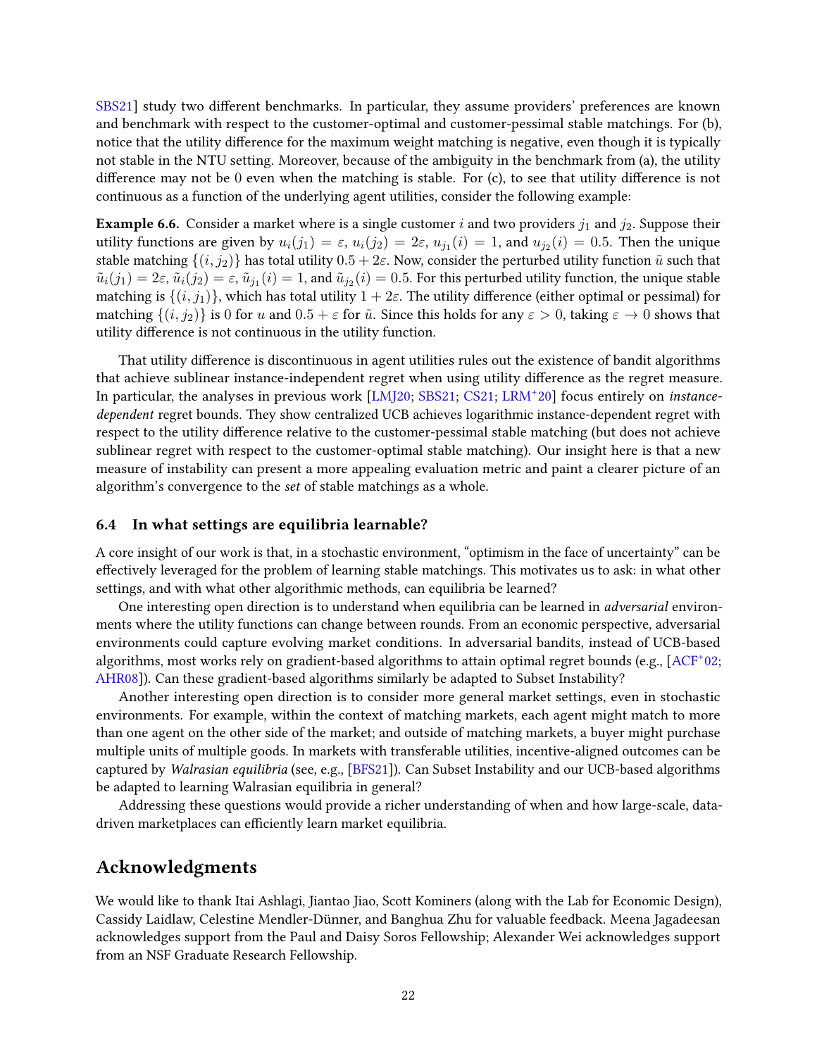SBS21] study two different benchmarks. In particular, they assume providers' preferences are known and benchmark with respect to the customer-optimal and customer-pessimal stable matchings. For (b), notice that the utility difference for the maximum weight matching is negative, even though it is typically not stable in the NTU setting. Moreover, because of the ambiguity in the benchmark from (a), the utility difference may not be 0 even when the matching is stable. For (c), to see that utility difference is not continuous as a function of the underlying agent utilities, consider the following example:

**Example 6.6.** Consider a market where is a single customer $i$ and two providers $j_1$ and $j_2$. Suppose their utility functions are given by $u_i(j_1) = \varepsilon$, $u_i(j_2) = 2\varepsilon$, $u_{j_1}(i) = 1$, and $u_{j_2}(i) = 0.5$. Then the unique stable matching $\{(i, j_2)\}$ has total utility $0.5 + 2\varepsilon$. Now, consider the perturbed utility function $\tilde{u}$ such that $\tilde{u}_i(j_1) = 2\varepsilon$, $\tilde{u}_i(j_2) = \varepsilon$, $\tilde{u}_{j_1}(i) = 1$, and $\tilde{u}_{j_2}(i) = 0.5$. For this perturbed utility function, the unique stable matching is $\{(i, j_1)\}$, which has total utility $1 + 2\varepsilon$. The utility difference (either optimal or pessimal) for matching $\{(i, j_2)\}$ is 0 for $u$ and $0.5 + \varepsilon$ for $\tilde{u}$. Since this holds for any $\varepsilon > 0$, taking $\varepsilon \to 0$ shows that utility difference is not continuous in the utility function.

That utility difference is discontinuous in agent utilities rules out the existence of bandit algorithms that achieve sublinear instance-independent regret when using utility difference as the regret measure. In particular, the analyses in previous work [LMJ20; SBS21; CS21; LRM+20] focus entirely on *instance-dependent* regret bounds. They show centralized UCB achieves logarithmic instance-dependent regret with respect to the utility difference relative to the customer-pessimal stable matching (but does not achieve sublinear regret with respect to the customer-optimal stable matching). Our insight here is that a new measure of instability can present a more appealing evaluation metric and paint a clearer picture of an algorithm's convergence to the *set* of stable matchings as a whole.

### 6.4 In what settings are equilibria learnable?

A core insight of our work is that, in a stochastic environment, "optimism in the face of uncertainty" can be effectively leveraged for the problem of learning stable matchings. This motivates us to ask: in what other settings, and with what other algorithmic methods, can equilibria be learned?

One interesting open direction is to understand when equilibria can be learned in *adversarial* environments where the utility functions can change between rounds. From an economic perspective, adversarial environments could capture evolving market conditions. In adversarial bandits, instead of UCB-based algorithms, most works rely on gradient-based algorithms to attain optimal regret bounds (e.g., [ACF+02; AHR08]). Can these gradient-based algorithms similarly be adapted to Subset Instability?

Another interesting open direction is to consider more general market settings, even in stochastic environments. For example, within the context of matching markets, each agent might match to more than one agent on the other side of the market; and outside of matching markets, a buyer might purchase multiple units of multiple goods. In markets with transferable utilities, incentive-aligned outcomes can be captured by *Walrasian equilibria* (see, e.g., [BFS21]). Can Subset Instability and our UCB-based algorithms be adapted to learning Walrasian equilibria in general?

Addressing these questions would provide a richer understanding of when and how large-scale, data-driven marketplaces can efficiently learn market equilibria.

## Acknowledgments

We would like to thank Itai Ashlagi, Jiantao Jiao, Scott Kominers (along with the Lab for Economic Design), Cassidy Laidlaw, Celestine Mendler-Dünner, and Banghua Zhu for valuable feedback. Meena Jagadeesan acknowledges support from the Paul and Daisy Soros Fellowship; Alexander Wei acknowledges support from an NSF Graduate Research Fellowship.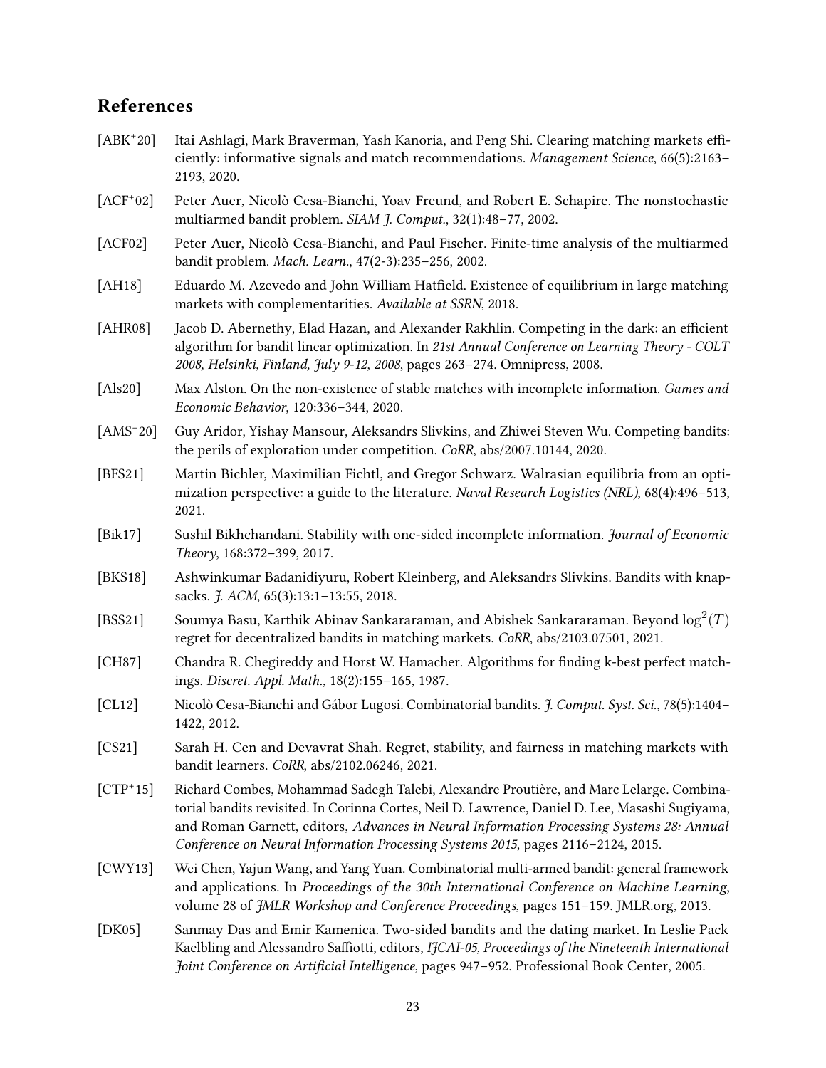## References

[ABK+20] Itai Ashlagi, Mark Braverman, Yash Kanoria, and Peng Shi. Clearing matching markets efficiently: informative signals and match recommendations. *Management Science*, 66(5):2163–2193, 2020.

[ACF+02] Peter Auer, Nicolò Cesa-Bianchi, Yoav Freund, and Robert E. Schapire. The nonstochastic multiarmed bandit problem. *SIAM J. Comput.*, 32(1):48–77, 2002.

[ACF02] Peter Auer, Nicolò Cesa-Bianchi, and Paul Fischer. Finite-time analysis of the multiarmed bandit problem. *Mach. Learn.*, 47(2-3):235–256, 2002.

[AH18] Eduardo M. Azevedo and John William Hatfield. Existence of equilibrium in large matching markets with complementarities. *Available at SSRN*, 2018.

[AHR08] Jacob D. Abernethy, Elad Hazan, and Alexander Rakhlin. Competing in the dark: an efficient algorithm for bandit linear optimization. In *21st Annual Conference on Learning Theory - COLT 2008, Helsinki, Finland, July 9-12, 2008*, pages 263–274. Omnipress, 2008.

[Als20] Max Alston. On the non-existence of stable matches with incomplete information. *Games and Economic Behavior*, 120:336–344, 2020.

[AMS+20] Guy Aridor, Yishay Mansour, Aleksandrs Slivkins, and Zhiwei Steven Wu. Competing bandits: the perils of exploration under competition. *CoRR*, abs/2007.10144, 2020.

[BFS21] Martin Bichler, Maximilian Fichtl, and Gregor Schwarz. Walrasian equilibria from an optimization perspective: a guide to the literature. *Naval Research Logistics (NRL)*, 68(4):496–513, 2021.

[Bik17] Sushil Bikhchandani. Stability with one-sided incomplete information. *Journal of Economic Theory*, 168:372–399, 2017.

[BKS18] Ashwinkumar Badanidiyuru, Robert Kleinberg, and Aleksandrs Slivkins. Bandits with knapsacks. *J. ACM*, 65(3):13:1–13:55, 2018.

[BSS21] Soumya Basu, Karthik Abinav Sankararaman, and Abishek Sankararaman. Beyond $\log^2(T)$ regret for decentralized bandits in matching markets. *CoRR*, abs/2103.07501, 2021.

[CH87] Chandra R. Chegireddy and Horst W. Hamacher. Algorithms for finding k-best perfect matchings. *Discret. Appl. Math.*, 18(2):155–165, 1987.

[CL12] Nicolò Cesa-Bianchi and Gábor Lugosi. Combinatorial bandits. *J. Comput. Syst. Sci.*, 78(5):1404–1422, 2012.

[CS21] Sarah H. Cen and Devavrat Shah. Regret, stability, and fairness in matching markets with bandit learners. *CoRR*, abs/2102.06246, 2021.

[CTP+15] Richard Combes, Mohammad Sadegh Talebi, Alexandre Proutière, and Marc Lelarge. Combinatorial bandits revisited. In Corinna Cortes, Neil D. Lawrence, Daniel D. Lee, Masashi Sugiyama, and Roman Garnett, editors, *Advances in Neural Information Processing Systems 28: Annual Conference on Neural Information Processing Systems 2015*, pages 2116–2124, 2015.

[CWY13] Wei Chen, Yajun Wang, and Yang Yuan. Combinatorial multi-armed bandit: general framework and applications. In *Proceedings of the 30th International Conference on Machine Learning*, volume 28 of *JMLR Workshop and Conference Proceedings*, pages 151–159. JMLR.org, 2013.

[DK05] Sanmay Das and Emir Kamenica. Two-sided bandits and the dating market. In Leslie Pack Kaelbling and Alessandro Saffiotti, editors, *IJCAI-05, Proceedings of the Nineteenth International Joint Conference on Artificial Intelligence*, pages 947–952. Professional Book Center, 2005.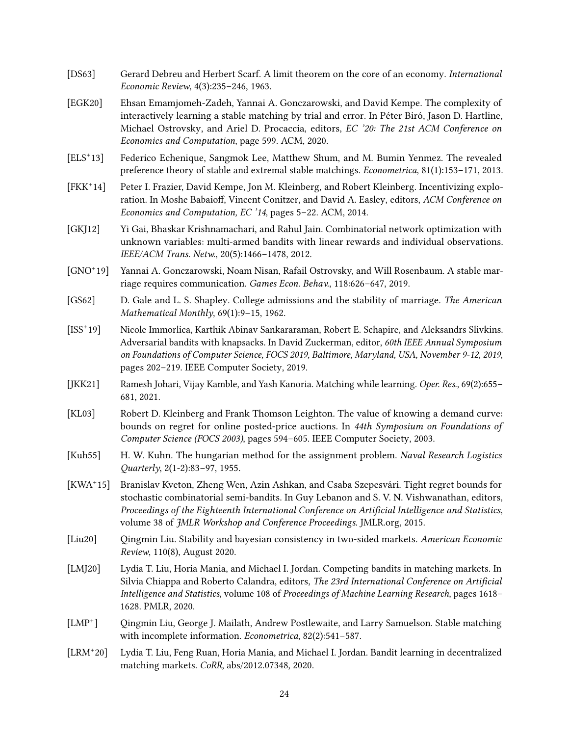[DS63] Gerard Debreu and Herbert Scarf. A limit theorem on the core of an economy. *International Economic Review*, 4(3):235–246, 1963.

[EGK20] Ehsan Emamjomeh-Zadeh, Yannai A. Gonczarowski, and David Kempe. The complexity of interactively learning a stable matching by trial and error. In Péter Biró, Jason D. Hartline, Michael Ostrovsky, and Ariel D. Procaccia, editors, *EC '20: The 21st ACM Conference on Economics and Computation*, page 599. ACM, 2020.

[ELS+13] Federico Echenique, Sangmok Lee, Matthew Shum, and M. Bumin Yenmez. The revealed preference theory of stable and extremal stable matchings. *Econometrica*, 81(1):153–171, 2013.

[FKK+14] Peter I. Frazier, David Kempe, Jon M. Kleinberg, and Robert Kleinberg. Incentivizing exploration. In Moshe Babaioff, Vincent Conitzer, and David A. Easley, editors, *ACM Conference on Economics and Computation, EC '14*, pages 5–22. ACM, 2014.

[GKJ12] Yi Gai, Bhaskar Krishnamachari, and Rahul Jain. Combinatorial network optimization with unknown variables: multi-armed bandits with linear rewards and individual observations. *IEEE/ACM Trans. Netw.*, 20(5):1466–1478, 2012.

[GNO+19] Yannai A. Gonczarowski, Noam Nisan, Rafail Ostrovsky, and Will Rosenbaum. A stable marriage requires communication. *Games Econ. Behav.*, 118:626–647, 2019.

[GS62] D. Gale and L. S. Shapley. College admissions and the stability of marriage. *The American Mathematical Monthly*, 69(1):9–15, 1962.

[ISS+19] Nicole Immorlica, Karthik Abinav Sankararaman, Robert E. Schapire, and Aleksandrs Slivkins. Adversarial bandits with knapsacks. In David Zuckerman, editor, *60th IEEE Annual Symposium on Foundations of Computer Science, FOCS 2019, Baltimore, Maryland, USA, November 9-12, 2019*, pages 202–219. IEEE Computer Society, 2019.

[JKK21] Ramesh Johari, Vijay Kamble, and Yash Kanoria. Matching while learning. *Oper. Res.*, 69(2):655–681, 2021.

[KL03] Robert D. Kleinberg and Frank Thomson Leighton. The value of knowing a demand curve: bounds on regret for online posted-price auctions. In *44th Symposium on Foundations of Computer Science (FOCS 2003)*, pages 594–605. IEEE Computer Society, 2003.

[Kuh55] H. W. Kuhn. The hungarian method for the assignment problem. *Naval Research Logistics Quarterly*, 2(1-2):83–97, 1955.

[KWA+15] Branislav Kveton, Zheng Wen, Azin Ashkan, and Csaba Szepesvári. Tight regret bounds for stochastic combinatorial semi-bandits. In Guy Lebanon and S. V. N. Vishwanathan, editors, *Proceedings of the Eighteenth International Conference on Artificial Intelligence and Statistics*, volume 38 of *JMLR Workshop and Conference Proceedings*. JMLR.org, 2015.

[Liu20] Qingmin Liu. Stability and bayesian consistency in two-sided markets. *American Economic Review*, 110(8), August 2020.

[LMJ20] Lydia T. Liu, Horia Mania, and Michael I. Jordan. Competing bandits in matching markets. In Silvia Chiappa and Roberto Calandra, editors, *The 23rd International Conference on Artificial Intelligence and Statistics*, volume 108 of *Proceedings of Machine Learning Research*, pages 1618–1628. PMLR, 2020.

[LMP+] Qingmin Liu, George J. Mailath, Andrew Postlewaite, and Larry Samuelson. Stable matching with incomplete information. *Econometrica*, 82(2):541–587.

[LRM+20] Lydia T. Liu, Feng Ruan, Horia Mania, and Michael I. Jordan. Bandit learning in decentralized matching markets. *CoRR*, abs/2012.07348, 2020.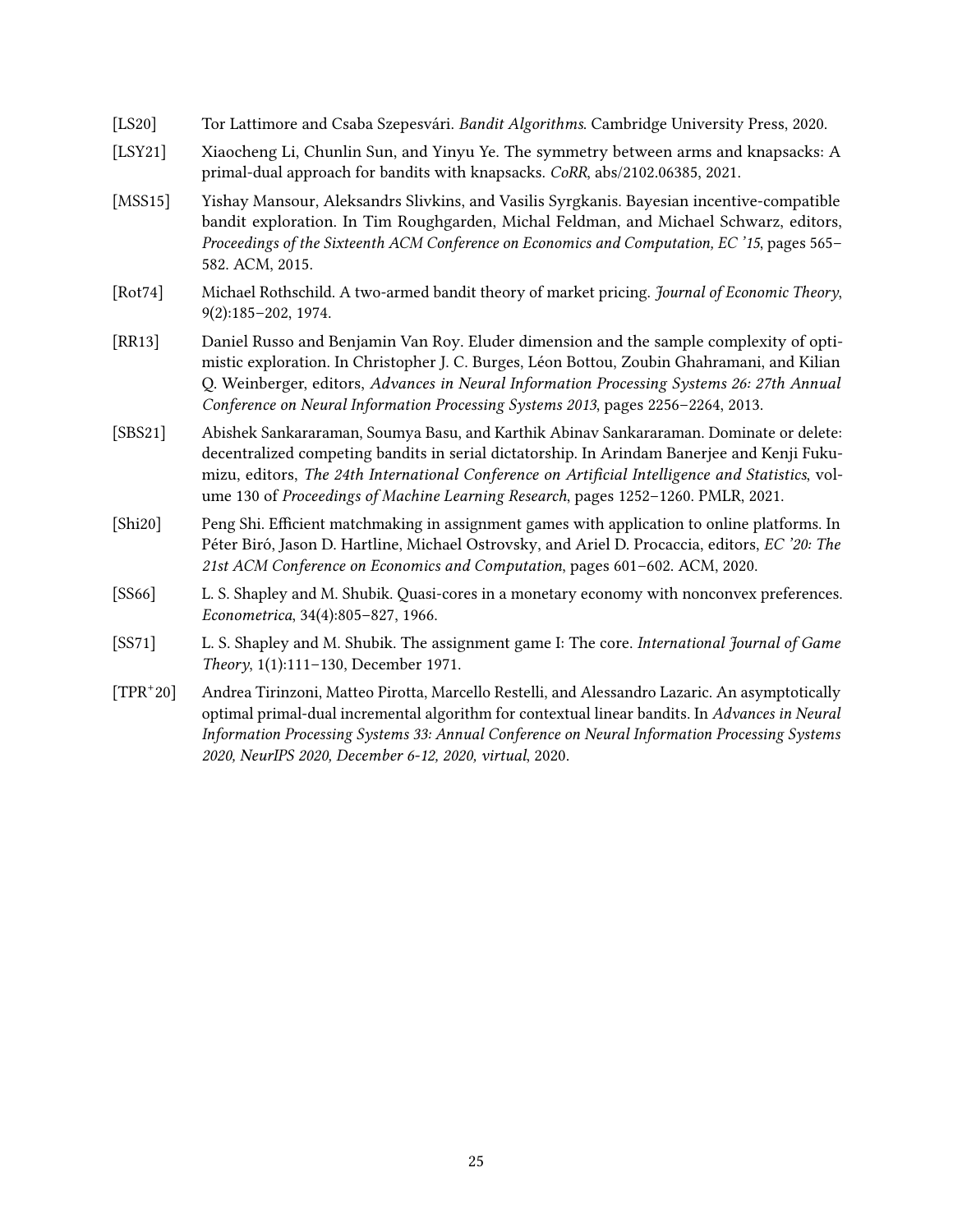[LS20] Tor Lattimore and Csaba Szepesvári. *Bandit Algorithms*. Cambridge University Press, 2020.

[LSY21] Xiaocheng Li, Chunlin Sun, and Yinyu Ye. The symmetry between arms and knapsacks: A primal-dual approach for bandits with knapsacks. *CoRR*, abs/2102.06385, 2021.

[MSS15] Yishay Mansour, Aleksandrs Slivkins, and Vasilis Syrgkanis. Bayesian incentive-compatible bandit exploration. In Tim Roughgarden, Michal Feldman, and Michael Schwarz, editors, *Proceedings of the Sixteenth ACM Conference on Economics and Computation, EC '15*, pages 565–582. ACM, 2015.

[Rot74] Michael Rothschild. A two-armed bandit theory of market pricing. *Journal of Economic Theory*, 9(2):185–202, 1974.

[RR13] Daniel Russo and Benjamin Van Roy. Eluder dimension and the sample complexity of optimistic exploration. In Christopher J. C. Burges, Léon Bottou, Zoubin Ghahramani, and Kilian Q. Weinberger, editors, *Advances in Neural Information Processing Systems 26: 27th Annual Conference on Neural Information Processing Systems 2013*, pages 2256–2264, 2013.

[SBS21] Abishek Sankararaman, Soumya Basu, and Karthik Abinav Sankararaman. Dominate or delete: decentralized competing bandits in serial dictatorship. In Arindam Banerjee and Kenji Fukumizu, editors, *The 24th International Conference on Artificial Intelligence and Statistics*, volume 130 of *Proceedings of Machine Learning Research*, pages 1252–1260. PMLR, 2021.

[Shi20] Peng Shi. Efficient matchmaking in assignment games with application to online platforms. In Péter Biró, Jason D. Hartline, Michael Ostrovsky, and Ariel D. Procaccia, editors, *EC '20: The 21st ACM Conference on Economics and Computation*, pages 601–602. ACM, 2020.

[SS66] L. S. Shapley and M. Shubik. Quasi-cores in a monetary economy with nonconvex preferences. *Econometrica*, 34(4):805–827, 1966.

[SS71] L. S. Shapley and M. Shubik. The assignment game I: The core. *International Journal of Game Theory*, 1(1):111–130, December 1971.

[TPR+20] Andrea Tirinzoni, Matteo Pirotta, Marcello Restelli, and Alessandro Lazaric. An asymptotically optimal primal-dual incremental algorithm for contextual linear bandits. In *Advances in Neural Information Processing Systems 33: Annual Conference on Neural Information Processing Systems 2020, NeurIPS 2020, December 6-12, 2020, virtual*, 2020.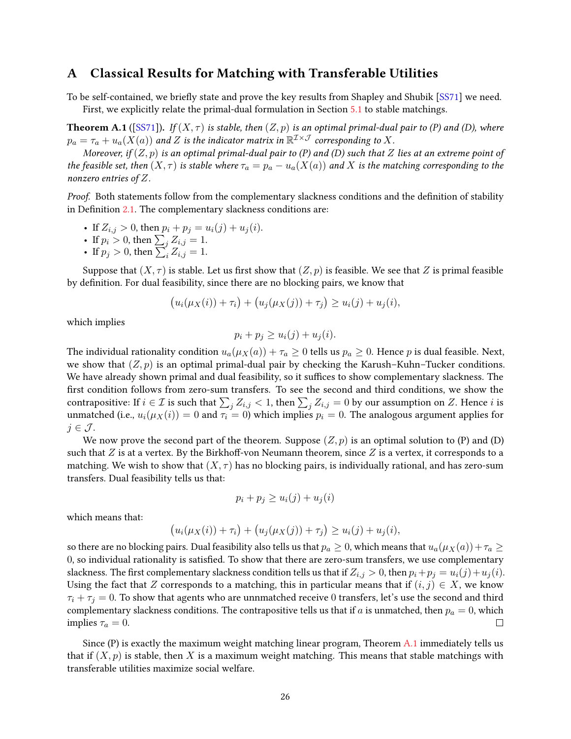# A Classical Results for Matching with Transferable Utilities

To be self-contained, we briefly state and prove the key results from Shapley and Shubik [SS71] we need.

First, we explicitly relate the primal-dual formulation in Section 5.1 to stable matchings.

**Theorem A.1** ([SS71])**.** *If $(X, \tau)$ is stable, then $(Z, p)$ is an optimal primal-dual pair to (P) and (D), where $p_a = \tau_a + u_a(X(a))$ and $Z$ is the indicator matrix in $\mathbb{R}^{\mathcal{I} \times \mathcal{J}}$ corresponding to $X$.*

*Moreover, if $(Z, p)$ is an optimal primal-dual pair to (P) and (D) such that $Z$ lies at an extreme point of the feasible set, then $(X, \tau)$ is stable where $\tau_a = p_a - u_a(X(a))$ and $X$ is the matching corresponding to the nonzero entries of $Z$.*

*Proof.* Both statements follow from the complementary slackness conditions and the definition of stability in Definition 2.1. The complementary slackness conditions are:

- If $Z_{i,j} > 0$, then $p_i + p_j = u_i(j) + u_j(i)$.
- If $p_i > 0$, then $\sum_j Z_{i,j} = 1$.
- If $p_j > 0$, then $\sum_i Z_{i,j} = 1$.

Suppose that $(X, \tau)$ is stable. Let us first show that $(Z, p)$ is feasible. We see that $Z$ is primal feasible by definition. For dual feasibility, since there are no blocking pairs, we know that

$$\big(u_i(\mu_X(i)) + \tau_i\big) + \big(u_j(\mu_X(j)) + \tau_j\big) \geq u_i(j) + u_j(i),$$

which implies

$$p_i + p_j \geq u_i(j) + u_j(i).$$

The individual rationality condition $u_a(\mu_X(a)) + \tau_a \geq 0$ tells us $p_a \geq 0$. Hence $p$ is dual feasible. Next, we show that $(Z, p)$ is an optimal primal-dual pair by checking the Karush–Kuhn–Tucker conditions. We have already shown primal and dual feasibility, so it suffices to show complementary slackness. The first condition follows from zero-sum transfers. To see the second and third conditions, we show the contrapositive: If $i \in \mathcal{I}$ is such that $\sum_j Z_{i,j} < 1$, then $\sum_j Z_{i,j} = 0$ by our assumption on $Z$. Hence $i$ is unmatched (i.e., $u_i(\mu_X(i)) = 0$ and $\tau_i = 0$) which implies $p_i = 0$. The analogous argument applies for $j \in \mathcal{J}$.

We now prove the second part of the theorem. Suppose $(Z, p)$ is an optimal solution to (P) and (D) such that $Z$ is at a vertex. By the Birkhoff-von Neumann theorem, since $Z$ is a vertex, it corresponds to a matching. We wish to show that $(X, \tau)$ has no blocking pairs, is individually rational, and has zero-sum transfers. Dual feasibility tells us that:

$$p_i + p_j \geq u_i(j) + u_j(i)$$

which means that:

$$\big(u_i(\mu_X(i)) + \tau_i\big) + \big(u_j(\mu_X(j)) + \tau_j\big) \geq u_i(j) + u_j(i),$$

so there are no blocking pairs. Dual feasibility also tells us that $p_a \geq 0$, which means that $u_a(\mu_X(a)) + \tau_a \geq 0$, so individual rationality is satisfied. To show that there are zero-sum transfers, we use complementary slackness. The first complementary slackness condition tells us that if $Z_{i,j} > 0$, then $p_i + p_j = u_i(j) + u_j(i)$. Using the fact that $Z$ corresponds to a matching, this in particular means that if $(i, j) \in X$, we know $\tau_i + \tau_j = 0$. To show that agents who are unmatched receive 0 transfers, let's use the second and third complementary slackness conditions. The contrapositive tells us that if $a$ is unmatched, then $p_a = 0$, which implies $\tau_a = 0$. □

Since (P) is exactly the maximum weight matching linear program, Theorem A.1 immediately tells us that if $(X, p)$ is stable, then $X$ is a maximum weight matching. This means that stable matchings with transferable utilities maximize social welfare.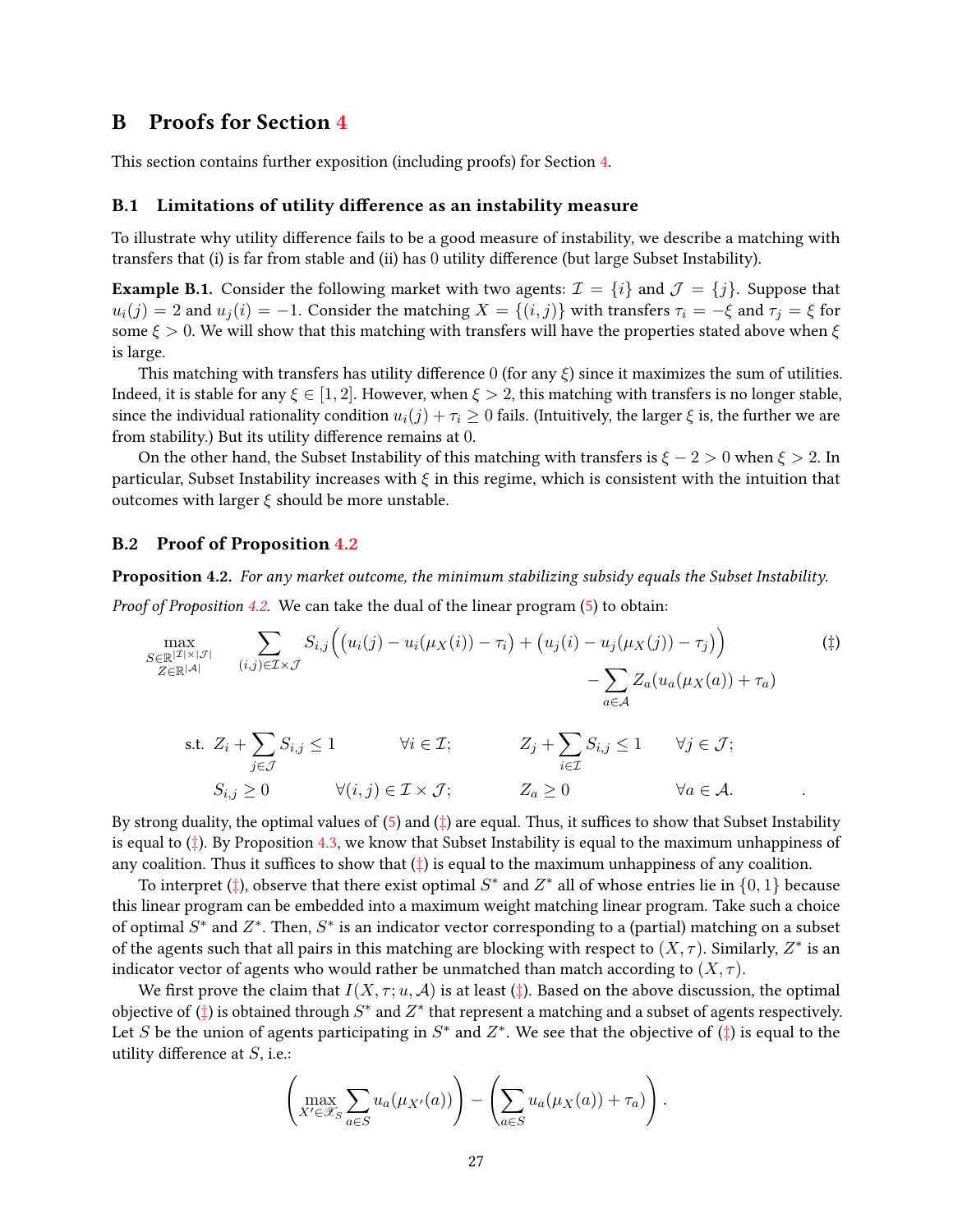## B Proofs for Section 4

This section contains further exposition (including proofs) for Section 4.

### B.1 Limitations of utility difference as an instability measure

To illustrate why utility difference fails to be a good measure of instability, we describe a matching with transfers that (i) is far from stable and (ii) has 0 utility difference (but large Subset Instability).

**Example B.1.** Consider the following market with two agents: $\mathcal{I} = \{i\}$ and $\mathcal{J} = \{j\}$. Suppose that $u_i(j) = 2$ and $u_j(i) = -1$. Consider the matching $X = \{(i, j)\}$ with transfers $\tau_i = -\xi$ and $\tau_j = \xi$ for some $\xi > 0$. We will show that this matching with transfers will have the properties stated above when $\xi$ is large.

This matching with transfers has utility difference 0 (for any $\xi$) since it maximizes the sum of utilities. Indeed, it is stable for any $\xi \in [1, 2]$. However, when $\xi > 2$, this matching with transfers is no longer stable, since the individual rationality condition $u_i(j) + \tau_i \geq 0$ fails. (Intuitively, the larger $\xi$ is, the further we are from stability.) But its utility difference remains at 0.

On the other hand, the Subset Instability of this matching with transfers is $\xi - 2 > 0$ when $\xi > 2$. In particular, Subset Instability increases with $\xi$ in this regime, which is consistent with the intuition that outcomes with larger $\xi$ should be more unstable.

### B.2 Proof of Proposition 4.2

**Proposition 4.2.** *For any market outcome, the minimum stabilizing subsidy equals the Subset Instability.*

*Proof of Proposition 4.2.* We can take the dual of the linear program (5) to obtain:

$$\max_{\substack{S \in \mathbb{R}^{|\mathcal{I}| \times |\mathcal{J}|} \\ Z \in \mathbb{R}^{|\mathcal{A}|}}} \sum_{(i,j) \in \mathcal{I} \times \mathcal{J}} S_{i,j} \Big( \big(u_i(j) - u_i(\mu_X(i)) - \tau_i\big) + \big(u_j(i) - u_j(\mu_X(j)) - \tau_j\big) \Big) - \sum_{a \in \mathcal{A}} Z_a (u_a(\mu_X(a)) + \tau_a) \tag{‡}$$

$$\text{s.t.} \quad Z_i + \sum_{j \in \mathcal{J}} S_{i,j} \leq 1 \quad \forall i \in \mathcal{I}; \qquad Z_j + \sum_{i \in \mathcal{I}} S_{i,j} \leq 1 \quad \forall j \in \mathcal{J};$$

$$S_{i,j} \geq 0 \quad \forall (i,j) \in \mathcal{I} \times \mathcal{J}; \qquad Z_a \geq 0 \quad \forall a \in \mathcal{A}.$$

By strong duality, the optimal values of (5) and (‡) are equal. Thus, it suffices to show that Subset Instability is equal to (‡). By Proposition 4.3, we know that Subset Instability is equal to the maximum unhappiness of any coalition. Thus it suffices to show that (‡) is equal to the maximum unhappiness of any coalition.

To interpret (‡), observe that there exist optimal $S^*$ and $Z^*$ all of whose entries lie in $\{0, 1\}$ because this linear program can be embedded into a maximum weight matching linear program. Take such a choice of optimal $S^*$ and $Z^*$. Then, $S^*$ is an indicator vector corresponding to a (partial) matching on a subset of the agents such that all pairs in this matching are blocking with respect to $(X, \tau)$. Similarly, $Z^*$ is an indicator vector of agents who would rather be unmatched than match according to $(X, \tau)$.

We first prove the claim that $I(X, \tau; u, \mathcal{A})$ is at least (‡). Based on the above discussion, the optimal objective of (‡) is obtained through $S^*$ and $Z^*$ that represent a matching and a subset of agents respectively. Let $S$ be the union of agents participating in $S^*$ and $Z^*$. We see that the objective of (‡) is equal to the utility difference at $S$, i.e.:

$$\left( \max_{X' \in \mathscr{X}_S} \sum_{a \in S} u_a(\mu_{X'}(a)) \right) - \left( \sum_{a \in S} u_a(\mu_X(a)) + \tau_a \right).$$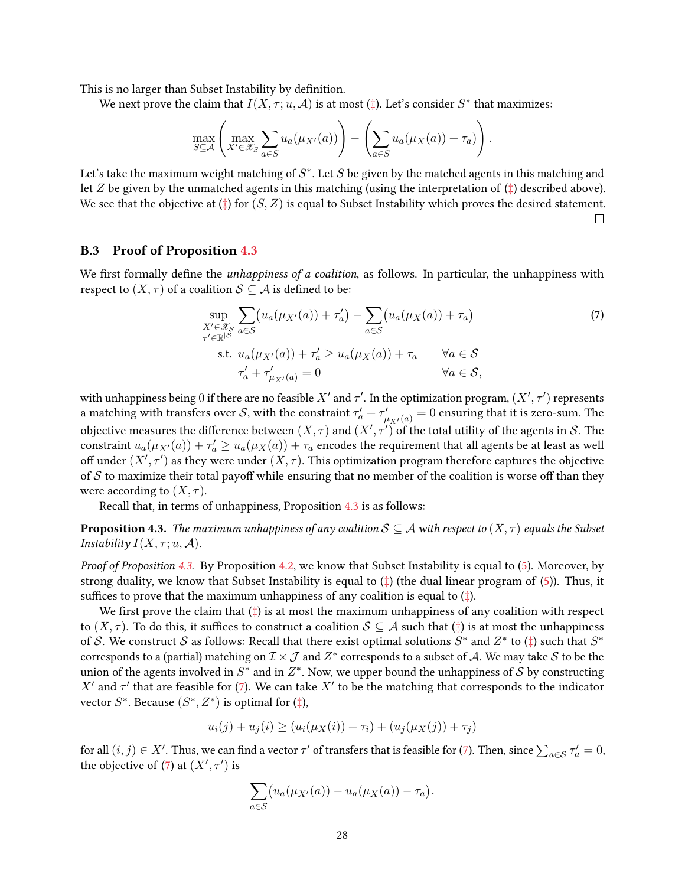This is no larger than Subset Instability by definition.

We next prove the claim that $I(X, \tau; u, \mathcal{A})$ is at most (‡). Let's consider $S^*$ that maximizes:

$$\max_{S \subseteq \mathcal{A}} \left( \max_{X' \in \mathscr{X}_S} \sum_{a \in S} u_a(\mu_{X'}(a)) \right) - \left( \sum_{a \in S} u_a(\mu_X(a)) + \tau_a \right).$$

Let's take the maximum weight matching of $S^*$. Let $S$ be given by the matched agents in this matching and let $Z$ be given by the unmatched agents in this matching (using the interpretation of (‡) described above). We see that the objective at (‡) for $(S, Z)$ is equal to Subset Instability which proves the desired statement. □

### B.3 Proof of Proposition 4.3

We first formally define the *unhappiness of a coalition*, as follows. In particular, the unhappiness with respect to $(X, \tau)$ of a coalition $\mathcal{S} \subseteq \mathcal{A}$ is defined to be:

$$\begin{aligned}
\sup_{\substack{X' \in \mathscr{X}_{\mathcal{S}} \\ \tau' \in \mathbb{R}^{|\mathcal{S}|}}} \; & \sum_{a \in \mathcal{S}} \big( u_a(\mu_{X'}(a)) + \tau'_a \big) - \sum_{a \in \mathcal{S}} \big( u_a(\mu_X(a)) + \tau_a \big) \\
\text{s.t. } \; & u_a(\mu_{X'}(a)) + \tau'_a \geq u_a(\mu_X(a)) + \tau_a \qquad \forall a \in \mathcal{S} \\
& \tau'_a + \tau'_{\mu_{X'}(a)} = 0 \qquad \forall a \in \mathcal{S},
\end{aligned} \tag{7}$$

with unhappiness being 0 if there are no feasible $X'$ and $\tau'$. In the optimization program, $(X', \tau')$ represents a matching with transfers over $\mathcal{S}$, with the constraint $\tau'_a + \tau'_{\mu_{X'}(a)} = 0$ ensuring that it is zero-sum. The objective measures the difference between $(X, \tau)$ and $(X', \tau')$ of the total utility of the agents in $\mathcal{S}$. The constraint $u_a(\mu_{X'}(a)) + \tau'_a \geq u_a(\mu_X(a)) + \tau_a$ encodes the requirement that all agents be at least as well off under $(X', \tau')$ as they were under $(X, \tau)$. This optimization program therefore captures the objective of $\mathcal{S}$ to maximize their total payoff while ensuring that no member of the coalition is worse off than they were according to $(X, \tau)$.

Recall that, in terms of unhappiness, Proposition 4.3 is as follows:

**Proposition 4.3.** *The maximum unhappiness of any coalition $\mathcal{S} \subseteq \mathcal{A}$ with respect to $(X, \tau)$ equals the Subset Instability $I(X, \tau; u, \mathcal{A})$.*

*Proof of Proposition 4.3.* By Proposition 4.2, we know that Subset Instability is equal to (5). Moreover, by strong duality, we know that Subset Instability is equal to (‡) (the dual linear program of (5)). Thus, it suffices to prove that the maximum unhappiness of any coalition is equal to (‡).

We first prove the claim that (‡) is at most the maximum unhappiness of any coalition with respect to $(X, \tau)$. To do this, it suffices to construct a coalition $\mathcal{S} \subseteq \mathcal{A}$ such that (‡) is at most the unhappiness of $\mathcal{S}$. We construct $\mathcal{S}$ as follows: Recall that there exist optimal solutions $S^*$ and $Z^*$ to (‡) such that $S^*$ corresponds to a (partial) matching on $\mathcal{I} \times \mathcal{J}$ and $Z^*$ corresponds to a subset of $\mathcal{A}$. We may take $\mathcal{S}$ to be the union of the agents involved in $S^*$ and in $Z^*$. Now, we upper bound the unhappiness of $\mathcal{S}$ by constructing $X'$ and $\tau'$ that are feasible for (7). We can take $X'$ to be the matching that corresponds to the indicator vector $S^*$. Because $(S^*, Z^*)$ is optimal for (‡),

$$u_i(j) + u_j(i) \geq (u_i(\mu_X(i)) + \tau_i) + (u_j(\mu_X(j)) + \tau_j)$$

for all $(i, j) \in X'$. Thus, we can find a vector $\tau'$ of transfers that is feasible for (7). Then, since $\sum_{a \in \mathcal{S}} \tau'_a = 0$, the objective of (7) at $(X', \tau')$ is

$$\sum_{a \in \mathcal{S}} \big( u_a(\mu_{X'}(a)) - u_a(\mu_X(a)) - \tau_a \big).$$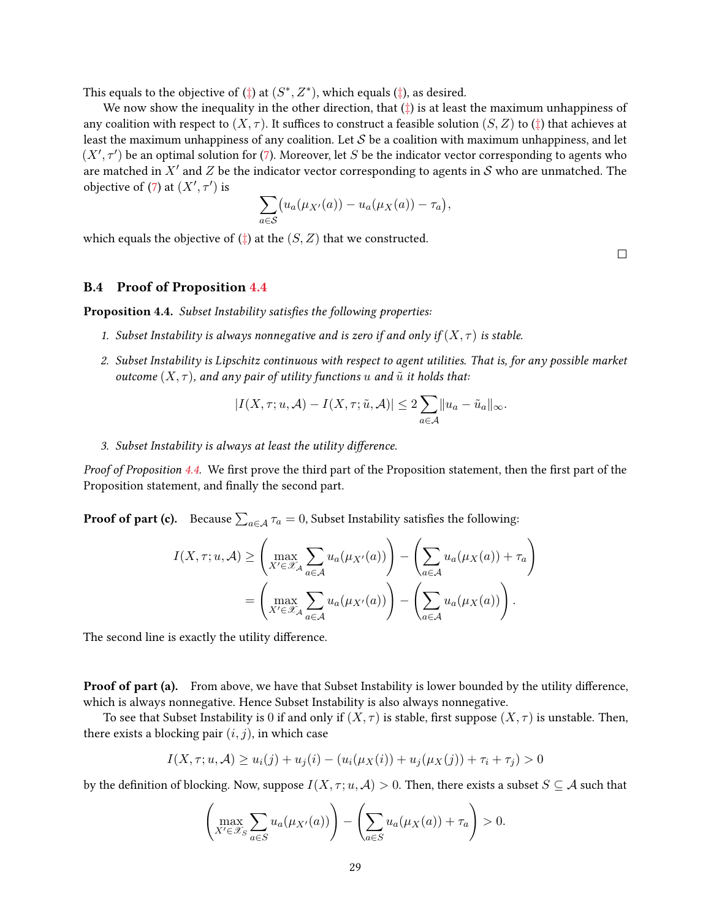This equals to the objective of (‡) at $(S^*, Z^*)$, which equals (‡), as desired.

We now show the inequality in the other direction, that (‡) is at least the maximum unhappiness of any coalition with respect to $(X, \tau)$. It suffices to construct a feasible solution $(S, Z)$ to (‡) that achieves at least the maximum unhappiness of any coalition. Let $\mathcal{S}$ be a coalition with maximum unhappiness, and let $(X', \tau')$ be an optimal solution for (7). Moreover, let $S$ be the indicator vector corresponding to agents who are matched in $X'$ and $Z$ be the indicator vector corresponding to agents in $\mathcal{S}$ who are unmatched. The objective of (7) at $(X', \tau')$ is

$$\sum_{a \in \mathcal{S}} \left( u_a(\mu_{X'}(a)) - u_a(\mu_X(a)) - \tau_a \right),$$

which equals the objective of (‡) at the $(S, Z)$ that we constructed.

□

### B.4 Proof of Proposition 4.4

**Proposition 4.4.** *Subset Instability satisfies the following properties:*

1. *Subset Instability is always nonnegative and is zero if and only if $(X, \tau)$ is stable.*
2. *Subset Instability is Lipschitz continuous with respect to agent utilities. That is, for any possible market outcome $(X, \tau)$, and any pair of utility functions $u$ and $\tilde{u}$ it holds that:*

$$|I(X, \tau; u, \mathcal{A}) - I(X, \tau; \tilde{u}, \mathcal{A})| \leq 2 \sum_{a \in \mathcal{A}} \|u_a - \tilde{u}_a\|_\infty.$$

3. *Subset Instability is always at least the utility difference.*

*Proof of Proposition 4.4.* We first prove the third part of the Proposition statement, then the first part of the Proposition statement, and finally the second part.

**Proof of part (c).** Because $\sum_{a \in \mathcal{A}} \tau_a = 0$, Subset Instability satisfies the following:

$$\begin{aligned}
I(X, \tau; u, \mathcal{A}) &\geq \left( \max_{X' \in \mathscr{X}_{\mathcal{A}}} \sum_{a \in \mathcal{A}} u_a(\mu_{X'}(a)) \right) - \left( \sum_{a \in \mathcal{A}} u_a(\mu_X(a)) + \tau_a \right) \\
&= \left( \max_{X' \in \mathscr{X}_{\mathcal{A}}} \sum_{a \in \mathcal{A}} u_a(\mu_{X'}(a)) \right) - \left( \sum_{a \in \mathcal{A}} u_a(\mu_X(a)) \right).
\end{aligned}$$

The second line is exactly the utility difference.

**Proof of part (a).** From above, we have that Subset Instability is lower bounded by the utility difference, which is always nonnegative. Hence Subset Instability is also always nonnegative.

To see that Subset Instability is 0 if and only if $(X, \tau)$ is stable, first suppose $(X, \tau)$ is unstable. Then, there exists a blocking pair $(i, j)$, in which case

$$I(X, \tau; u, \mathcal{A}) \geq u_i(j) + u_j(i) - (u_i(\mu_X(i)) + u_j(\mu_X(j)) + \tau_i + \tau_j) > 0$$

by the definition of blocking. Now, suppose $I(X, \tau; u, \mathcal{A}) > 0$. Then, there exists a subset $S \subseteq \mathcal{A}$ such that

$$\left( \max_{X' \in \mathscr{X}_S} \sum_{a \in S} u_a(\mu_{X'}(a)) \right) - \left( \sum_{a \in S} u_a(\mu_X(a)) + \tau_a \right) > 0.$$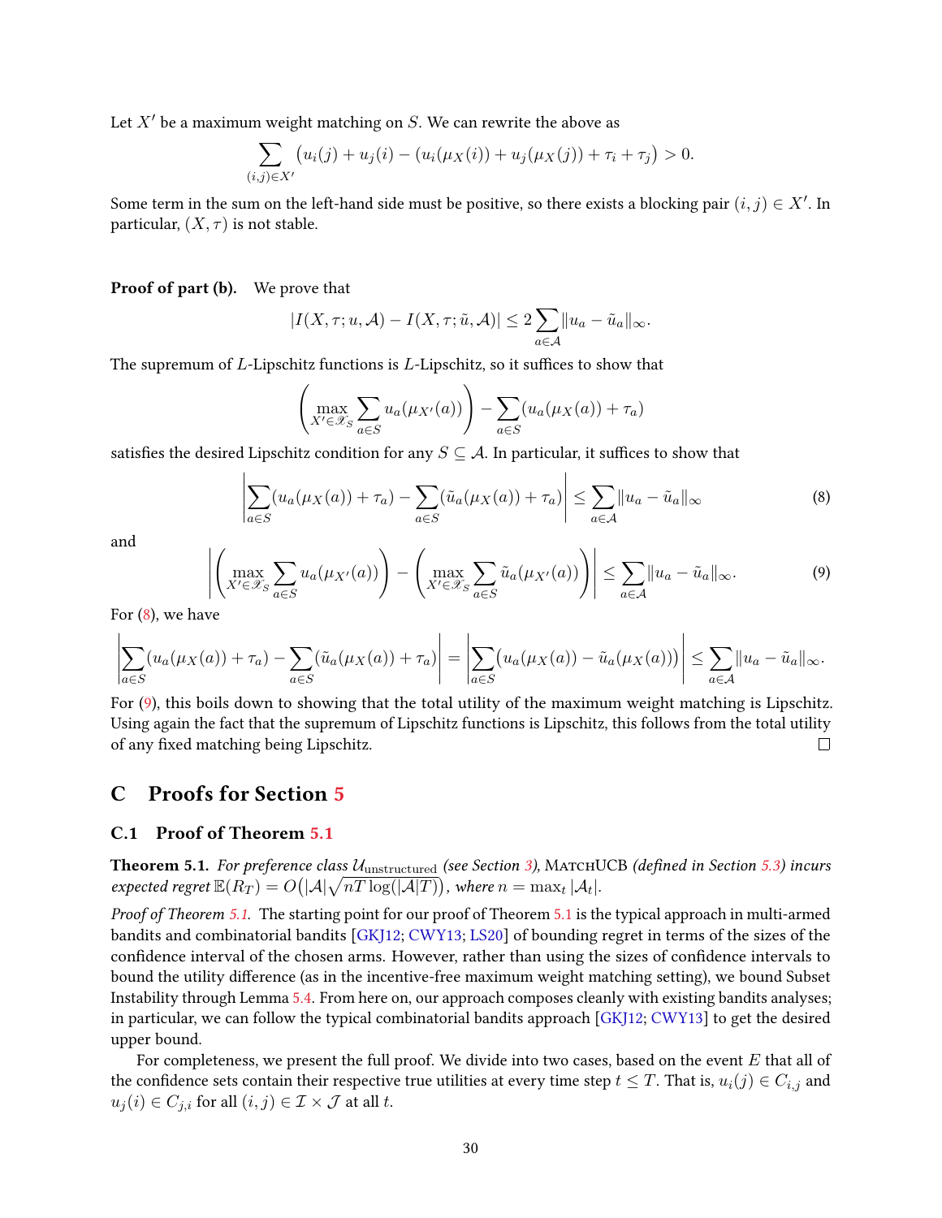Let $X'$ be a maximum weight matching on $S$. We can rewrite the above as

$$\sum_{(i,j)\in X'} \left(u_i(j) + u_j(i) - (u_i(\mu_X(i)) + u_j(\mu_X(j)) + \tau_i + \tau_j\right) > 0.$$

Some term in the sum on the left-hand side must be positive, so there exists a blocking pair $(i,j) \in X'$. In particular, $(X, \tau)$ is not stable.

**Proof of part (b).** We prove that

$$|I(X, \tau; u, \mathcal{A}) - I(X, \tau; \tilde{u}, \mathcal{A})| \leq 2\sum_{a\in\mathcal{A}} \|u_a - \tilde{u}_a\|_\infty.$$

The supremum of $L$-Lipschitz functions is $L$-Lipschitz, so it suffices to show that

$$\left(\max_{X'\in\mathscr{X}_S} \sum_{a\in S} u_a(\mu_{X'}(a))\right) - \sum_{a\in S}(u_a(\mu_X(a)) + \tau_a)$$

satisfies the desired Lipschitz condition for any $S \subseteq \mathcal{A}$. In particular, it suffices to show that

$$\left|\sum_{a\in S}(u_a(\mu_X(a)) + \tau_a) - \sum_{a\in S}(\tilde{u}_a(\mu_X(a)) + \tau_a)\right| \leq \sum_{a\in\mathcal{A}} \|u_a - \tilde{u}_a\|_\infty \tag{8}$$

and

$$\left|\left(\max_{X'\in\mathscr{X}_S} \sum_{a\in S} u_a(\mu_{X'}(a))\right) - \left(\max_{X'\in\mathscr{X}_S} \sum_{a\in S} \tilde{u}_a(\mu_{X'}(a))\right)\right| \leq \sum_{a\in\mathcal{A}} \|u_a - \tilde{u}_a\|_\infty. \tag{9}$$

For (8), we have

$$\left|\sum_{a\in S}(u_a(\mu_X(a)) + \tau_a) - \sum_{a\in S}(\tilde{u}_a(\mu_X(a)) + \tau_a)\right| = \left|\sum_{a\in S}(u_a(\mu_X(a)) - \tilde{u}_a(\mu_X(a)))\right| \leq \sum_{a\in\mathcal{A}} \|u_a - \tilde{u}_a\|_\infty.$$

For (9), this boils down to showing that the total utility of the maximum weight matching is Lipschitz. Using again the fact that the supremum of Lipschitz functions is Lipschitz, this follows from the total utility of any fixed matching being Lipschitz. □

# C Proofs for Section 5

## C.1 Proof of Theorem 5.1

**Theorem 5.1.** *For preference class $\mathcal{U}_{\text{unstructured}}$ (see Section 3),* MatchUCB *(defined in Section 5.3) incurs expected regret $\mathbb{E}(R_T) = O\big(|\mathcal{A}|\sqrt{nT\log(|\mathcal{A}|T)}\big)$, where $n = \max_t |\mathcal{A}_t|$.*

*Proof of Theorem 5.1.* The starting point for our proof of Theorem 5.1 is the typical approach in multi-armed bandits and combinatorial bandits [GKJ12; CWY13; LS20] of bounding regret in terms of the sizes of the confidence interval of the chosen arms. However, rather than using the sizes of confidence intervals to bound the utility difference (as in the incentive-free maximum weight matching setting), we bound Subset Instability through Lemma 5.4. From here on, our approach composes cleanly with existing bandits analyses; in particular, we can follow the typical combinatorial bandits approach [GKJ12; CWY13] to get the desired upper bound.

For completeness, we present the full proof. We divide into two cases, based on the event $E$ that all of the confidence sets contain their respective true utilities at every time step $t \leq T$. That is, $u_i(j) \in C_{i,j}$ and $u_j(i) \in C_{j,i}$ for all $(i,j) \in \mathcal{I} \times \mathcal{J}$ at all $t$.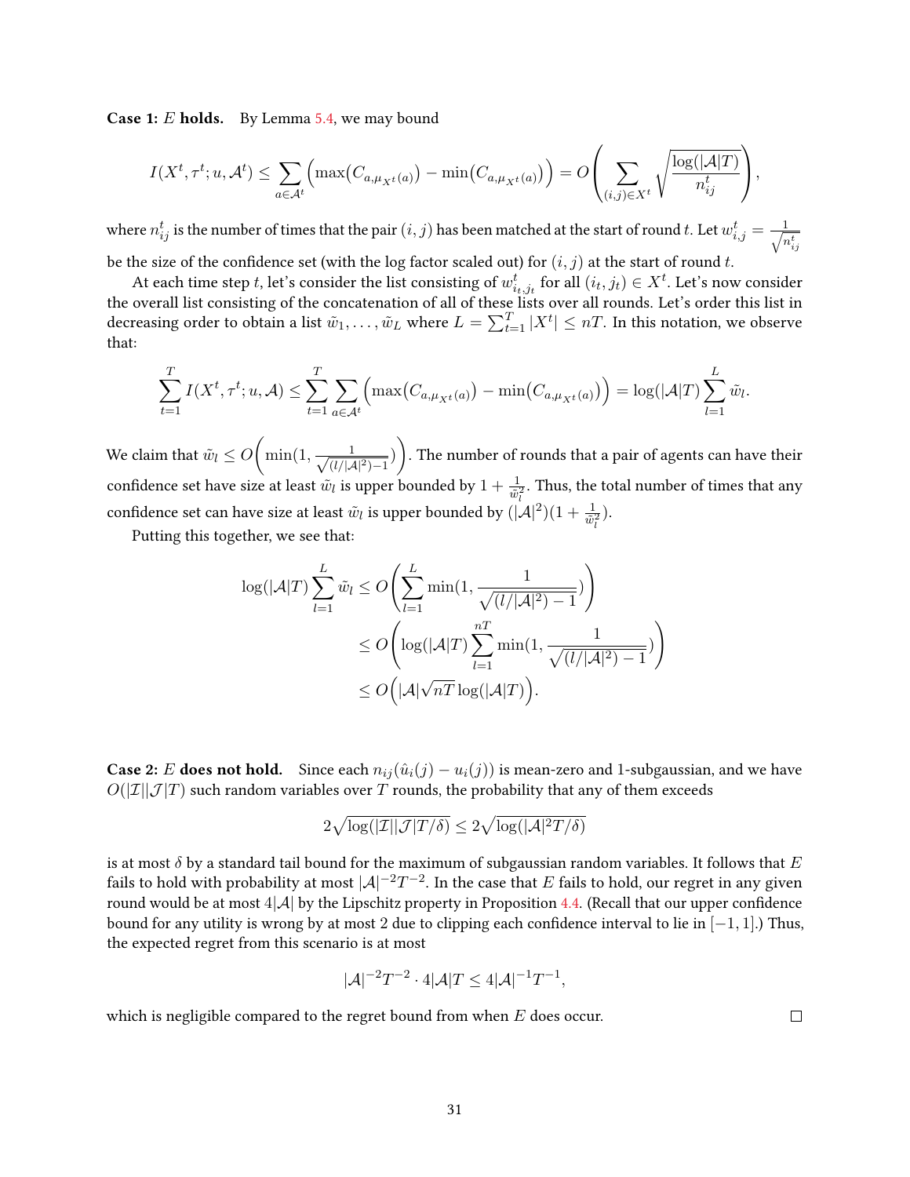**Case 1: $E$ holds.** By Lemma 5.4, we may bound

$$I(X^t, \tau^t; u, \mathcal{A}^t) \leq \sum_{a \in \mathcal{A}^t} \Big( \max(C_{a,\mu_{X^t}(a)}) - \min(C_{a,\mu_{X^t}(a)}) \Big) = O\left( \sum_{(i,j) \in X^t} \sqrt{\frac{\log(|\mathcal{A}|T)}{n_{ij}^t}} \right),$$

where $n_{ij}^t$ is the number of times that the pair $(i,j)$ has been matched at the start of round $t$. Let $w_{i,j}^t = \frac{1}{\sqrt{n_{ij}^t}}$ be the size of the confidence set (with the log factor scaled out) for $(i,j)$ at the start of round $t$.

At each time step $t$, let's consider the list consisting of $w_{i_t,j_t}^t$ for all $(i_t, j_t) \in X^t$. Let's now consider the overall list consisting of the concatenation of all of these lists over all rounds. Let's order this list in decreasing order to obtain a list $\tilde{w}_1, \ldots, \tilde{w}_L$ where $L = \sum_{t=1}^T |X^t| \leq nT$. In this notation, we observe that:

$$\sum_{t=1}^T I(X^t, \tau^t; u, \mathcal{A}) \leq \sum_{t=1}^T \sum_{a \in \mathcal{A}^t} \Big( \max(C_{a,\mu_{X^t}(a)}) - \min(C_{a,\mu_{X^t}(a)}) \Big) = \log(|\mathcal{A}|T) \sum_{l=1}^L \tilde{w}_l.$$

We claim that $\tilde{w}_l \leq O\bigg( \min(1, \frac{1}{\sqrt{(l/|\mathcal{A}|^2)-1}}) \bigg)$. The number of rounds that a pair of agents can have their confidence set have size at least $\tilde{w}_l$ is upper bounded by $1 + \frac{1}{\tilde{w}_l^2}$. Thus, the total number of times that any confidence set can have size at least $\tilde{w}_l$ is upper bounded by $(|\mathcal{A}|^2)(1 + \frac{1}{\tilde{w}_l^2})$.

Putting this together, we see that:

$$\begin{aligned}
\log(|\mathcal{A}|T) \sum_{l=1}^L \tilde{w}_l &\leq O\left( \sum_{l=1}^L \min(1, \frac{1}{\sqrt{(l/|\mathcal{A}|^2) - 1}}) \right) \\
&\leq O\left( \log(|\mathcal{A}|T) \sum_{l=1}^{nT} \min(1, \frac{1}{\sqrt{(l/|\mathcal{A}|^2) - 1}}) \right) \\
&\leq O\Big( |\mathcal{A}| \sqrt{nT} \log(|\mathcal{A}|T) \Big).
\end{aligned}$$

**Case 2: $E$ does not hold.** Since each $n_{ij}(\hat{u}_i(j) - u_i(j))$ is mean-zero and 1-subgaussian, and we have $O(|\mathcal{I}||\mathcal{J}|T)$ such random variables over $T$ rounds, the probability that any of them exceeds

$$2\sqrt{\log(|\mathcal{I}||\mathcal{J}|T/\delta)} \leq 2\sqrt{\log(|\mathcal{A}|^2 T/\delta)}$$

is at most $\delta$ by a standard tail bound for the maximum of subgaussian random variables. It follows that $E$ fails to hold with probability at most $|\mathcal{A}|^{-2}T^{-2}$. In the case that $E$ fails to hold, our regret in any given round would be at most $4|\mathcal{A}|$ by the Lipschitz property in Proposition 4.4. (Recall that our upper confidence bound for any utility is wrong by at most 2 due to clipping each confidence interval to lie in $[-1, 1]$.) Thus, the expected regret from this scenario is at most

$$|\mathcal{A}|^{-2}T^{-2} \cdot 4|\mathcal{A}|T \leq 4|\mathcal{A}|^{-1}T^{-1},$$

which is negligible compared to the regret bound from when $E$ does occur. $\square$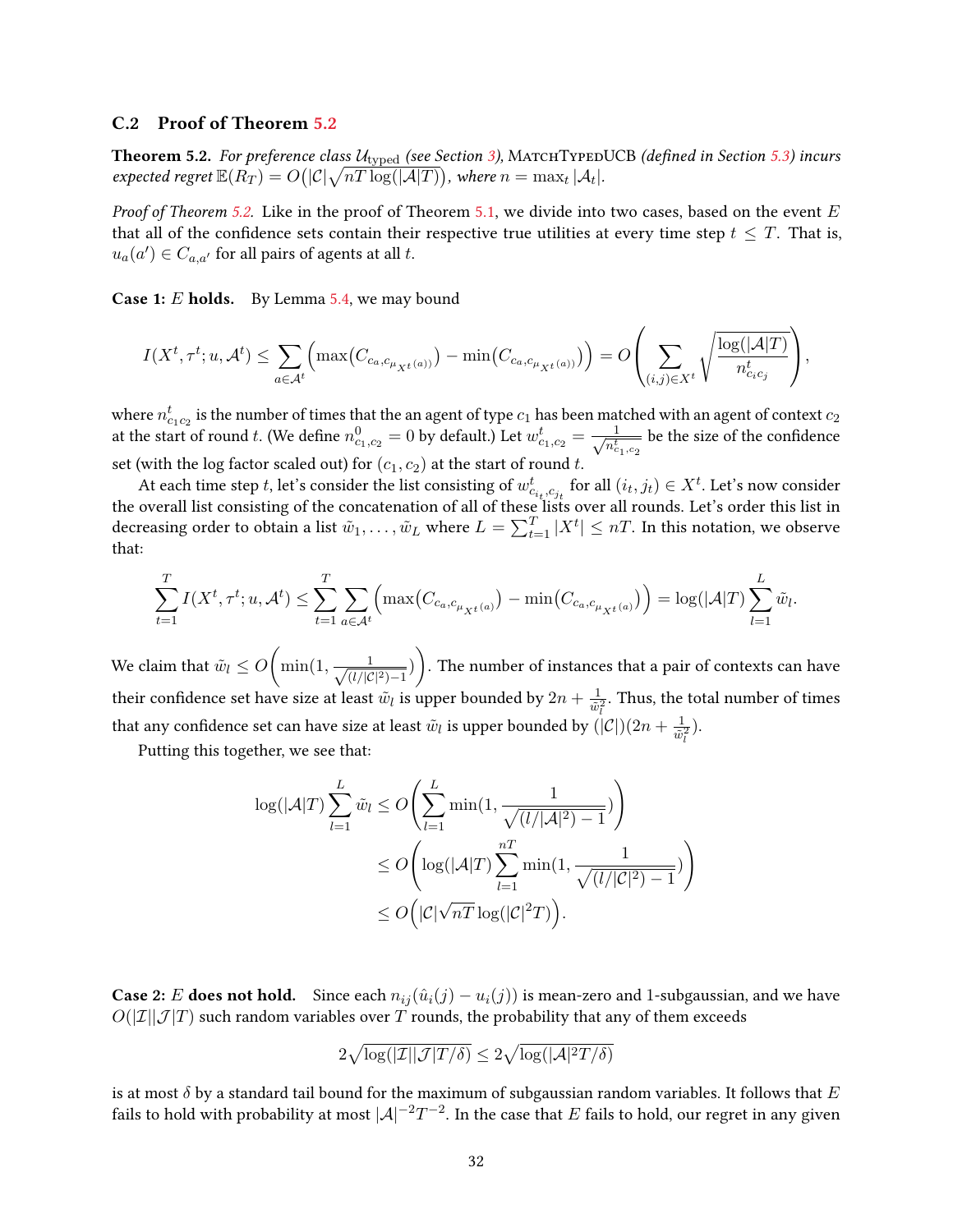### C.2 Proof of Theorem 5.2

**Theorem 5.2.** *For preference class $\mathcal{U}_{\text{typed}}$ (see Section 3),* MatchTypedUCB *(defined in Section 5.3) incurs expected regret $\mathbb{E}(R_T) = O\big(|\mathcal{C}|\sqrt{nT}\log(|\mathcal{A}|T)\big)$, where $n = \max_t |\mathcal{A}_t|$.*

*Proof of Theorem 5.2.* Like in the proof of Theorem 5.1, we divide into two cases, based on the event $E$ that all of the confidence sets contain their respective true utilities at every time step $t \leq T$. That is, $u_a(a') \in C_{a,a'}$ for all pairs of agents at all $t$.

**Case 1: $E$ holds.** By Lemma 5.4, we may bound

$$I(X^t, \tau^t; u, \mathcal{A}^t) \leq \sum_{a \in \mathcal{A}^t} \Big( \max\big(C_{c_a, c_{\mu_{X^t(a)}}}\big) - \min\big(C_{c_a, c_{\mu_{X^t(a)}}}\big)\Big) = O\left( \sum_{(i,j) \in X^t} \sqrt{\frac{\log(|\mathcal{A}|T)}{n^t_{c_i c_j}}} \right),$$

where $n^t_{c_1 c_2}$ is the number of times that the an agent of type $c_1$ has been matched with an agent of context $c_2$ at the start of round $t$. (We define $n^0_{c_1,c_2} = 0$ by default.) Let $w^t_{c_1,c_2} = \frac{1}{\sqrt{n^t_{c_1,c_2}}}$ be the size of the confidence set (with the log factor scaled out) for $(c_1, c_2)$ at the start of round $t$.

At each time step $t$, let's consider the list consisting of $w^t_{c_{i_t}, c_{j_t}}$ for all $(i_t, j_t) \in X^t$. Let's now consider the overall list consisting of the concatenation of all of these lists over all rounds. Let's order this list in decreasing order to obtain a list $\tilde{w}_1, \ldots, \tilde{w}_L$ where $L = \sum_{t=1}^{T} |X^t| \leq nT$. In this notation, we observe that:

$$\sum_{t=1}^{T} I(X^t, \tau^t; u, \mathcal{A}^t) \leq \sum_{t=1}^{T} \sum_{a \in \mathcal{A}^t} \Big( \max\big(C_{c_a, c_{\mu_{X^t(a)}}}\big) - \min\big(C_{c_a, c_{\mu_{X^t(a)}}}\big)\Big) = \log(|\mathcal{A}|T) \sum_{l=1}^{L} \tilde{w}_l.$$

We claim that $\tilde{w}_l \leq O\left(\min(1, \frac{1}{\sqrt{(l/|\mathcal{C}|^2) - 1}})\right)$. The number of instances that a pair of contexts can have their confidence set have size at least $\tilde{w}_l$ is upper bounded by $2n + \frac{1}{\tilde{w}_l^2}$. Thus, the total number of times that any confidence set can have size at least $\tilde{w}_l$ is upper bounded by $(|\mathcal{C}|)(2n + \frac{1}{\tilde{w}_l^2})$.

Putting this together, we see that:

$$\begin{aligned}
\log(|\mathcal{A}|T) \sum_{l=1}^{L} \tilde{w}_l &\leq O\left( \sum_{l=1}^{L} \min(1, \frac{1}{\sqrt{(l/|\mathcal{A}|^2) - 1}}) \right) \\
&\leq O\left( \log(|\mathcal{A}|T) \sum_{l=1}^{nT} \min(1, \frac{1}{\sqrt{(l/|\mathcal{C}|^2) - 1}}) \right) \\
&\leq O\Big( |\mathcal{C}|\sqrt{nT} \log(|\mathcal{C}|^2 T) \Big).
\end{aligned}$$

**Case 2: $E$ does not hold.** Since each $n_{ij}(\hat{u}_i(j) - u_i(j))$ is mean-zero and 1-subgaussian, and we have $O(|\mathcal{I}||\mathcal{J}|T)$ such random variables over $T$ rounds, the probability that any of them exceeds

$$2\sqrt{\log(|\mathcal{I}||\mathcal{J}|T/\delta)} \leq 2\sqrt{\log(|\mathcal{A}|^2 T/\delta)}$$

is at most $\delta$ by a standard tail bound for the maximum of subgaussian random variables. It follows that $E$ fails to hold with probability at most $|\mathcal{A}|^{-2}T^{-2}$. In the case that $E$ fails to hold, our regret in any given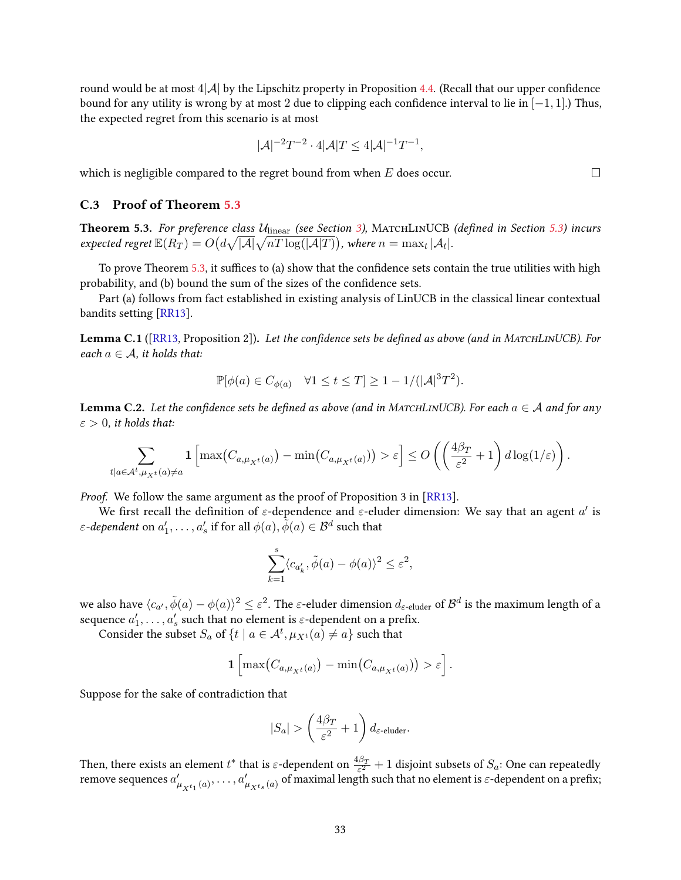round would be at most $4|\mathcal{A}|$ by the Lipschitz property in Proposition 4.4. (Recall that our upper confidence bound for any utility is wrong by at most 2 due to clipping each confidence interval to lie in $[-1, 1]$.) Thus, the expected regret from this scenario is at most

$$|\mathcal{A}|^{-2}T^{-2} \cdot 4|\mathcal{A}|T \leq 4|\mathcal{A}|^{-1}T^{-1},$$

which is negligible compared to the regret bound from when $E$ does occur. ☐

### C.3 Proof of Theorem 5.3

**Theorem 5.3.** *For preference class $\mathcal{U}_{\text{linear}}$ (see Section 3),* MatchLinUCB *(defined in Section 5.3) incurs expected regret $\mathbb{E}(R_T) = O\big(d\sqrt{|\mathcal{A}|}\sqrt{nT}\log(|\mathcal{A}|T)\big)$, where $n = \max_t |\mathcal{A}_t|$.*

To prove Theorem 5.3, it suffices to (a) show that the confidence sets contain the true utilities with high probability, and (b) bound the sum of the sizes of the confidence sets.

Part (a) follows from fact established in existing analysis of LinUCB in the classical linear contextual bandits setting [RR13].

**Lemma C.1** ([RR13, Proposition 2])**.** *Let the confidence sets be defined as above (and in* MatchLinUCB*). For each $a \in \mathcal{A}$, it holds that:*

$$\mathbb{P}[\phi(a) \in C_{\phi(a)} \quad \forall 1 \leq t \leq T] \geq 1 - 1/(|\mathcal{A}|^3 T^2).$$

**Lemma C.2.** *Let the confidence sets be defined as above (and in* MatchLinUCB*). For each $a \in \mathcal{A}$ and for any $\varepsilon > 0$, it holds that:*

$$\sum_{t | a \in \mathcal{A}^t, \mu_{X^t}(a) \neq a} \mathbf{1}\left[\max\left(C_{a,\mu_{X^t}(a)}\right) - \min\left(C_{a,\mu_{X^t}(a)}\right) > \varepsilon\right] \leq O\left(\left(\frac{4\beta_T}{\varepsilon^2} + 1\right) d \log(1/\varepsilon)\right).$$

*Proof.* We follow the same argument as the proof of Proposition 3 in [RR13].

We first recall the definition of $\varepsilon$-dependence and $\varepsilon$-eluder dimension: We say that an agent $a'$ is *$\varepsilon$-dependent* on $a'_1, \ldots, a'_s$ if for all $\phi(a), \tilde{\phi}(a) \in \mathcal{B}^d$ such that

$$\sum_{k=1}^{s} \langle c_{a'_k}, \tilde{\phi}(a) - \phi(a) \rangle^2 \leq \varepsilon^2,$$

we also have $\langle c_{a'}, \tilde{\phi}(a) - \phi(a) \rangle^2 \leq \varepsilon^2$. The $\varepsilon$-eluder dimension $d_{\varepsilon\text{-eluder}}$ of $\mathcal{B}^d$ is the maximum length of a sequence $a'_1, \ldots, a'_s$ such that no element is $\varepsilon$-dependent on a prefix.

Consider the subset $S_a$ of $\{t \mid a \in \mathcal{A}^t, \mu_{X^t}(a) \neq a\}$ such that

$$\mathbf{1}\left[\max\left(C_{a,\mu_{X^t}(a)}\right) - \min\left(C_{a,\mu_{X^t}(a)}\right) > \varepsilon\right].$$

Suppose for the sake of contradiction that

$$|S_a| > \left(\frac{4\beta_T}{\varepsilon^2} + 1\right) d_{\varepsilon\text{-eluder}}.$$

Then, there exists an element $t^*$ that is $\varepsilon$-dependent on $\frac{4\beta_T}{\varepsilon^2} + 1$ disjoint subsets of $S_a$: One can repeatedly remove sequences $a'_{\mu_{X^{t_1}}(a)}, \ldots, a'_{\mu_{X^{t_s}}(a)}$ of maximal length such that no element is $\varepsilon$-dependent on a prefix;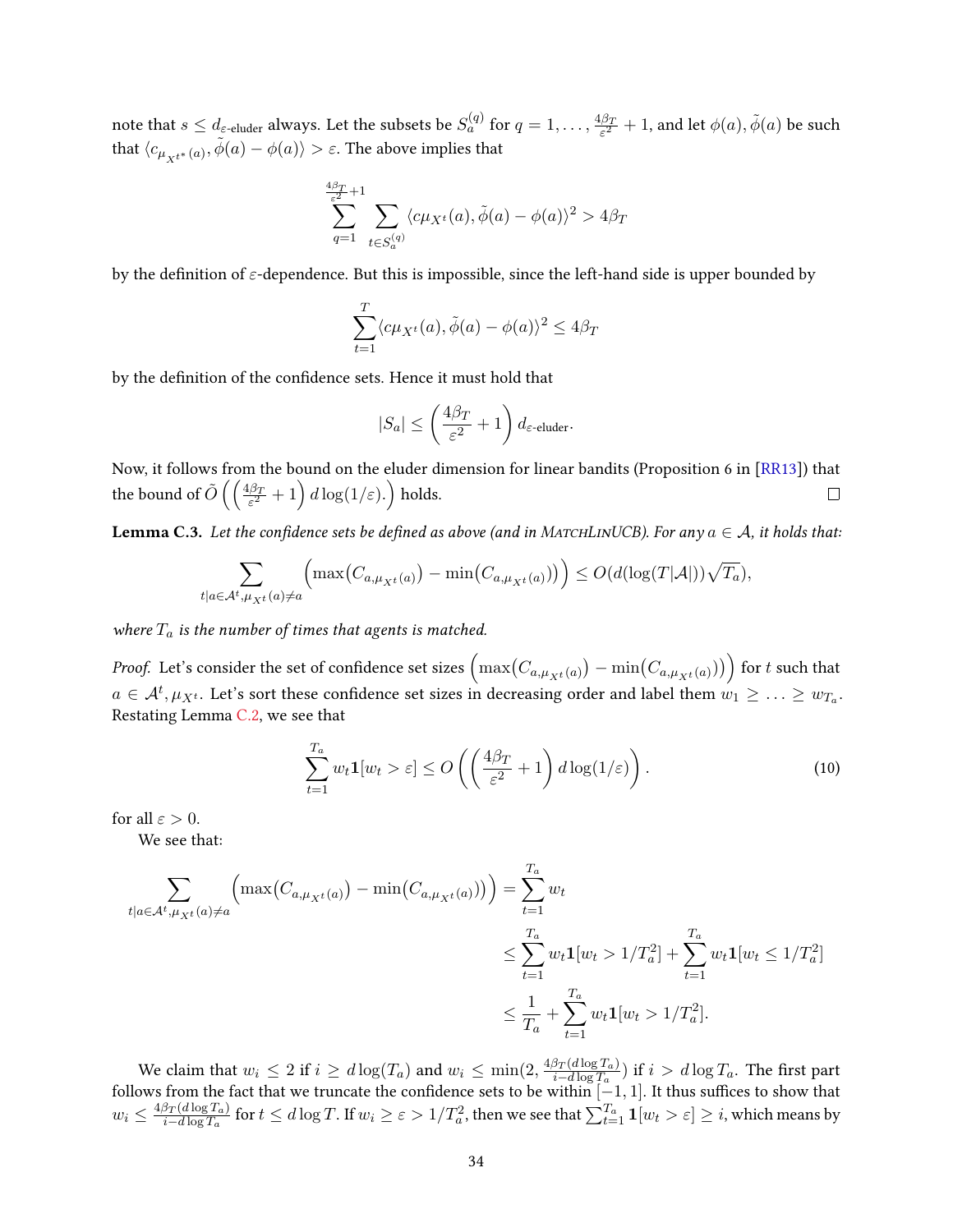note that $s \leq d_{\varepsilon\text{-eluder}}$ always. Let the subsets be $S_a^{(q)}$ for $q = 1, \ldots, \frac{4\beta_T}{\varepsilon^2} + 1$, and let $\phi(a), \tilde{\phi}(a)$ be such that $\langle c_{\mu_{X^{t^*}}(a)}, \tilde{\phi}(a) - \phi(a) \rangle > \varepsilon$. The above implies that

$$\sum_{q=1}^{\frac{4\beta_T}{\varepsilon^2}+1} \sum_{t \in S_a^{(q)}} \langle c\mu_{X^t}(a), \tilde{\phi}(a) - \phi(a) \rangle^2 > 4\beta_T$$

by the definition of $\varepsilon$-dependence. But this is impossible, since the left-hand side is upper bounded by

$$\sum_{t=1}^{T} \langle c\mu_{X^t}(a), \tilde{\phi}(a) - \phi(a) \rangle^2 \leq 4\beta_T$$

by the definition of the confidence sets. Hence it must hold that

$$|S_a| \leq \left( \frac{4\beta_T}{\varepsilon^2} + 1 \right) d_{\varepsilon\text{-eluder}}.$$

Now, it follows from the bound on the eluder dimension for linear bandits (Proposition 6 in [RR13]) that the bound of $\tilde{O}\left( \left( \frac{4\beta_T}{\varepsilon^2} + 1 \right) d \log(1/\varepsilon). \right)$ holds. □

**Lemma C.3.** *Let the confidence sets be defined as above (and in* MatchLinUCB*). For any $a \in \mathcal{A}$, it holds that:*

$$\sum_{t | a \in \mathcal{A}^t, \mu_{X^t}(a) \neq a} \Big( \max\big(C_{a,\mu_{X^t}(a)}\big) - \min\big(C_{a,\mu_{X^t}(a)}\big)\big) \Big) \leq O(d(\log(T|\mathcal{A}|))\sqrt{T_a}),$$

*where $T_a$ is the number of times that agents is matched.*

*Proof.* Let's consider the set of confidence set sizes $\Big( \max\big(C_{a,\mu_{X^t}(a)}\big) - \min\big(C_{a,\mu_{X^t}(a)}\big)\big) \Big)$ for $t$ such that $a \in \mathcal{A}^t, \mu_{X^t}$. Let's sort these confidence set sizes in decreasing order and label them $w_1 \geq \ldots \geq w_{T_a}$. Restating Lemma C.2, we see that

$$\sum_{t=1}^{T_a} w_t \mathbf{1}[w_t > \varepsilon] \leq O\left( \left( \frac{4\beta_T}{\varepsilon^2} + 1 \right) d \log(1/\varepsilon) \right). \tag{10}$$

for all $\varepsilon > 0$.

We see that:

$$\begin{aligned}
\sum_{t | a \in \mathcal{A}^t, \mu_{X^t}(a) \neq a} \Big( \max\big(C_{a,\mu_{X^t}(a)}\big) - \min\big(C_{a,\mu_{X^t}(a)}\big)\big) \Big) &= \sum_{t=1}^{T_a} w_t \\
&\leq \sum_{t=1}^{T_a} w_t \mathbf{1}[w_t > 1/T_a^2] + \sum_{t=1}^{T_a} w_t \mathbf{1}[w_t \leq 1/T_a^2] \\
&\leq \frac{1}{T_a} + \sum_{t=1}^{T_a} w_t \mathbf{1}[w_t > 1/T_a^2].
\end{aligned}$$

We claim that $w_i \leq 2$ if $i \geq d \log(T_a)$ and $w_i \leq \min(2, \frac{4\beta_T(d \log T_a)}{i - d \log T_a})$ if $i > d \log T_a$. The first part follows from the fact that we truncate the confidence sets to be within $[-1, 1]$. It thus suffices to show that $w_i \leq \frac{4\beta_T(d \log T_a)}{i - d \log T_a}$ for $t \leq d \log T$. If $w_i \geq \varepsilon > 1/T_a^2$, then we see that $\sum_{t=1}^{T_a} \mathbf{1}[w_t > \varepsilon] \geq i$, which means by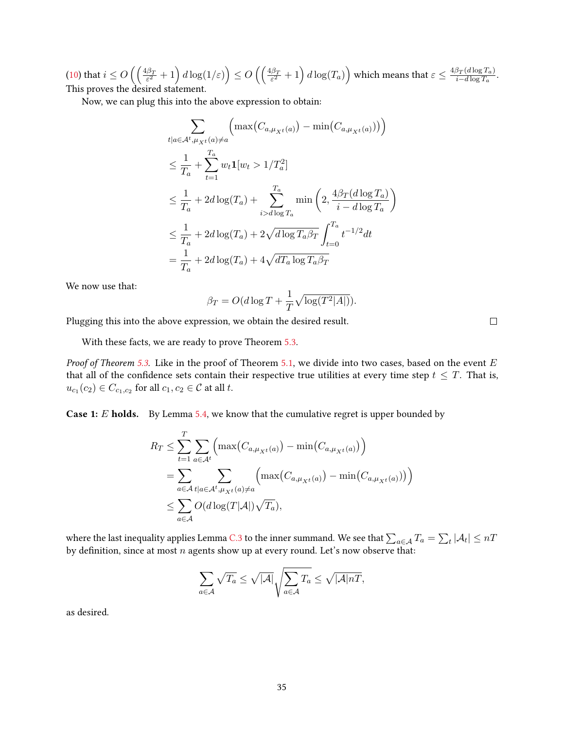(10) that $i \leq O\left(\left(\frac{4\beta_T}{\varepsilon^2}+1\right) d\log(1/\varepsilon)\right) \leq O\left(\left(\frac{4\beta_T}{\varepsilon^2}+1\right) d\log(T_a)\right)$ which means that $\varepsilon \leq \frac{4\beta_T(d\log T_a)}{i - d\log T_a}$. This proves the desired statement.

Now, we can plug this into the above expression to obtain:

$$
\begin{aligned}
&\sum_{t | a \in \mathcal{A}^t, \mu_{X^t}(a) \neq a} \left(\max(C_{a,\mu_{X^t}(a)}) - \min(C_{a,\mu_{X^t}(a)}))\right) \\
&\leq \frac{1}{T_a} + \sum_{t=1}^{T_a} w_t \mathbf{1}[w_t > 1/T_a^2] \\
&\leq \frac{1}{T_a} + 2d\log(T_a) + \sum_{i > d\log T_a}^{T_a} \min\left(2, \frac{4\beta_T(d\log T_a)}{i - d\log T_a}\right) \\
&\leq \frac{1}{T_a} + 2d\log(T_a) + 2\sqrt{d\log T_a \beta_T} \int_{t=0}^{T_a} t^{-1/2} dt \\
&= \frac{1}{T_a} + 2d\log(T_a) + 4\sqrt{dT_a \log T_a \beta_T}
\end{aligned}
$$

We now use that:

$$
\beta_T = O(d\log T + \frac{1}{T}\sqrt{\log(T^2|A|)}).
$$

Plugging this into the above expression, we obtain the desired result. □

With these facts, we are ready to prove Theorem 5.3.

*Proof of Theorem 5.3.* Like in the proof of Theorem 5.1, we divide into two cases, based on the event $E$ that all of the confidence sets contain their respective true utilities at every time step $t \leq T$. That is, $u_{c_1}(c_2) \in C_{c_1,c_2}$ for all $c_1, c_2 \in \mathcal{C}$ at all $t$.

**Case 1: $E$ holds.** By Lemma 5.4, we know that the cumulative regret is upper bounded by

$$
\begin{aligned}
R_T &\leq \sum_{t=1}^{T} \sum_{a \in \mathcal{A}^t} \left(\max(C_{a,\mu_{X^t}(a)}) - \min(C_{a,\mu_{X^t}(a)})\right) \\
&= \sum_{a \in \mathcal{A}} \sum_{t | a \in \mathcal{A}^t, \mu_{X^t}(a) \neq a} \left(\max(C_{a,\mu_{X^t}(a)}) - \min(C_{a,\mu_{X^t}(a)}))\right) \\
&\leq \sum_{a \in \mathcal{A}} O(d\log(T|\mathcal{A}|)\sqrt{T_a}),
\end{aligned}
$$

where the last inequality applies Lemma C.3 to the inner summand. We see that $\sum_{a \in \mathcal{A}} T_a = \sum_t |\mathcal{A}_t| \leq nT$ by definition, since at most $n$ agents show up at every round. Let's now observe that:

$$
\sum_{a \in \mathcal{A}} \sqrt{T_a} \leq \sqrt{|\mathcal{A}|}\sqrt{\sum_{a \in \mathcal{A}} T_a} \leq \sqrt{|\mathcal{A}|nT},
$$

as desired.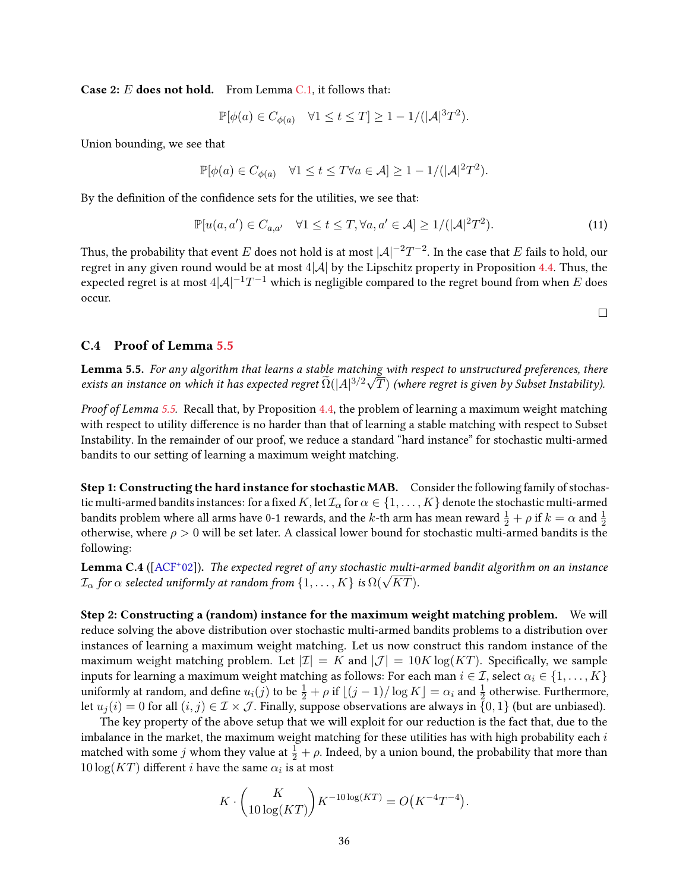**Case 2: $E$ does not hold.** From Lemma C.1, it follows that:

$$\mathbb{P}[\phi(a) \in C_{\phi(a)} \quad \forall 1 \leq t \leq T] \geq 1 - 1/(|\mathcal{A}|^3 T^2).$$

Union bounding, we see that

$$\mathbb{P}[\phi(a) \in C_{\phi(a)} \quad \forall 1 \leq t \leq T \forall a \in \mathcal{A}] \geq 1 - 1/(|\mathcal{A}|^2 T^2).$$

By the definition of the confidence sets for the utilities, we see that:

$$\mathbb{P}[u(a, a') \in C_{a,a'} \quad \forall 1 \leq t \leq T, \forall a, a' \in \mathcal{A}] \geq 1/(|\mathcal{A}|^2 T^2). \tag{11}$$

Thus, the probability that event $E$ does not hold is at most $|\mathcal{A}|^{-2} T^{-2}$. In the case that $E$ fails to hold, our regret in any given round would be at most $4|\mathcal{A}|$ by the Lipschitz property in Proposition 4.4. Thus, the expected regret is at most $4|\mathcal{A}|^{-1} T^{-1}$ which is negligible compared to the regret bound from when $E$ does occur.

□

### C.4 Proof of Lemma 5.5

**Lemma 5.5.** *For any algorithm that learns a stable matching with respect to unstructured preferences, there exists an instance on which it has expected regret $\widetilde{\Omega}(|A|^{3/2}\sqrt{T})$ (where regret is given by Subset Instability).*

*Proof of Lemma 5.5.* Recall that, by Proposition 4.4, the problem of learning a maximum weight matching with respect to utility difference is no harder than that of learning a stable matching with respect to Subset Instability. In the remainder of our proof, we reduce a standard "hard instance" for stochastic multi-armed bandits to our setting of learning a maximum weight matching.

**Step 1: Constructing the hard instance for stochastic MAB.** Consider the following family of stochastic multi-armed bandits instances: for a fixed $K$, let $\mathcal{I}_\alpha$ for $\alpha \in \{1, \ldots, K\}$ denote the stochastic multi-armed bandits problem where all arms have 0-1 rewards, and the $k$-th arm has mean reward $\frac{1}{2} + \rho$ if $k = \alpha$ and $\frac{1}{2}$ otherwise, where $\rho > 0$ will be set later. A classical lower bound for stochastic multi-armed bandits is the following:

**Lemma C.4** ([ACF+02]). *The expected regret of any stochastic multi-armed bandit algorithm on an instance $\mathcal{I}_\alpha$ for $\alpha$ selected uniformly at random from $\{1, \ldots, K\}$ is $\Omega(\sqrt{KT})$.*

**Step 2: Constructing a (random) instance for the maximum weight matching problem.** We will reduce solving the above distribution over stochastic multi-armed bandits problems to a distribution over instances of learning a maximum weight matching. Let us now construct this random instance of the maximum weight matching problem. Let $|\mathcal{I}| = K$ and $|\mathcal{J}| = 10K\log(KT)$. Specifically, we sample inputs for learning a maximum weight matching as follows: For each man $i \in \mathcal{I}$, select $\alpha_i \in \{1, \ldots, K\}$ uniformly at random, and define $u_i(j)$ to be $\frac{1}{2} + \rho$ if $\lfloor (j-1)/\log K \rfloor = \alpha_i$ and $\frac{1}{2}$ otherwise. Furthermore, let $u_j(i) = 0$ for all $(i, j) \in \mathcal{I} \times \mathcal{J}$. Finally, suppose observations are always in $\{0, 1\}$ (but are unbiased).

The key property of the above setup that we will exploit for our reduction is the fact that, due to the imbalance in the market, the maximum weight matching for these utilities has with high probability each $i$ matched with some $j$ whom they value at $\frac{1}{2} + \rho$. Indeed, by a union bound, the probability that more than $10\log(KT)$ different $i$ have the same $\alpha_i$ is at most

$$K \cdot \binom{K}{10\log(KT)} K^{-10\log(KT)} = O\big(K^{-4}T^{-4}\big).$$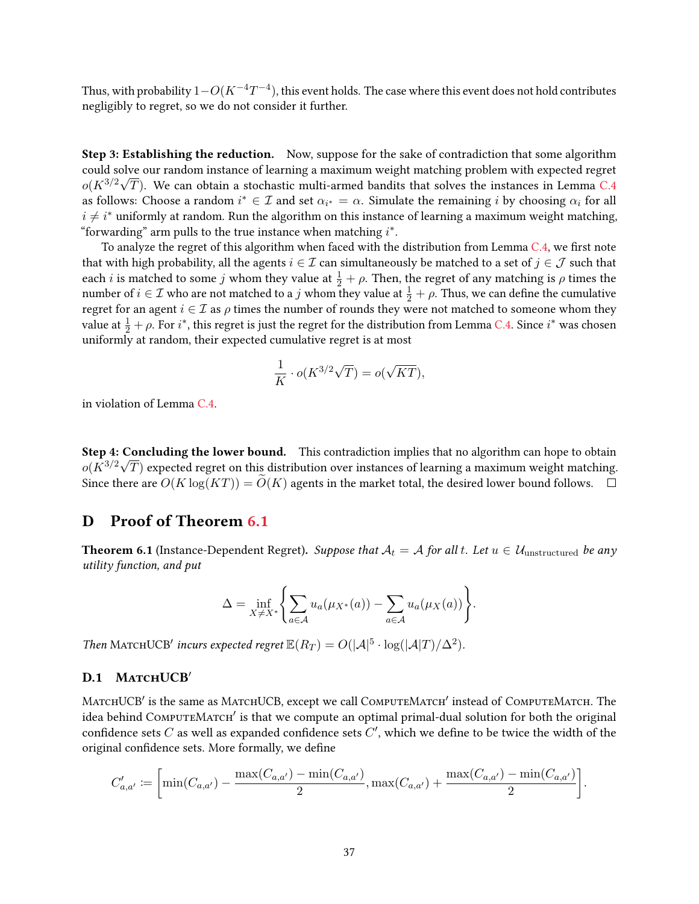Thus, with probability $1 - O(K^{-4}T^{-4})$, this event holds. The case where this event does not hold contributes negligibly to regret, so we do not consider it further.

**Step 3: Establishing the reduction.** Now, suppose for the sake of contradiction that some algorithm could solve our random instance of learning a maximum weight matching problem with expected regret $o(K^{3/2}\sqrt{T})$. We can obtain a stochastic multi-armed bandits that solves the instances in Lemma C.4 as follows: Choose a random $i^* \in \mathcal{I}$ and set $\alpha_{i^*} = \alpha$. Simulate the remaining $i$ by choosing $\alpha_i$ for all $i \neq i^*$ uniformly at random. Run the algorithm on this instance of learning a maximum weight matching, "forwarding" arm pulls to the true instance when matching $i^*$.

To analyze the regret of this algorithm when faced with the distribution from Lemma C.4, we first note that with high probability, all the agents $i \in \mathcal{I}$ can simultaneously be matched to a set of $j \in \mathcal{J}$ such that each $i$ is matched to some $j$ whom they value at $\frac{1}{2} + \rho$. Then, the regret of any matching is $\rho$ times the number of $i \in \mathcal{I}$ who are not matched to a $j$ whom they value at $\frac{1}{2} + \rho$. Thus, we can define the cumulative regret for an agent $i \in \mathcal{I}$ as $\rho$ times the number of rounds they were not matched to someone whom they value at $\frac{1}{2} + \rho$. For $i^*$, this regret is just the regret for the distribution from Lemma C.4. Since $i^*$ was chosen uniformly at random, their expected cumulative regret is at most

$$\frac{1}{K} \cdot o(K^{3/2}\sqrt{T}) = o(\sqrt{KT}),$$

in violation of Lemma C.4.

**Step 4: Concluding the lower bound.** This contradiction implies that no algorithm can hope to obtain $o(K^{3/2}\sqrt{T})$ expected regret on this distribution over instances of learning a maximum weight matching. Since there are $O(K\log(KT)) = \widetilde{O}(K)$ agents in the market total, the desired lower bound follows. $\square$

# D Proof of Theorem 6.1

**Theorem 6.1** (Instance-Dependent Regret). *Suppose that $\mathcal{A}_t = \mathcal{A}$ for all $t$. Let $u \in \mathcal{U}_{\text{unstructured}}$ be any utility function, and put*

$$\Delta = \inf_{X \neq X^*} \left\{ \sum_{a \in \mathcal{A}} u_a(\mu_{X^*}(a)) - \sum_{a \in \mathcal{A}} u_a(\mu_X(a)) \right\}.$$

*Then* MatchUCB′ *incurs expected regret* $\mathbb{E}(R_T) = O(|\mathcal{A}|^5 \cdot \log(|\mathcal{A}|T)/\Delta^2)$.

## D.1 MatchUCB′

MatchUCB′ is the same as MatchUCB, except we call ComputeMatch′ instead of ComputeMatch. The idea behind ComputeMatch′ is that we compute an optimal primal-dual solution for both the original confidence sets $C$ as well as expanded confidence sets $C'$, which we define to be twice the width of the original confidence sets. More formally, we define

$$C'_{a,a'} := \left[ \min(C_{a,a'}) - \frac{\max(C_{a,a'}) - \min(C_{a,a'})}{2}, \max(C_{a,a'}) + \frac{\max(C_{a,a'}) - \min(C_{a,a'})}{2} \right].$$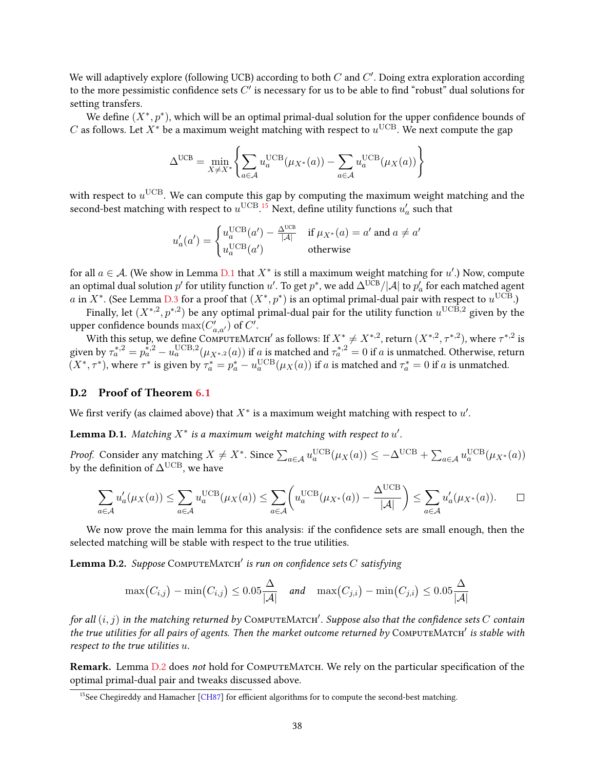We will adaptively explore (following UCB) according to both $C$ and $C'$. Doing extra exploration according to the more pessimistic confidence sets $C'$ is necessary for us to be able to find "robust" dual solutions for setting transfers.

We define $(X^*, p^*)$, which will be an optimal primal-dual solution for the upper confidence bounds of $C$ as follows. Let $X^*$ be a maximum weight matching with respect to $u^{\text{UCB}}$. We next compute the gap

$$\Delta^{\text{UCB}} = \min_{X \neq X^*} \left\{ \sum_{a \in \mathcal{A}} u_a^{\text{UCB}}(\mu_{X^*}(a)) - \sum_{a \in \mathcal{A}} u_a^{\text{UCB}}(\mu_X(a)) \right\}$$

with respect to $u^{\text{UCB}}$. We can compute this gap by computing the maximum weight matching and the second-best matching with respect to $u^{\text{UCB}}$.[15] Next, define utility functions $u'_a$ such that

$$u'_a(a') = \begin{cases} u_a^{\text{UCB}}(a') - \frac{\Delta^{\text{UCB}}}{|\mathcal{A}|} & \text{if } \mu_{X^*}(a) = a' \text{ and } a \neq a' \\ u_a^{\text{UCB}}(a') & \text{otherwise} \end{cases}$$

for all $a \in \mathcal{A}$. (We show in Lemma D.1 that $X^*$ is still a maximum weight matching for $u'$.) Now, compute an optimal dual solution $p'$ for utility function $u'$. To get $p^*$, we add $\Delta^{\text{UCB}}/|\mathcal{A}|$ to $p'_a$ for each matched agent $a$ in $X^*$. (See Lemma D.3 for a proof that $(X^*, p^*)$ is an optimal primal-dual pair with respect to $u^{\text{UCB}}$.)

Finally, let $(X^{*,2}, p^{*,2})$ be any optimal primal-dual pair for the utility function $u^{\text{UCB},2}$ given by the upper confidence bounds $\max(C'_{a,a'})$ of $C'$.

With this setup, we define ComputeMatch$'$ as follows: If $X^* \neq X^{*,2}$, return $(X^{*,2}, \tau^{*,2})$, where $\tau^{*,2}$ is given by $\tau_a^{*,2} = p_a^{*,2} - u_a^{\text{UCB},2}(\mu_{X^{*,2}}(a))$ if $a$ is matched and $\tau_a^{*,2} = 0$ if $a$ is unmatched. Otherwise, return $(X^*, \tau^*)$, where $\tau^*$ is given by $\tau_a^* = p_a^* - u_a^{\text{UCB}}(\mu_X(a))$ if $a$ is matched and $\tau_a^* = 0$ if $a$ is unmatched.

## D.2 Proof of Theorem 6.1

We first verify (as claimed above) that $X^*$ is a maximum weight matching with respect to $u'$.

**Lemma D.1.** *Matching $X^*$ is a maximum weight matching with respect to $u'$.*

*Proof.* Consider any matching $X \neq X^*$. Since $\sum_{a \in \mathcal{A}} u_a^{\text{UCB}}(\mu_X(a)) \leq -\Delta^{\text{UCB}} + \sum_{a \in \mathcal{A}} u_a^{\text{UCB}}(\mu_{X^*}(a))$ by the definition of $\Delta^{\text{UCB}}$, we have

$$\sum_{a \in \mathcal{A}} u'_a(\mu_X(a)) \leq \sum_{a \in \mathcal{A}} u_a^{\text{UCB}}(\mu_X(a)) \leq \sum_{a \in \mathcal{A}} \left( u_a^{\text{UCB}}(\mu_{X^*}(a)) - \frac{\Delta^{\text{UCB}}}{|\mathcal{A}|} \right) \leq \sum_{a \in \mathcal{A}} u'_a(\mu_{X^*}(a)). \qquad \square$$

We now prove the main lemma for this analysis: if the confidence sets are small enough, then the selected matching will be stable with respect to the true utilities.

**Lemma D.2.** *Suppose* ComputeMatch$'$ *is run on confidence sets $C$ satisfying*

$$\max(C_{i,j}) - \min(C_{i,j}) \leq 0.05 \frac{\Delta}{|\mathcal{A}|} \quad \text{and} \quad \max(C_{j,i}) - \min(C_{j,i}) \leq 0.05 \frac{\Delta}{|\mathcal{A}|}$$

*for all $(i, j)$ in the matching returned by* ComputeMatch$'$*. Suppose also that the confidence sets $C$ contain the true utilities for all pairs of agents. Then the market outcome returned by* ComputeMatch$'$ *is stable with respect to the true utilities $u$.*

**Remark.** Lemma D.2 does *not* hold for ComputeMatch. We rely on the particular specification of the optimal primal-dual pair and tweaks discussed above.

[15] See Chegireddy and Hamacher [CH87] for efficient algorithms for to compute the second-best matching.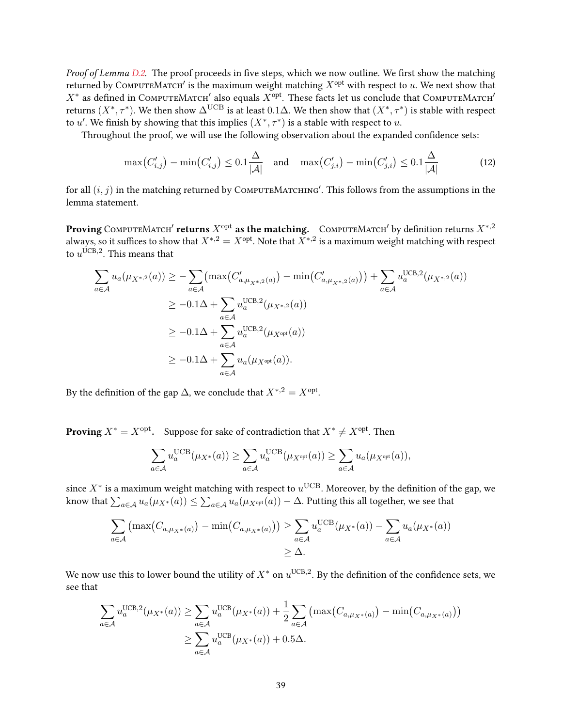*Proof of Lemma D.2.* The proof proceeds in five steps, which we now outline. We first show the matching returned by ComputeMatch′ is the maximum weight matching $X^{\text{opt}}$ with respect to $u$. We next show that $X^*$ as defined in ComputeMatch′ also equals $X^{\text{opt}}$. These facts let us conclude that ComputeMatch′ returns $(X^*, \tau^*)$. We then show $\Delta^{\text{UCB}}$ is at least $0.1\Delta$. We then show that $(X^*, \tau^*)$ is stable with respect to $u'$. We finish by showing that this implies $(X^*, \tau^*)$ is a stable with respect to $u$.

Throughout the proof, we will use the following observation about the expanded confidence sets:

$$\max(C'_{i,j}) - \min(C'_{i,j}) \le 0.1\frac{\Delta}{|\mathcal{A}|} \quad \text{and} \quad \max(C'_{j,i}) - \min(C'_{j,i}) \le 0.1\frac{\Delta}{|\mathcal{A}|} \tag{12}$$

for all $(i, j)$ in the matching returned by ComputeMatching′. This follows from the assumptions in the lemma statement.

**Proving ComputeMatch′ returns $X^{\text{opt}}$ as the matching.** ComputeMatch′ by definition returns $X^{*,2}$ always, so it suffices to show that $X^{*,2} = X^{\text{opt}}$. Note that $X^{*,2}$ is a maximum weight matching with respect to $u^{\text{UCB},2}$. This means that

$$
\begin{aligned}
\sum_{a\in\mathcal{A}} u_a(\mu_{X^{*,2}}(a)) &\ge -\sum_{a\in\mathcal{A}} \left(\max(C'_{a,\mu_{X^{*,2}}(a)}) - \min(C'_{a,\mu_{X^{*,2}}(a)})\right) + \sum_{a\in\mathcal{A}} u_a^{\text{UCB},2}(\mu_{X^{*,2}}(a)) \\
&\ge -0.1\Delta + \sum_{a\in\mathcal{A}} u_a^{\text{UCB},2}(\mu_{X^{*,2}}(a)) \\
&\ge -0.1\Delta + \sum_{a\in\mathcal{A}} u_a^{\text{UCB},2}(\mu_{X^{\text{opt}}}(a)) \\
&\ge -0.1\Delta + \sum_{a\in\mathcal{A}} u_a(\mu_{X^{\text{opt}}}(a)).
\end{aligned}
$$

By the definition of the gap $\Delta$, we conclude that $X^{*,2} = X^{\text{opt}}$.

**Proving $X^* = X^{\text{opt}}$.** Suppose for sake of contradiction that $X^* \ne X^{\text{opt}}$. Then

$$\sum_{a\in\mathcal{A}} u_a^{\text{UCB}}(\mu_{X^*}(a)) \ge \sum_{a\in\mathcal{A}} u_a^{\text{UCB}}(\mu_{X^{\text{opt}}}(a)) \ge \sum_{a\in\mathcal{A}} u_a(\mu_{X^{\text{opt}}}(a)),$$

since $X^*$ is a maximum weight matching with respect to $u^{\text{UCB}}$. Moreover, by the definition of the gap, we know that $\sum_{a\in\mathcal{A}} u_a(\mu_{X^*}(a)) \le \sum_{a\in\mathcal{A}} u_a(\mu_{X^{\text{opt}}}(a)) - \Delta$. Putting this all together, we see that

$$
\begin{aligned}
\sum_{a\in\mathcal{A}} \left(\max(C_{a,\mu_{X^*}(a)}) - \min(C_{a,\mu_{X^*}(a)})\right) &\ge \sum_{a\in\mathcal{A}} u_a^{\text{UCB}}(\mu_{X^*}(a)) - \sum_{a\in\mathcal{A}} u_a(\mu_{X^*}(a)) \\
&\ge \Delta.
\end{aligned}
$$

We now use this to lower bound the utility of $X^*$ on $u^{\text{UCB},2}$. By the definition of the confidence sets, we see that

$$
\begin{aligned}
\sum_{a\in\mathcal{A}} u_a^{\text{UCB},2}(\mu_{X^*}(a)) &\ge \sum_{a\in\mathcal{A}} u_a^{\text{UCB}}(\mu_{X^*}(a)) + \frac{1}{2}\sum_{a\in\mathcal{A}} \left(\max(C_{a,\mu_{X^*}(a)}) - \min(C_{a,\mu_{X^*}(a)})\right) \\
&\ge \sum_{a\in\mathcal{A}} u_a^{\text{UCB}}(\mu_{X^*}(a)) + 0.5\Delta.
\end{aligned}
$$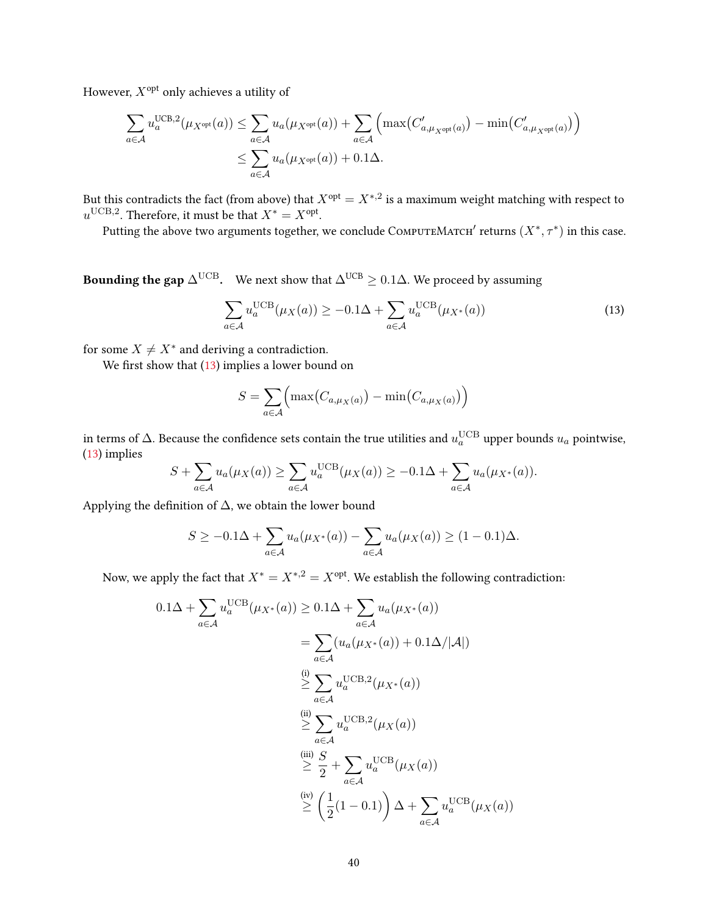However, $X^{\text{opt}}$ only achieves a utility of

$$\sum_{a \in \mathcal{A}} u_a^{\text{UCB},2}(\mu_{X^{\text{opt}}}(a)) \leq \sum_{a \in \mathcal{A}} u_a(\mu_{X^{\text{opt}}}(a)) + \sum_{a \in \mathcal{A}} \Big( \max\big(C'_{a,\mu_{X^{\text{opt}}}(a)}\big) - \min\big(C'_{a,\mu_{X^{\text{opt}}}(a)}\big) \Big)$$
$$\leq \sum_{a \in \mathcal{A}} u_a(\mu_{X^{\text{opt}}}(a)) + 0.1\Delta.$$

But this contradicts the fact (from above) that $X^{\text{opt}} = X^{*,2}$ is a maximum weight matching with respect to $u^{\text{UCB},2}$. Therefore, it must be that $X^* = X^{\text{opt}}$.

Putting the above two arguments together, we conclude ComputeMatch$'$ returns $(X^*, \tau^*)$ in this case.

**Bounding the gap $\Delta^{\text{UCB}}$.** We next show that $\Delta^{\text{UCB}} \geq 0.1\Delta$. We proceed by assuming

$$\sum_{a \in \mathcal{A}} u_a^{\text{UCB}}(\mu_X(a)) \geq -0.1\Delta + \sum_{a \in \mathcal{A}} u_a^{\text{UCB}}(\mu_{X^*}(a)) \tag{13}$$

for some $X \neq X^*$ and deriving a contradiction.

We first show that (13) implies a lower bound on

$$S = \sum_{a \in \mathcal{A}} \Big( \max\big(C_{a,\mu_X(a)}\big) - \min\big(C_{a,\mu_X(a)}\big) \Big)$$

in terms of $\Delta$. Because the confidence sets contain the true utilities and $u_a^{\text{UCB}}$ upper bounds $u_a$ pointwise, (13) implies

$$S + \sum_{a \in \mathcal{A}} u_a(\mu_X(a)) \geq \sum_{a \in \mathcal{A}} u_a^{\text{UCB}}(\mu_X(a)) \geq -0.1\Delta + \sum_{a \in \mathcal{A}} u_a(\mu_{X^*}(a)).$$

Applying the definition of $\Delta$, we obtain the lower bound

$$S \geq -0.1\Delta + \sum_{a \in \mathcal{A}} u_a(\mu_{X^*}(a)) - \sum_{a \in \mathcal{A}} u_a(\mu_X(a)) \geq (1 - 0.1)\Delta.$$

Now, we apply the fact that $X^* = X^{*,2} = X^{\text{opt}}$. We establish the following contradiction:

$$0.1\Delta + \sum_{a \in \mathcal{A}} u_a^{\text{UCB}}(\mu_{X^*}(a)) \geq 0.1\Delta + \sum_{a \in \mathcal{A}} u_a(\mu_{X^*}(a))$$
$$= \sum_{a \in \mathcal{A}} (u_a(\mu_{X^*}(a)) + 0.1\Delta/|\mathcal{A}|)$$
$$\overset{\text{(i)}}{\geq} \sum_{a \in \mathcal{A}} u_a^{\text{UCB},2}(\mu_{X^*}(a))$$
$$\overset{\text{(ii)}}{\geq} \sum_{a \in \mathcal{A}} u_a^{\text{UCB},2}(\mu_X(a))$$
$$\overset{\text{(iii)}}{\geq} \frac{S}{2} + \sum_{a \in \mathcal{A}} u_a^{\text{UCB}}(\mu_X(a))$$
$$\overset{\text{(iv)}}{\geq} \left( \frac{1}{2}(1 - 0.1) \right) \Delta + \sum_{a \in \mathcal{A}} u_a^{\text{UCB}}(\mu_X(a))$$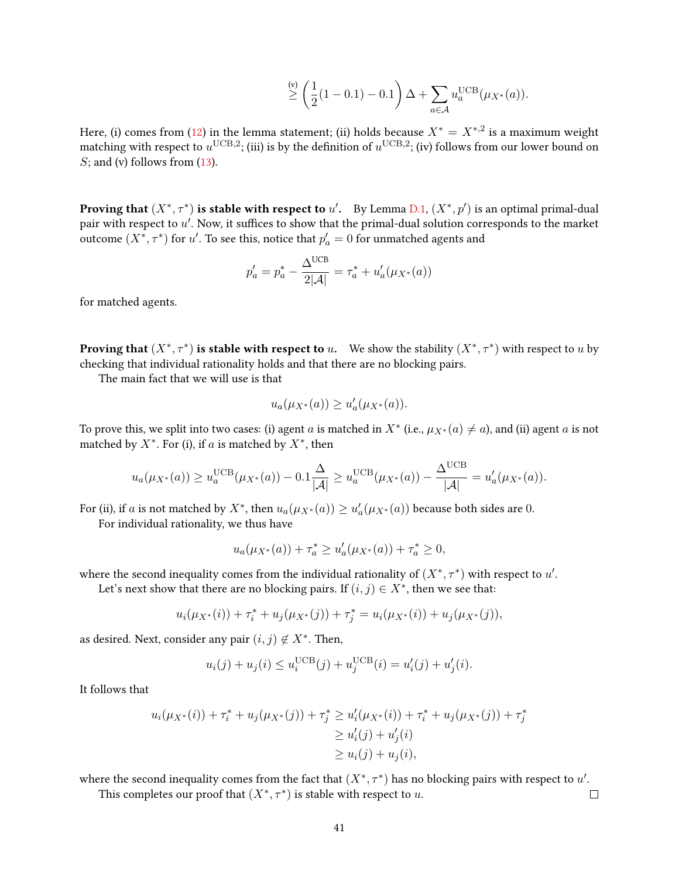$$\overset{\text{(v)}}{\geq} \left(\frac{1}{2}(1-0.1) - 0.1\right)\Delta + \sum_{a \in \mathcal{A}} u_a^{\text{UCB}}(\mu_{X^*}(a)).$$

Here, (i) comes from (12) in the lemma statement; (ii) holds because $X^* = X^{*,2}$ is a maximum weight matching with respect to $u^{\text{UCB},2}$; (iii) is by the definition of $u^{\text{UCB},2}$; (iv) follows from our lower bound on $S$; and (v) follows from (13).

**Proving that $(X^*, \tau^*)$ is stable with respect to $u'$.** By Lemma D.1, $(X^*, p')$ is an optimal primal-dual pair with respect to $u'$. Now, it suffices to show that the primal-dual solution corresponds to the market outcome $(X^*, \tau^*)$ for $u'$. To see this, notice that $p'_a = 0$ for unmatched agents and

$$p'_a = p^*_a - \frac{\Delta^{\text{UCB}}}{2|\mathcal{A}|} = \tau^*_a + u'_a(\mu_{X^*}(a))$$

for matched agents.

**Proving that $(X^*, \tau^*)$ is stable with respect to $u$.** We show the stability $(X^*, \tau^*)$ with respect to $u$ by checking that individual rationality holds and that there are no blocking pairs.

The main fact that we will use is that

$$u_a(\mu_{X^*}(a)) \geq u'_a(\mu_{X^*}(a)).$$

To prove this, we split into two cases: (i) agent $a$ is matched in $X^*$ (i.e., $\mu_{X^*}(a) \neq a$), and (ii) agent $a$ is not matched by $X^*$. For (i), if $a$ is matched by $X^*$, then

$$u_a(\mu_{X^*}(a)) \geq u_a^{\text{UCB}}(\mu_{X^*}(a)) - 0.1\frac{\Delta}{|\mathcal{A}|} \geq u_a^{\text{UCB}}(\mu_{X^*}(a)) - \frac{\Delta^{\text{UCB}}}{|\mathcal{A}|} = u'_a(\mu_{X^*}(a)).$$

For (ii), if $a$ is not matched by $X^*$, then $u_a(\mu_{X^*}(a)) \geq u'_a(\mu_{X^*}(a))$ because both sides are 0.

For individual rationality, we thus have

$$u_a(\mu_{X^*}(a)) + \tau^*_a \geq u'_a(\mu_{X^*}(a)) + \tau^*_a \geq 0,$$

where the second inequality comes from the individual rationality of $(X^*, \tau^*)$ with respect to $u'$.

Let's next show that there are no blocking pairs. If $(i,j) \in X^*$, then we see that:

$$u_i(\mu_{X^*}(i)) + \tau^*_i + u_j(\mu_{X^*}(j)) + \tau^*_j = u_i(\mu_{X^*}(i)) + u_j(\mu_{X^*}(j)),$$

as desired. Next, consider any pair $(i,j) \notin X^*$. Then,

$$u_i(j) + u_j(i) \leq u_i^{\text{UCB}}(j) + u_j^{\text{UCB}}(i) = u'_i(j) + u'_j(i).$$

It follows that

$$\begin{aligned}
u_i(\mu_{X^*}(i)) + \tau^*_i + u_j(\mu_{X^*}(j)) + \tau^*_j &\geq u'_i(\mu_{X^*}(i)) + \tau^*_i + u_j(\mu_{X^*}(j)) + \tau^*_j \\
&\geq u'_i(j) + u'_j(i) \\
&\geq u_i(j) + u_j(i),
\end{aligned}$$

where the second inequality comes from the fact that $(X^*, \tau^*)$ has no blocking pairs with respect to $u'$.

This completes our proof that $(X^*, \tau^*)$ is stable with respect to $u$. □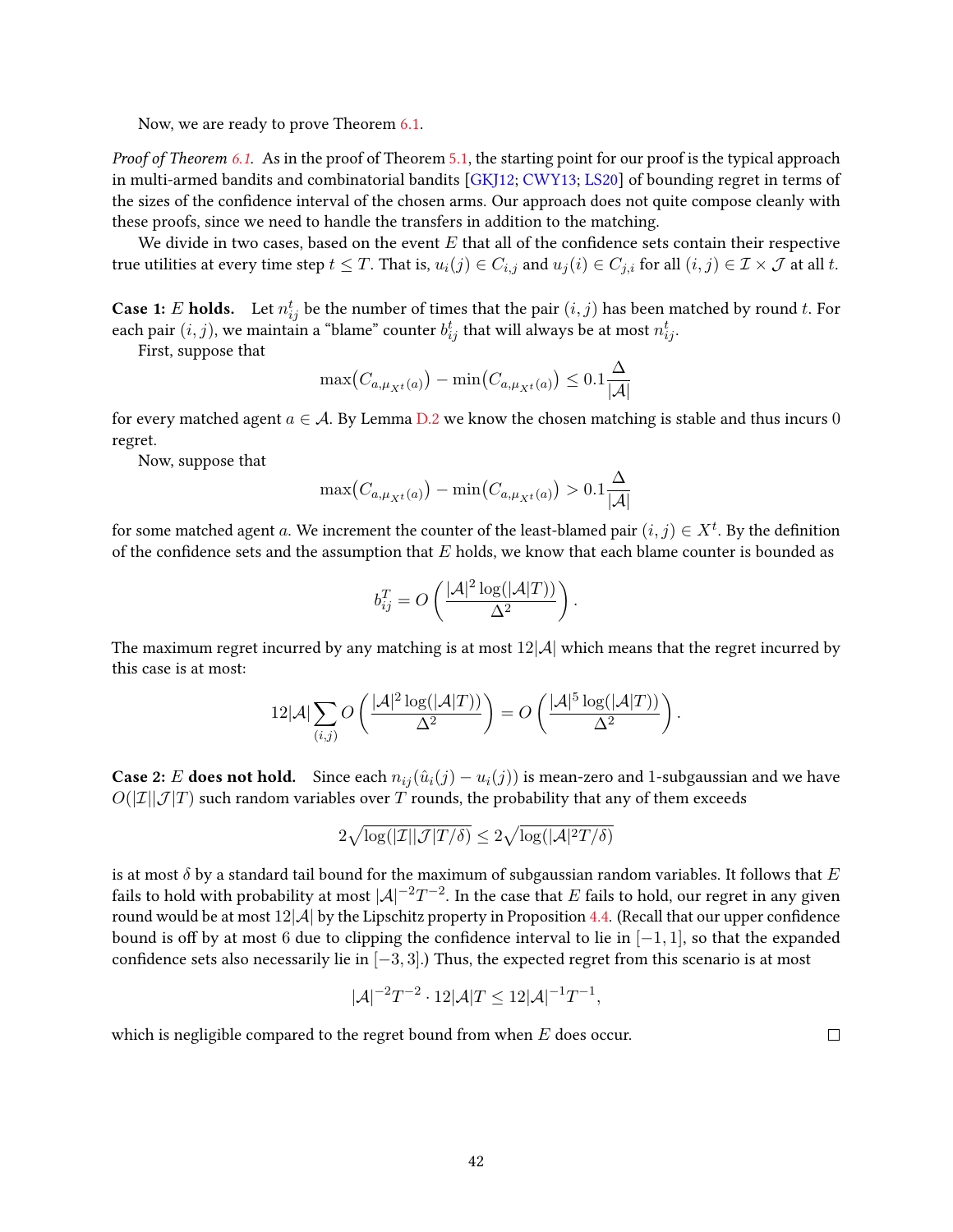Now, we are ready to prove Theorem 6.1.

*Proof of Theorem 6.1.* As in the proof of Theorem 5.1, the starting point for our proof is the typical approach in multi-armed bandits and combinatorial bandits [GKJ12; CWY13; LS20] of bounding regret in terms of the sizes of the confidence interval of the chosen arms. Our approach does not quite compose cleanly with these proofs, since we need to handle the transfers in addition to the matching.

We divide in two cases, based on the event $E$ that all of the confidence sets contain their respective true utilities at every time step $t \leq T$. That is, $u_i(j) \in C_{i,j}$ and $u_j(i) \in C_{j,i}$ for all $(i,j) \in \mathcal{I} \times \mathcal{J}$ at all $t$.

**Case 1: $E$ holds.** Let $n_{ij}^t$ be the number of times that the pair $(i,j)$ has been matched by round $t$. For each pair $(i,j)$, we maintain a "blame" counter $b_{ij}^t$ that will always be at most $n_{ij}^t$.

First, suppose that

$$\max\bigl(C_{a,\mu_{X^t}(a)}\bigr) - \min\bigl(C_{a,\mu_{X^t}(a)}\bigr) \leq 0.1\frac{\Delta}{|\mathcal{A}|}$$

for every matched agent $a \in \mathcal{A}$. By Lemma D.2 we know the chosen matching is stable and thus incurs 0 regret.

Now, suppose that

$$\max\bigl(C_{a,\mu_{X^t}(a)}\bigr) - \min\bigl(C_{a,\mu_{X^t}(a)}\bigr) > 0.1\frac{\Delta}{|\mathcal{A}|}$$

for some matched agent $a$. We increment the counter of the least-blamed pair $(i,j) \in X^t$. By the definition of the confidence sets and the assumption that $E$ holds, we know that each blame counter is bounded as

$$b_{ij}^T = O\left(\frac{|\mathcal{A}|^2 \log(|\mathcal{A}|T))}{\Delta^2}\right).$$

The maximum regret incurred by any matching is at most $12|\mathcal{A}|$ which means that the regret incurred by this case is at most:

$$12|\mathcal{A}| \sum_{(i,j)} O\left(\frac{|\mathcal{A}|^2 \log(|\mathcal{A}|T))}{\Delta^2}\right) = O\left(\frac{|\mathcal{A}|^5 \log(|\mathcal{A}|T))}{\Delta^2}\right).$$

**Case 2: $E$ does not hold.** Since each $n_{ij}(\hat{u}_i(j) - u_i(j))$ is mean-zero and 1-subgaussian and we have $O(|\mathcal{I}||\mathcal{J}|T)$ such random variables over $T$ rounds, the probability that any of them exceeds

$$2\sqrt{\log(|\mathcal{I}||\mathcal{J}|T/\delta)} \leq 2\sqrt{\log(|\mathcal{A}|^2 T/\delta)}$$

is at most $\delta$ by a standard tail bound for the maximum of subgaussian random variables. It follows that $E$ fails to hold with probability at most $|\mathcal{A}|^{-2}T^{-2}$. In the case that $E$ fails to hold, our regret in any given round would be at most $12|\mathcal{A}|$ by the Lipschitz property in Proposition 4.4. (Recall that our upper confidence bound is off by at most 6 due to clipping the confidence interval to lie in $[-1,1]$, so that the expanded confidence sets also necessarily lie in $[-3,3]$.) Thus, the expected regret from this scenario is at most

$$|\mathcal{A}|^{-2}T^{-2} \cdot 12|\mathcal{A}|T \leq 12|\mathcal{A}|^{-1}T^{-1},$$

which is negligible compared to the regret bound from when $E$ does occur. □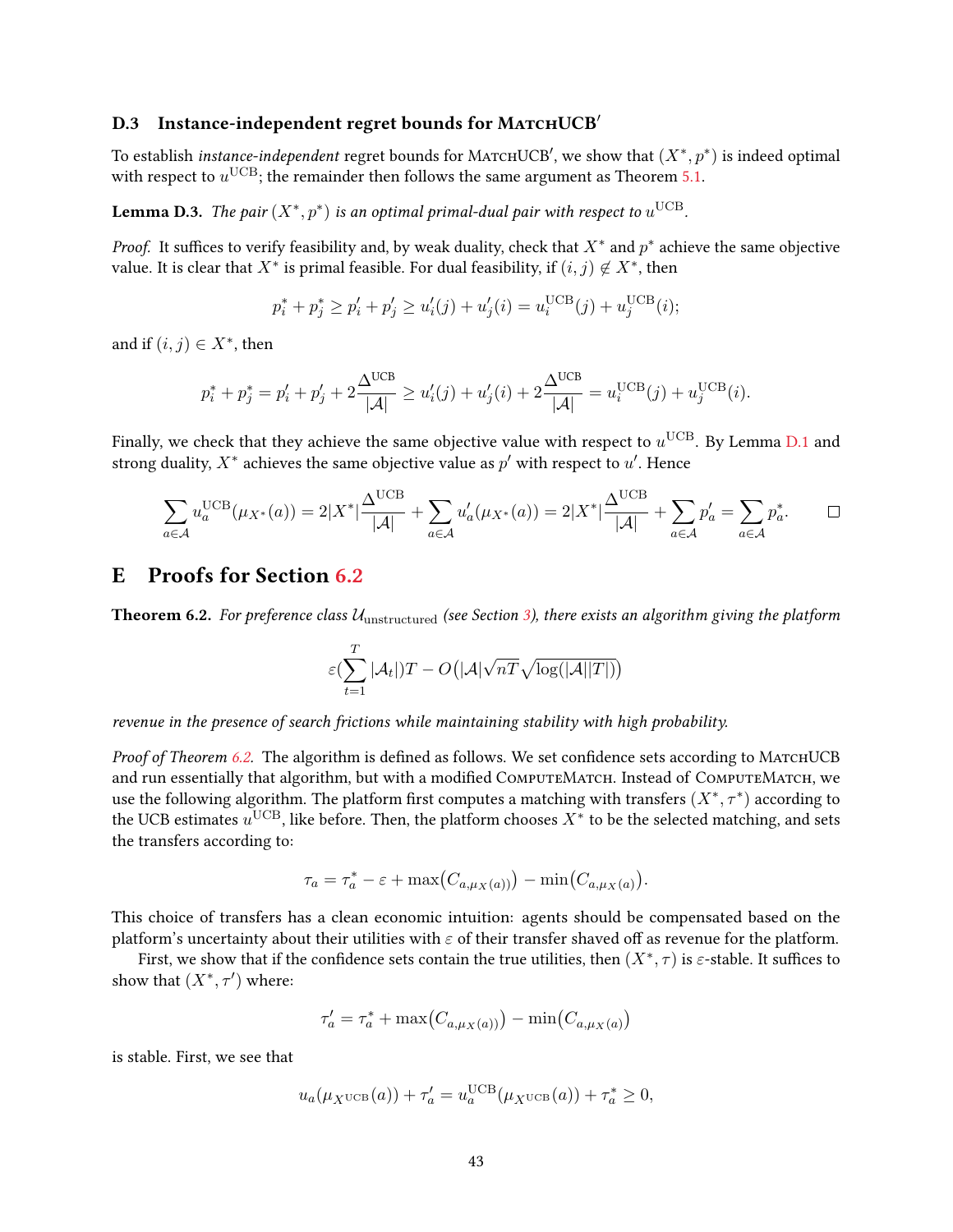### D.3 Instance-independent regret bounds for MatchUCB′

To establish *instance-independent* regret bounds for MatchUCB′, we show that $(X^*, p^*)$ is indeed optimal with respect to $u^{\text{UCB}}$; the remainder then follows the same argument as Theorem 5.1.

**Lemma D.3.** *The pair $(X^*, p^*)$ is an optimal primal-dual pair with respect to $u^{\text{UCB}}$.*

*Proof.* It suffices to verify feasibility and, by weak duality, check that $X^*$ and $p^*$ achieve the same objective value. It is clear that $X^*$ is primal feasible. For dual feasibility, if $(i, j) \notin X^*$, then

$$p_i^* + p_j^* \geq p_i' + p_j' \geq u_i'(j) + u_j'(i) = u_i^{\text{UCB}}(j) + u_j^{\text{UCB}}(i);$$

and if $(i, j) \in X^*$, then

$$p_i^* + p_j^* = p_i' + p_j' + 2\frac{\Delta^{\text{UCB}}}{|\mathcal{A}|} \geq u_i'(j) + u_j'(i) + 2\frac{\Delta^{\text{UCB}}}{|\mathcal{A}|} = u_i^{\text{UCB}}(j) + u_j^{\text{UCB}}(i).$$

Finally, we check that they achieve the same objective value with respect to $u^{\text{UCB}}$. By Lemma D.1 and strong duality, $X^*$ achieves the same objective value as $p'$ with respect to $u'$. Hence

$$\sum_{a \in \mathcal{A}} u_a^{\text{UCB}}(\mu_{X^*}(a)) = 2|X^*|\frac{\Delta^{\text{UCB}}}{|\mathcal{A}|} + \sum_{a \in \mathcal{A}} u_a'(\mu_{X^*}(a)) = 2|X^*|\frac{\Delta^{\text{UCB}}}{|\mathcal{A}|} + \sum_{a \in \mathcal{A}} p_a' = \sum_{a \in \mathcal{A}} p_a^*. \qquad \square$$

# E Proofs for Section 6.2

**Theorem 6.2.** *For preference class $\mathcal{U}_{\text{unstructured}}$ (see Section 3), there exists an algorithm giving the platform*

$$\varepsilon(\sum_{t=1}^{T} |\mathcal{A}_t|)T - O\big(|\mathcal{A}|\sqrt{nT}\sqrt{\log(|\mathcal{A}||T|)}\big)$$

*revenue in the presence of search frictions while maintaining stability with high probability.*

*Proof of Theorem 6.2.* The algorithm is defined as follows. We set confidence sets according to MatchUCB and run essentially that algorithm, but with a modified ComputeMatch. Instead of ComputeMatch, we use the following algorithm. The platform first computes a matching with transfers $(X^*, \tau^*)$ according to the UCB estimates $u^{\text{UCB}}$, like before. Then, the platform chooses $X^*$ to be the selected matching, and sets the transfers according to:

$$\tau_a = \tau_a^* - \varepsilon + \max\big(C_{a,\mu_X(a))}\big) - \min\big(C_{a,\mu_X(a)}\big).$$

This choice of transfers has a clean economic intuition: agents should be compensated based on the platform's uncertainty about their utilities with $\varepsilon$ of their transfer shaved off as revenue for the platform.

First, we show that if the confidence sets contain the true utilities, then $(X^*, \tau)$ is $\varepsilon$-stable. It suffices to show that $(X^*, \tau')$ where:

$$\tau_a' = \tau_a^* + \max\big(C_{a,\mu_X(a))}\big) - \min\big(C_{a,\mu_X(a)}\big)$$

is stable. First, we see that

$$u_a(\mu_{X^{\text{UCB}}}(a)) + \tau_a' = u_a^{\text{UCB}}(\mu_{X^{\text{UCB}}}(a)) + \tau_a^* \geq 0,$$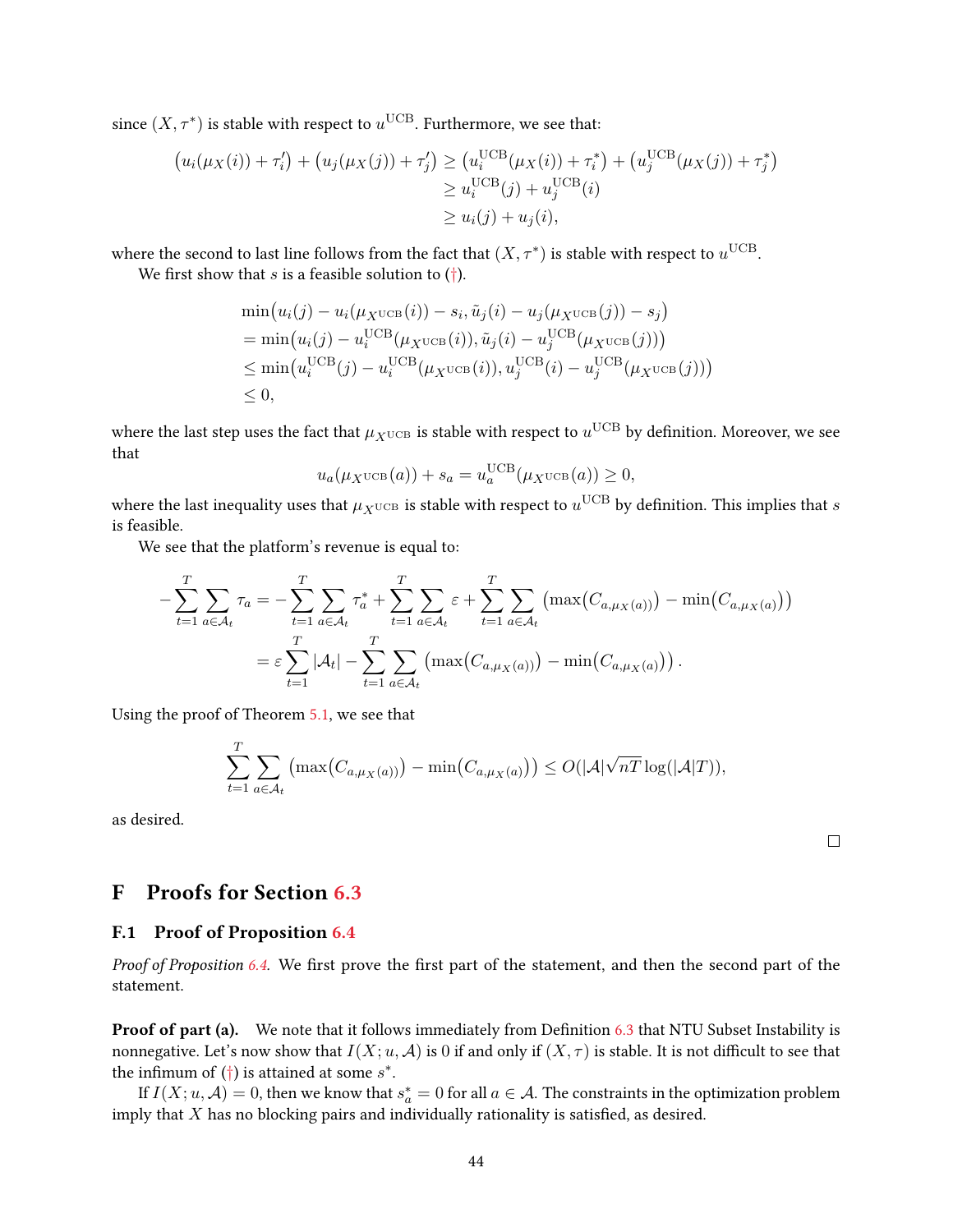since $(X, \tau^*)$ is stable with respect to $u^{\text{UCB}}$. Furthermore, we see that:

$$
\begin{aligned}
\left(u_i(\mu_X(i)) + \tau_i'\right) + \left(u_j(\mu_X(j)) + \tau_j'\right) &\geq \left(u_i^{\text{UCB}}(\mu_X(i)) + \tau_i^*\right) + \left(u_j^{\text{UCB}}(\mu_X(j)) + \tau_j^*\right) \\
&\geq u_i^{\text{UCB}}(j) + u_j^{\text{UCB}}(i) \\
&\geq u_i(j) + u_j(i),
\end{aligned}
$$

where the second to last line follows from the fact that $(X, \tau^*)$ is stable with respect to $u^{\text{UCB}}$.

We first show that $s$ is a feasible solution to (†).

$$
\begin{aligned}
&\min\left(u_i(j) - u_i(\mu_{X^{\text{UCB}}}(i)) - s_i, \tilde{u}_j(i) - u_j(\mu_{X^{\text{UCB}}}(j)) - s_j\right) \\
&= \min\left(u_i(j) - u_i^{\text{UCB}}(\mu_{X^{\text{UCB}}}(i)), \tilde{u}_j(i) - u_j^{\text{UCB}}(\mu_{X^{\text{UCB}}}(j))\right) \\
&\leq \min\left(u_i^{\text{UCB}}(j) - u_i^{\text{UCB}}(\mu_{X^{\text{UCB}}}(i)), u_j^{\text{UCB}}(i) - u_j^{\text{UCB}}(\mu_{X^{\text{UCB}}}(j))\right) \\
&\leq 0,
\end{aligned}
$$

where the last step uses the fact that $\mu_{X^{\text{UCB}}}$ is stable with respect to $u^{\text{UCB}}$ by definition. Moreover, we see that

$$
u_a(\mu_{X^{\text{UCB}}}(a)) + s_a = u_a^{\text{UCB}}(\mu_{X^{\text{UCB}}}(a)) \geq 0,
$$

where the last inequality uses that $\mu_{X^{\text{UCB}}}$ is stable with respect to $u^{\text{UCB}}$ by definition. This implies that $s$ is feasible.

We see that the platform's revenue is equal to:

$$
\begin{aligned}
-\sum_{t=1}^{T} \sum_{a \in \mathcal{A}_t} \tau_a &= -\sum_{t=1}^{T} \sum_{a \in \mathcal{A}_t} \tau_a^* + \sum_{t=1}^{T} \sum_{a \in \mathcal{A}_t} \varepsilon + \sum_{t=1}^{T} \sum_{a \in \mathcal{A}_t} \left(\max(C_{a,\mu_X(a)}) - \min(C_{a,\mu_X(a)})\right) \\
&= \varepsilon \sum_{t=1}^{T} |\mathcal{A}_t| - \sum_{t=1}^{T} \sum_{a \in \mathcal{A}_t} \left(\max(C_{a,\mu_X(a)}) - \min(C_{a,\mu_X(a)})\right).
\end{aligned}
$$

Using the proof of Theorem 5.1, we see that

$$
\sum_{t=1}^{T} \sum_{a \in \mathcal{A}_t} \left(\max(C_{a,\mu_X(a)}) - \min(C_{a,\mu_X(a)})\right) \leq O(|\mathcal{A}|\sqrt{nT}\log(|\mathcal{A}|T)),
$$

as desired. □

# F Proofs for Section 6.3

## F.1 Proof of Proposition 6.4

*Proof of Proposition 6.4.* We first prove the first part of the statement, and then the second part of the statement.

**Proof of part (a).** We note that it follows immediately from Definition 6.3 that NTU Subset Instability is nonnegative. Let's now show that $I(X; u, \mathcal{A})$ is 0 if and only if $(X, \tau)$ is stable. It is not difficult to see that the infimum of (†) is attained at some $s^*$.

If $I(X; u, \mathcal{A}) = 0$, then we know that $s_a^* = 0$ for all $a \in \mathcal{A}$. The constraints in the optimization problem imply that $X$ has no blocking pairs and individually rationality is satisfied, as desired.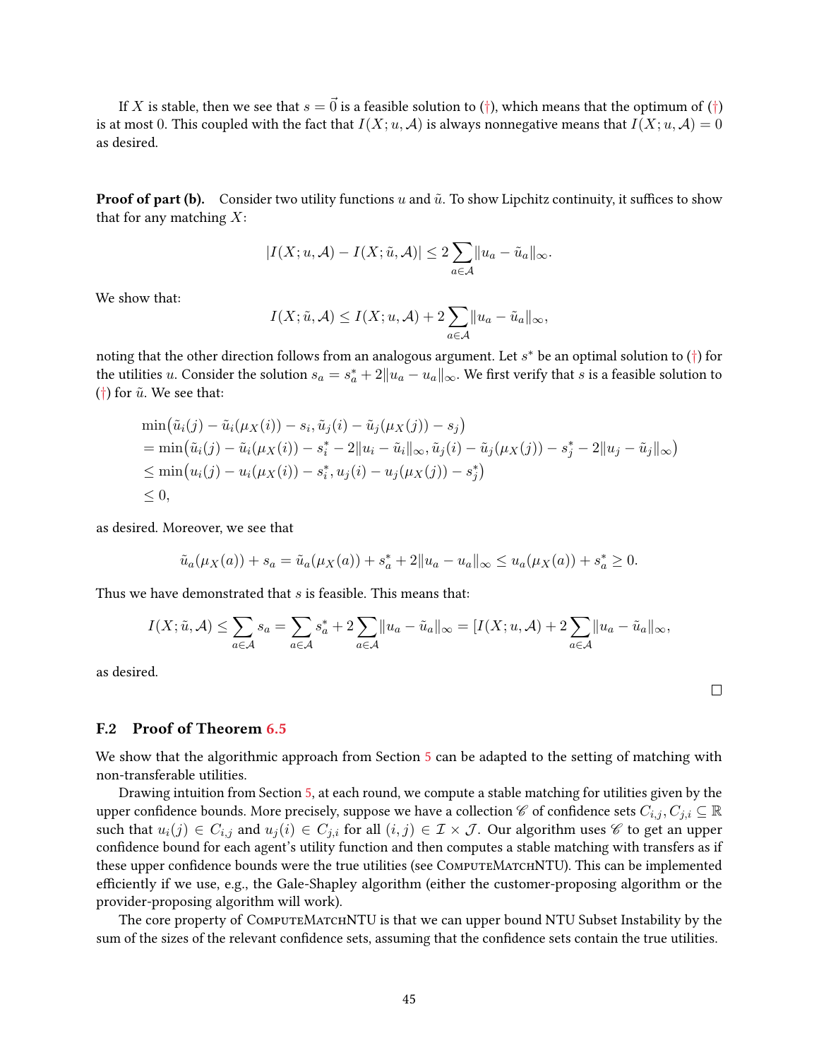If $X$ is stable, then we see that $s = \vec{0}$ is a feasible solution to (†), which means that the optimum of (†) is at most 0. This coupled with the fact that $I(X; u, \mathcal{A})$ is always nonnegative means that $I(X; u, \mathcal{A}) = 0$ as desired.

**Proof of part (b).** Consider two utility functions $u$ and $\tilde{u}$. To show Lipchitz continuity, it suffices to show that for any matching $X$:

$$|I(X; u, \mathcal{A}) - I(X; \tilde{u}, \mathcal{A})| \leq 2 \sum_{a \in \mathcal{A}} \|u_a - \tilde{u}_a\|_\infty.$$

We show that:

$$I(X; \tilde{u}, \mathcal{A}) \leq I(X; u, \mathcal{A}) + 2 \sum_{a \in \mathcal{A}} \|u_a - \tilde{u}_a\|_\infty,$$

noting that the other direction follows from an analogous argument. Let $s^*$ be an optimal solution to (†) for the utilities $u$. Consider the solution $s_a = s^*_a + 2\|u_a - u_a\|_\infty$. We first verify that $s$ is a feasible solution to (†) for $\tilde{u}$. We see that:

$$\begin{aligned}
&\min\big(\tilde{u}_i(j) - \tilde{u}_i(\mu_X(i)) - s_i, \tilde{u}_j(i) - \tilde{u}_j(\mu_X(j)) - s_j\big) \\
&= \min\big(\tilde{u}_i(j) - \tilde{u}_i(\mu_X(i)) - s^*_i - 2\|u_i - \tilde{u}_i\|_\infty, \tilde{u}_j(i) - \tilde{u}_j(\mu_X(j)) - s^*_j - 2\|u_j - \tilde{u}_j\|_\infty\big) \\
&\leq \min\big(u_i(j) - u_i(\mu_X(i)) - s^*_i, u_j(i) - u_j(\mu_X(j)) - s^*_j\big) \\
&\leq 0,
\end{aligned}$$

as desired. Moreover, we see that

$$\tilde{u}_a(\mu_X(a)) + s_a = \tilde{u}_a(\mu_X(a)) + s^*_a + 2\|u_a - u_a\|_\infty \leq u_a(\mu_X(a)) + s^*_a \geq 0.$$

Thus we have demonstrated that $s$ is feasible. This means that:

$$I(X; \tilde{u}, \mathcal{A}) \leq \sum_{a \in \mathcal{A}} s_a = \sum_{a \in \mathcal{A}} s^*_a + 2 \sum_{a \in \mathcal{A}} \|u_a - \tilde{u}_a\|_\infty = [I(X; u, \mathcal{A}) + 2 \sum_{a \in \mathcal{A}} \|u_a - \tilde{u}_a\|_\infty,$$

as desired.

□

## F.2 Proof of Theorem 6.5

We show that the algorithmic approach from Section 5 can be adapted to the setting of matching with non-transferable utilities.

Drawing intuition from Section 5, at each round, we compute a stable matching for utilities given by the upper confidence bounds. More precisely, suppose we have a collection $\mathscr{C}$ of confidence sets $C_{i,j}, C_{j,i} \subseteq \mathbb{R}$ such that $u_i(j) \in C_{i,j}$ and $u_j(i) \in C_{j,i}$ for all $(i, j) \in \mathcal{I} \times \mathcal{J}$. Our algorithm uses $\mathscr{C}$ to get an upper confidence bound for each agent's utility function and then computes a stable matching with transfers as if these upper confidence bounds were the true utilities (see ComputeMatchNTU). This can be implemented efficiently if we use, e.g., the Gale-Shapley algorithm (either the customer-proposing algorithm or the provider-proposing algorithm will work).

The core property of ComputeMatchNTU is that we can upper bound NTU Subset Instability by the sum of the sizes of the relevant confidence sets, assuming that the confidence sets contain the true utilities.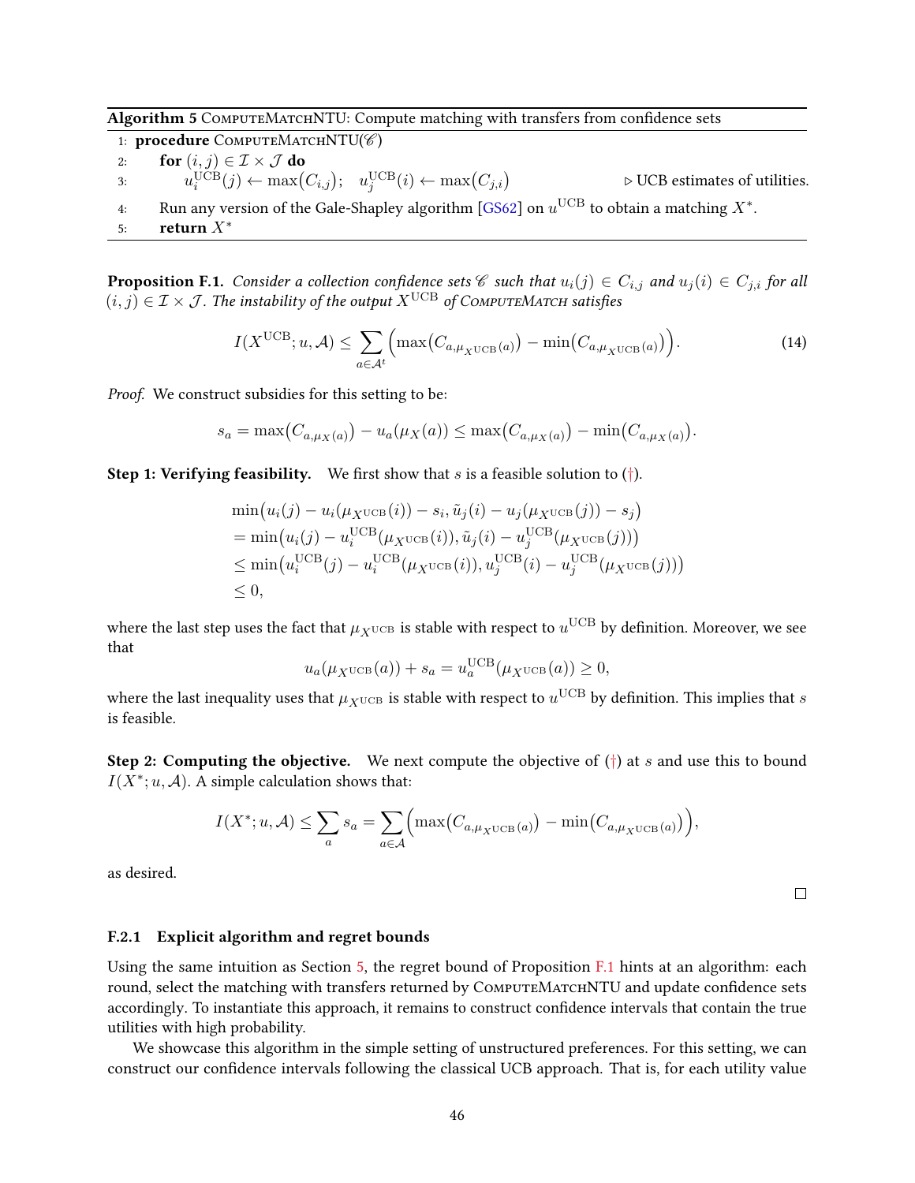**Algorithm 5** ComputeMatchNTU: Compute matching with transfers from confidence sets

```
1: procedure ComputeMatchNTU(𝒞)
2:     for (i, j) ∈ ℐ × 𝒥 do
3:         u_i^UCB(j) ← max(C_{i,j});   u_j^UCB(i) ← max(C_{j,i})        ▷ UCB estimates of utilities.
4:     Run any version of the Gale-Shapley algorithm [GS62] on u^UCB to obtain a matching X*.
5:     return X*
```

**Proposition F.1.** *Consider a collection confidence sets $\mathscr{C}$ such that $u_i(j) \in C_{i,j}$ and $u_j(i) \in C_{j,i}$ for all $(i, j) \in \mathcal{I} \times \mathcal{J}$. The instability of the output $X^{\mathrm{UCB}}$ of* ComputeMatch *satisfies*

$$I(X^{\mathrm{UCB}}; u, \mathcal{A}) \leq \sum_{a \in \mathcal{A}^t} \Big( \max\big(C_{a,\mu_{X^{\mathrm{UCB}}}(a)}\big) - \min\big(C_{a,\mu_{X^{\mathrm{UCB}}}(a)}\big) \Big). \tag{14}$$

*Proof.* We construct subsidies for this setting to be:

$$s_a = \max\big(C_{a,\mu_X(a)}\big) - u_a(\mu_X(a)) \leq \max\big(C_{a,\mu_X(a)}\big) - \min\big(C_{a,\mu_X(a)}\big).$$

**Step 1: Verifying feasibility.** We first show that $s$ is a feasible solution to (†).

$$\begin{aligned}
&\min\big(u_i(j) - u_i(\mu_{X^{\mathrm{UCB}}}(i)) - s_i, \tilde{u}_j(i) - u_j(\mu_{X^{\mathrm{UCB}}}(j)) - s_j\big) \\
&= \min\big(u_i(j) - u_i^{\mathrm{UCB}}(\mu_{X^{\mathrm{UCB}}}(i)), \tilde{u}_j(i) - u_j^{\mathrm{UCB}}(\mu_{X^{\mathrm{UCB}}}(j))\big) \\
&\leq \min\big(u_i^{\mathrm{UCB}}(j) - u_i^{\mathrm{UCB}}(\mu_{X^{\mathrm{UCB}}}(i)), u_j^{\mathrm{UCB}}(i) - u_j^{\mathrm{UCB}}(\mu_{X^{\mathrm{UCB}}}(j))\big) \\
&\leq 0,
\end{aligned}$$

where the last step uses the fact that $\mu_{X^{\mathrm{UCB}}}$ is stable with respect to $u^{\mathrm{UCB}}$ by definition. Moreover, we see that

$$u_a(\mu_{X^{\mathrm{UCB}}}(a)) + s_a = u_a^{\mathrm{UCB}}(\mu_{X^{\mathrm{UCB}}}(a)) \geq 0,$$

where the last inequality uses that $\mu_{X^{\mathrm{UCB}}}$ is stable with respect to $u^{\mathrm{UCB}}$ by definition. This implies that $s$ is feasible.

**Step 2: Computing the objective.** We next compute the objective of (†) at $s$ and use this to bound $I(X^*; u, \mathcal{A})$. A simple calculation shows that:

$$I(X^*; u, \mathcal{A}) \leq \sum_a s_a = \sum_{a \in \mathcal{A}} \Big( \max\big(C_{a,\mu_{X^{\mathrm{UCB}}}(a)}\big) - \min\big(C_{a,\mu_{X^{\mathrm{UCB}}}(a)}\big) \Big),$$

as desired.

□

### F.2.1 Explicit algorithm and regret bounds

Using the same intuition as Section 5, the regret bound of Proposition F.1 hints at an algorithm: each round, select the matching with transfers returned by ComputeMatchNTU and update confidence sets accordingly. To instantiate this approach, it remains to construct confidence intervals that contain the true utilities with high probability.

We showcase this algorithm in the simple setting of unstructured preferences. For this setting, we can construct our confidence intervals following the classical UCB approach. That is, for each utility value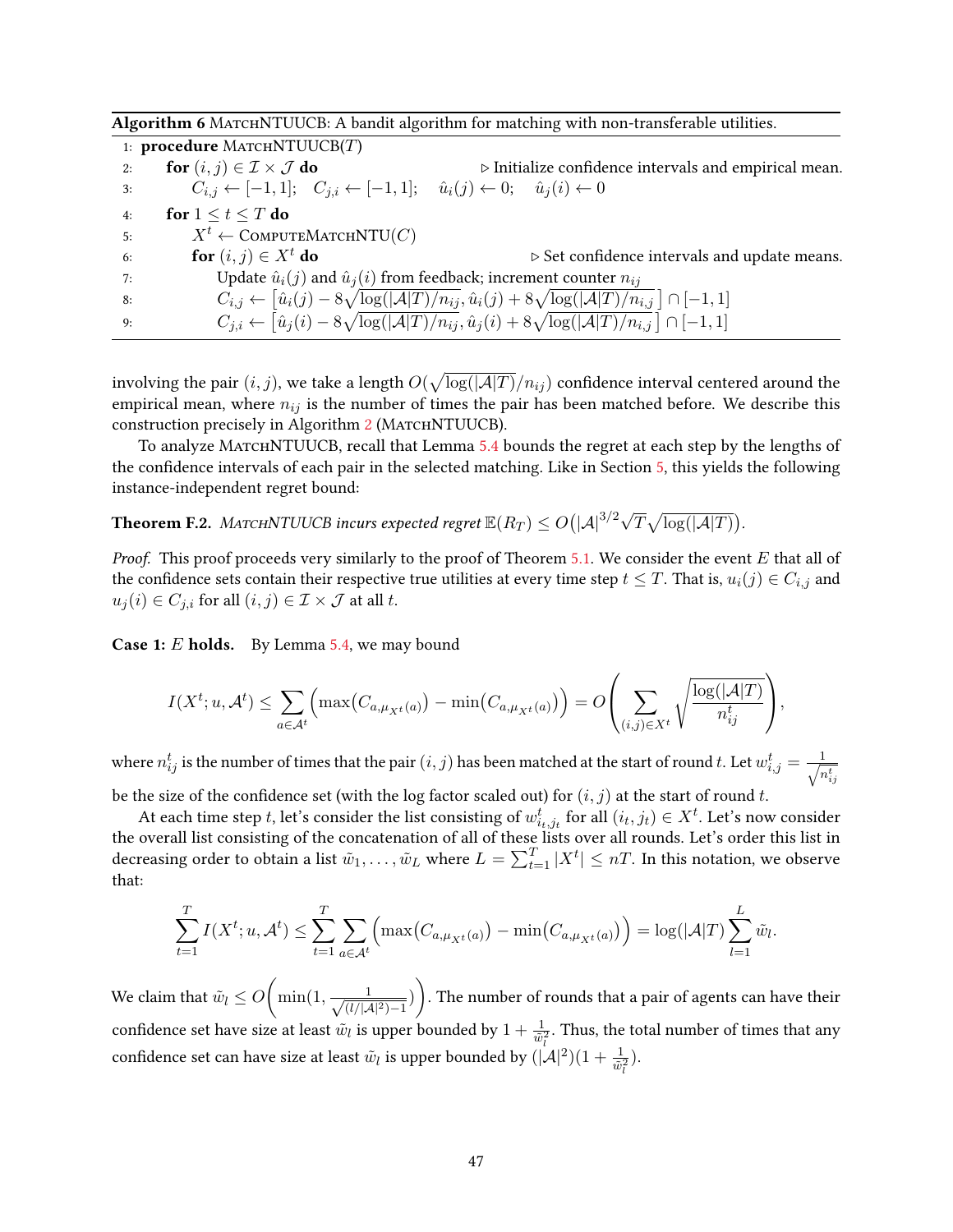**Algorithm 6** MatchNTUUCB: A bandit algorithm for matching with non-transferable utilities.

```
1: procedure MatchNTUUCB(T)
2:     for (i, j) ∈ I × J do                                   ▷ Initialize confidence intervals and empirical mean.
3:         C_{i,j} ← [−1, 1];   C_{j,i} ← [−1, 1];   û_i(j) ← 0;   û_j(i) ← 0
4:     for 1 ≤ t ≤ T do
5:         X^t ← ComputeMatchNTU(C)
6:         for (i, j) ∈ X^t do                                  ▷ Set confidence intervals and update means.
7:             Update û_i(j) and û_j(i) from feedback; increment counter n_ij
8:             C_{i,j} ← [û_i(j) − 8√(log(|A|T)/n_ij), û_i(j) + 8√(log(|A|T)/n_{i,j})] ∩ [−1, 1]
9:             C_{j,i} ← [û_j(i) − 8√(log(|A|T)/n_ij), û_j(i) + 8√(log(|A|T)/n_{i,j})] ∩ [−1, 1]
```

involving the pair $(i, j)$, we take a length $O(\sqrt{\log(|\mathcal{A}|T)/n_{ij}})$ confidence interval centered around the empirical mean, where $n_{ij}$ is the number of times the pair has been matched before. We describe this construction precisely in Algorithm 2 (MatchNTUUCB).

To analyze MatchNTUUCB, recall that Lemma 5.4 bounds the regret at each step by the lengths of the confidence intervals of each pair in the selected matching. Like in Section 5, this yields the following instance-independent regret bound:

**Theorem F.2.** *MatchNTUUCB incurs expected regret* $\mathbb{E}(R_T) \leq O\big(|\mathcal{A}|^{3/2}\sqrt{T}\sqrt{\log(|\mathcal{A}|T)}\big)$.

*Proof.* This proof proceeds very similarly to the proof of Theorem 5.1. We consider the event $E$ that all of the confidence sets contain their respective true utilities at every time step $t \leq T$. That is, $u_i(j) \in C_{i,j}$ and $u_j(i) \in C_{j,i}$ for all $(i, j) \in \mathcal{I} \times \mathcal{J}$ at all $t$.

**Case 1: $E$ holds.** By Lemma 5.4, we may bound

$$I(X^t; u, \mathcal{A}^t) \leq \sum_{a \in \mathcal{A}^t} \Big(\max\big(C_{a,\mu_{X^t}(a)}\big) - \min\big(C_{a,\mu_{X^t}(a)}\big)\Big) = O\left(\sum_{(i,j) \in X^t} \sqrt{\frac{\log(|\mathcal{A}|T)}{n_{ij}^t}}\right),$$

where $n_{ij}^t$ is the number of times that the pair $(i, j)$ has been matched at the start of round $t$. Let $w_{i,j}^t = \frac{1}{\sqrt{n_{ij}^t}}$ be the size of the confidence set (with the log factor scaled out) for $(i, j)$ at the start of round $t$.

At each time step $t$, let's consider the list consisting of $w_{i_t,j_t}^t$ for all $(i_t, j_t) \in X^t$. Let's now consider the overall list consisting of the concatenation of all of these lists over all rounds. Let's order this list in decreasing order to obtain a list $\tilde{w}_1, \dots, \tilde{w}_L$ where $L = \sum_{t=1}^T |X^t| \leq nT$. In this notation, we observe that:

$$\sum_{t=1}^T I(X^t; u, \mathcal{A}^t) \leq \sum_{t=1}^T \sum_{a \in \mathcal{A}^t} \Big(\max\big(C_{a,\mu_{X^t}(a)}\big) - \min\big(C_{a,\mu_{X^t}(a)}\big)\Big) = \log(|\mathcal{A}|T) \sum_{l=1}^L \tilde{w}_l.$$

We claim that $\tilde{w}_l \leq O\bigg(\min(1, \frac{1}{\sqrt{(l/|\mathcal{A}|^2)-1}})\bigg)$. The number of rounds that a pair of agents can have their confidence set have size at least $\tilde{w}_l$ is upper bounded by $1 + \frac{1}{\tilde{w}_l^2}$. Thus, the total number of times that any confidence set can have size at least $\tilde{w}_l$ is upper bounded by $(|\mathcal{A}|^2)(1 + \frac{1}{\tilde{w}_l^2})$.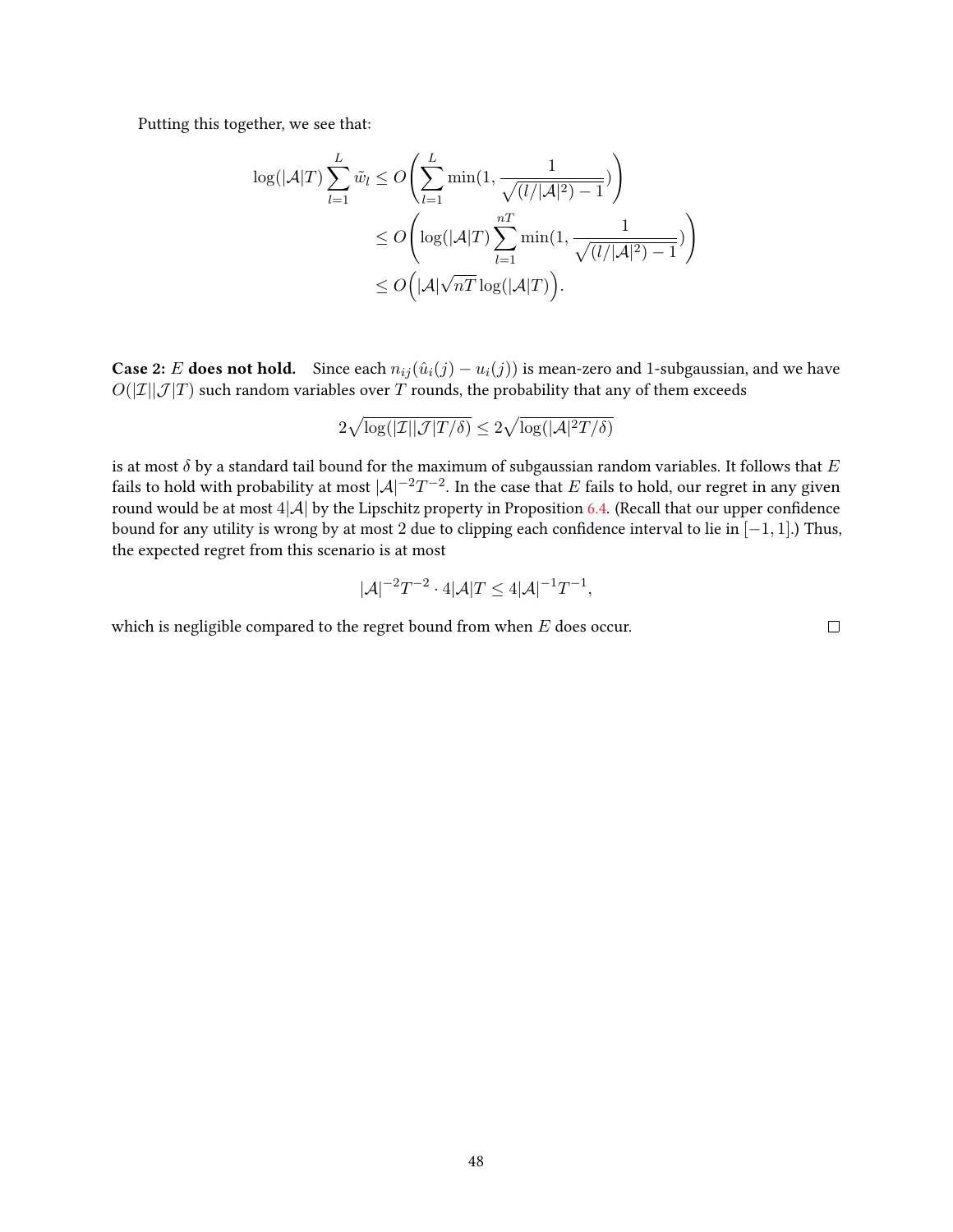Putting this together, we see that:

$$
\begin{aligned}
\log(|\mathcal{A}|T)\sum_{l=1}^{L}\tilde{w}_l &\leq O\Bigg(\sum_{l=1}^{L}\min(1,\frac{1}{\sqrt{(l/|\mathcal{A}|^2)-1}})\Bigg) \\
&\leq O\Bigg(\log(|\mathcal{A}|T)\sum_{l=1}^{nT}\min(1,\frac{1}{\sqrt{(l/|\mathcal{A}|^2)-1}})\Bigg) \\
&\leq O\Big(|\mathcal{A}|\sqrt{nT}\log(|\mathcal{A}|T)\Big).
\end{aligned}
$$

**Case 2: $E$ does not hold.** Since each $n_{ij}(\hat{u}_i(j)-u_i(j))$ is mean-zero and 1-subgaussian, and we have $O(|\mathcal{I}||\mathcal{J}|T)$ such random variables over $T$ rounds, the probability that any of them exceeds

$$
2\sqrt{\log(|\mathcal{I}||\mathcal{J}|T/\delta)} \leq 2\sqrt{\log(|\mathcal{A}|^2T/\delta)}
$$

is at most $\delta$ by a standard tail bound for the maximum of subgaussian random variables. It follows that $E$ fails to hold with probability at most $|\mathcal{A}|^{-2}T^{-2}$. In the case that $E$ fails to hold, our regret in any given round would be at most $4|\mathcal{A}|$ by the Lipschitz property in Proposition 6.4. (Recall that our upper confidence bound for any utility is wrong by at most 2 due to clipping each confidence interval to lie in $[-1,1]$.) Thus, the expected regret from this scenario is at most

$$
|\mathcal{A}|^{-2}T^{-2}\cdot 4|\mathcal{A}|T \leq 4|\mathcal{A}|^{-1}T^{-1},
$$

which is negligible compared to the regret bound from when $E$ does occur. □